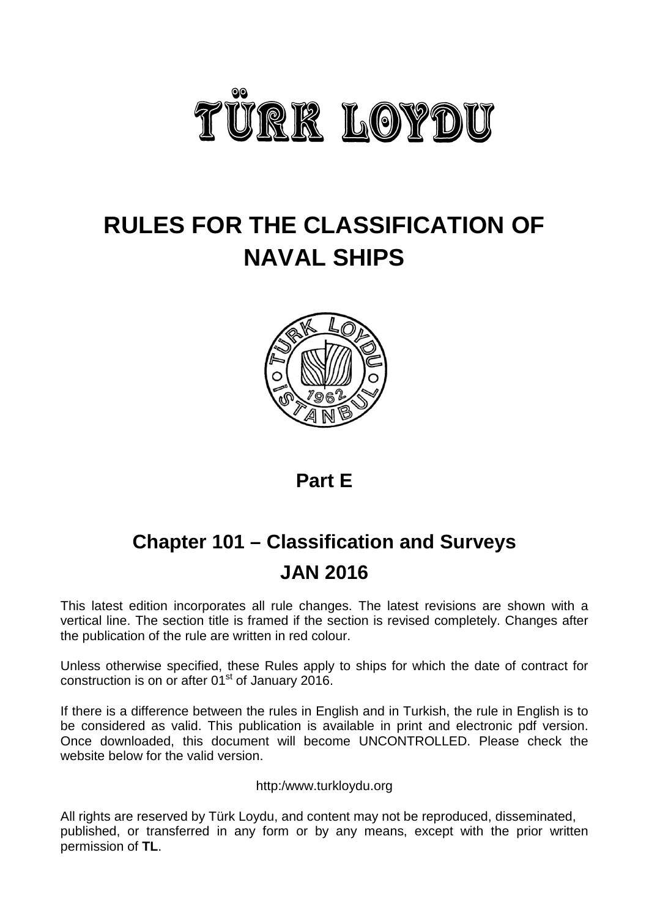# TÜRK LOYDU

# RULES FOR THE CLASSIFICATION OF NAVAL SHIPS

## Part E

## Chapter 101 – Classification and Surveys

## JAN 2016

This latest edition incorporates all rule changes. The latest revisions are shown with a vertical line. The section title is framed if the section is revised completely. Changes after the publication of the rule are written in red colour.

Unless otherwise specified, these Rules apply to ships for which the date of contract for construction is on or after 01st of January 2016.

If there is a difference between the rules in English and in Turkish, the rule in English is to be considered as valid. This publication is available in print and electronic pdf version. Once downloaded, this document will become UNCONTROLLED. Please check the website below for the valid version.

http:/www.turkloydu.org

All rights are reserved by Türk Loydu, and content may not be reproduced, disseminated, published, or transferred in any form or by any means, except with the prior written permission of **TL**.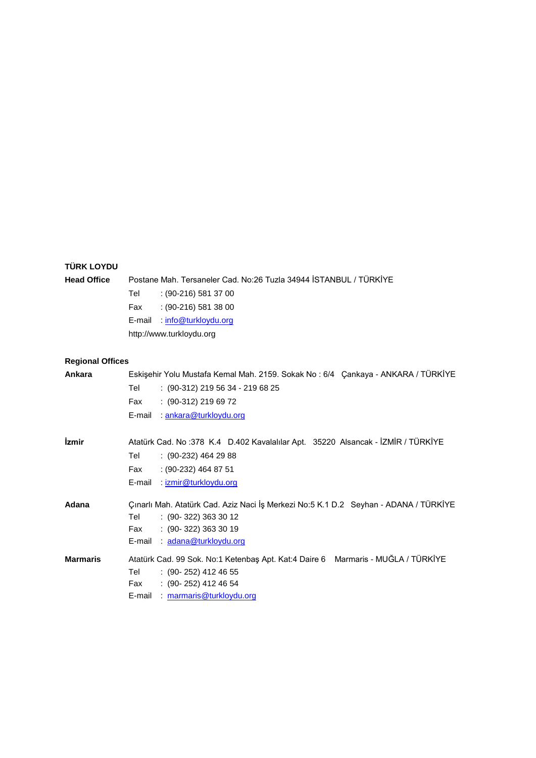**TÜRK LOYDU**

**Head Office** Postane Mah. Tersaneler Cad. No:26 Tuzla 34944 İSTANBUL / TÜRKİYE

Tel : (90-216) 581 37 00

Fax : (90-216) 581 38 00

E-mail : info@turkloydu.org

http://www.turkloydu.org

**Regional Offices**

**Ankara** Eskişehir Yolu Mustafa Kemal Mah. 2159. Sokak No : 6/4 Çankaya - ANKARA / TÜRKİYE

Tel : (90-312) 219 56 34 - 219 68 25

Fax : (90-312) 219 69 72

E-mail : ankara@turkloydu.org

**İzmir** Atatürk Cad. No :378 K.4 D.402 Kavalalılar Apt. 35220 Alsancak - İZMİR / TÜRKİYE

Tel : (90-232) 464 29 88

Fax : (90-232) 464 87 51

E-mail : izmir@turkloydu.org

**Adana** Çınarlı Mah. Atatürk Cad. Aziz Naci İş Merkezi No:5 K.1 D.2 Seyhan - ADANA / TÜRKİYE

Tel : (90- 322) 363 30 12

Fax : (90- 322) 363 30 19

E-mail : adana@turkloydu.org

**Marmaris** Atatürk Cad. 99 Sok. No:1 Ketenbaş Apt. Kat:4 Daire 6 Marmaris - MUĞLA / TÜRKİYE

Tel : (90- 252) 412 46 55

Fax : (90- 252) 412 46 54

E-mail : marmaris@turkloydu.org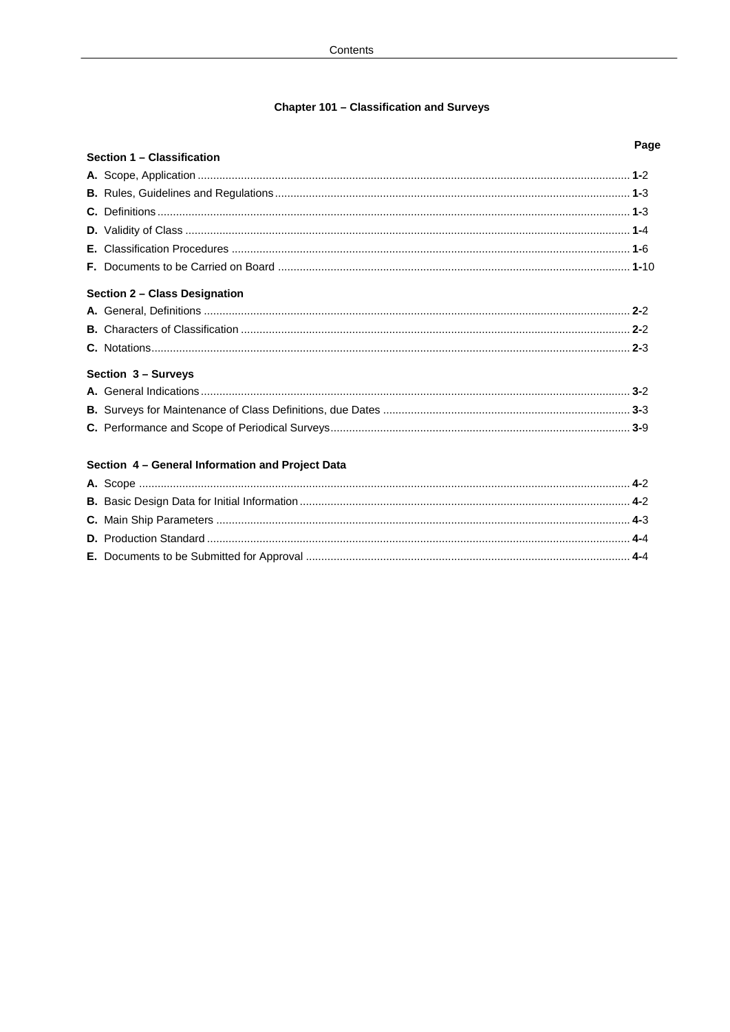# Chapter 101 – Classification and Surveys

| | Page |
|---|---|
| **Section 1 – Classification** | |
| **A.** Scope, Application | **1-**2 |
| **B.** Rules, Guidelines and Regulations | **1-**3 |
| **C.** Definitions | **1-**3 |
| **D.** Validity of Class | **1-**4 |
| **E.** Classification Procedures | **1-**6 |
| **F.** Documents to be Carried on Board | **1-**10 |
| **Section 2 – Class Designation** | |
| **A.** General, Definitions | **2-**2 |
| **B.** Characters of Classification | **2-**2 |
| **C.** Notations | **2-**3 |
| **Section 3 – Surveys** | |
| **A.** General Indications | **3-**2 |
| **B.** Surveys for Maintenance of Class Definitions, due Dates | **3-**3 |
| **C.** Performance and Scope of Periodical Surveys | **3-**9 |
| **Section 4 – General Information and Project Data** | |
| **A.** Scope | **4-**2 |
| **B.** Basic Design Data for Initial Information | **4-**2 |
| **C.** Main Ship Parameters | **4-**3 |
| **D.** Production Standard | **4-**4 |
| **E.** Documents to be Submitted for Approval | **4-**4 |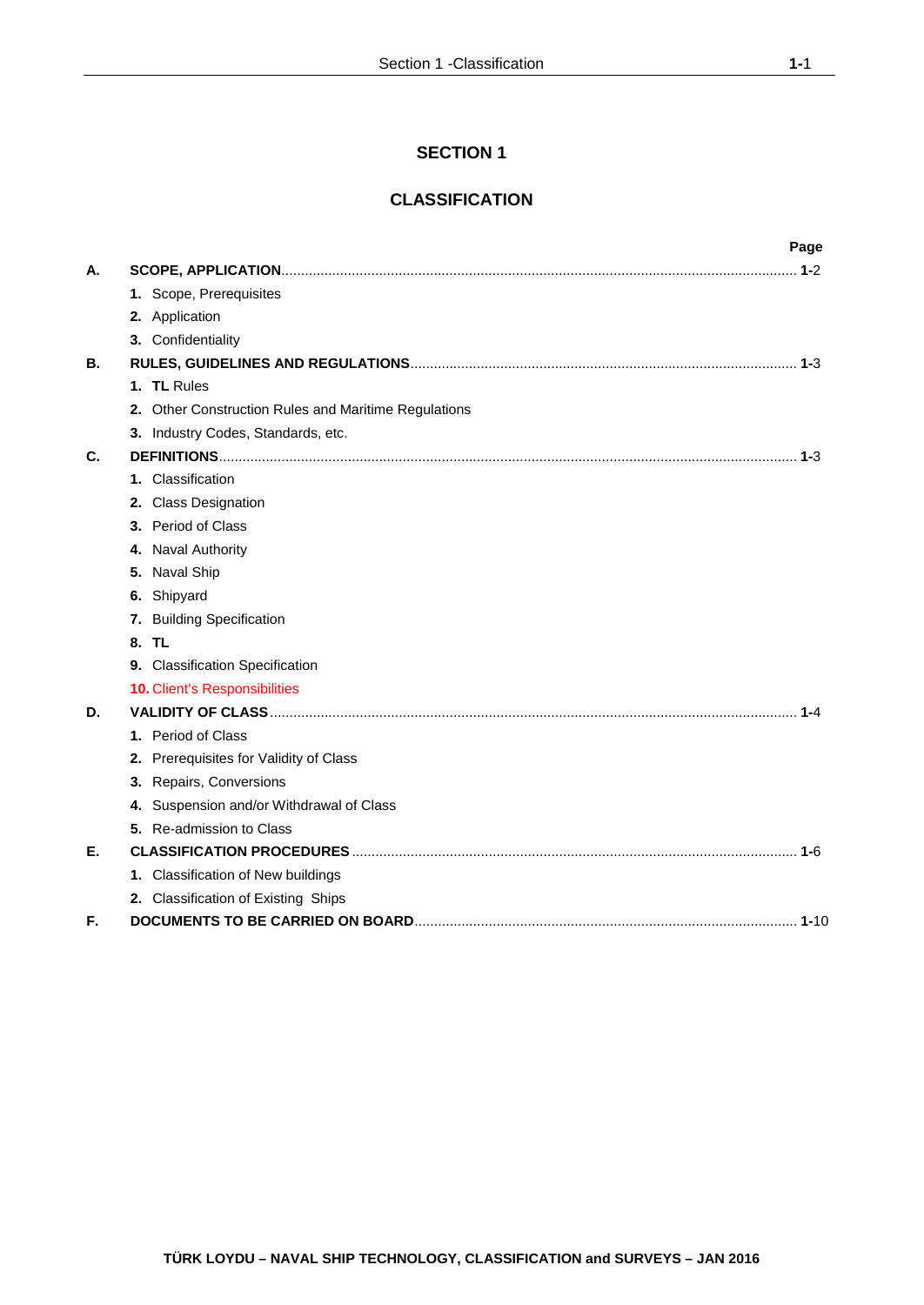# SECTION 1

# CLASSIFICATION

| | | Page |
|---|---|---|
| **A.** | **SCOPE, APPLICATION** | **1-**2 |
| | **1.** Scope, Prerequisites | |
| | **2.** Application | |
| | **3.** Confidentiality | |
| **B.** | **RULES, GUIDELINES AND REGULATIONS** | **1-**3 |
| | **1.** **TL** Rules | |
| | **2.** Other Construction Rules and Maritime Regulations | |
| | **3.** Industry Codes, Standards, etc. | |
| **C.** | **DEFINITIONS** | **1-**3 |
| | **1.** Classification | |
| | **2.** Class Designation | |
| | **3.** Period of Class | |
| | **4.** Naval Authority | |
| | **5.** Naval Ship | |
| | **6.** Shipyard | |
| | **7.** Building Specification | |
| | **8.** **TL** | |
| | **9.** Classification Specification | |
| | **10.** Client's Responsibilities | |
| **D.** | **VALIDITY OF CLASS** | **1-**4 |
| | **1.** Period of Class | |
| | **2.** Prerequisites for Validity of Class | |
| | **3.** Repairs, Conversions | |
| | **4.** Suspension and/or Withdrawal of Class | |
| | **5.** Re-admission to Class | |
| **E.** | **CLASSIFICATION PROCEDURES** | **1-**6 |
| | **1.** Classification of New buildings | |
| | **2.** Classification of Existing Ships | |
| **F.** | **DOCUMENTS TO BE CARRIED ON BOARD** | **1-**10 |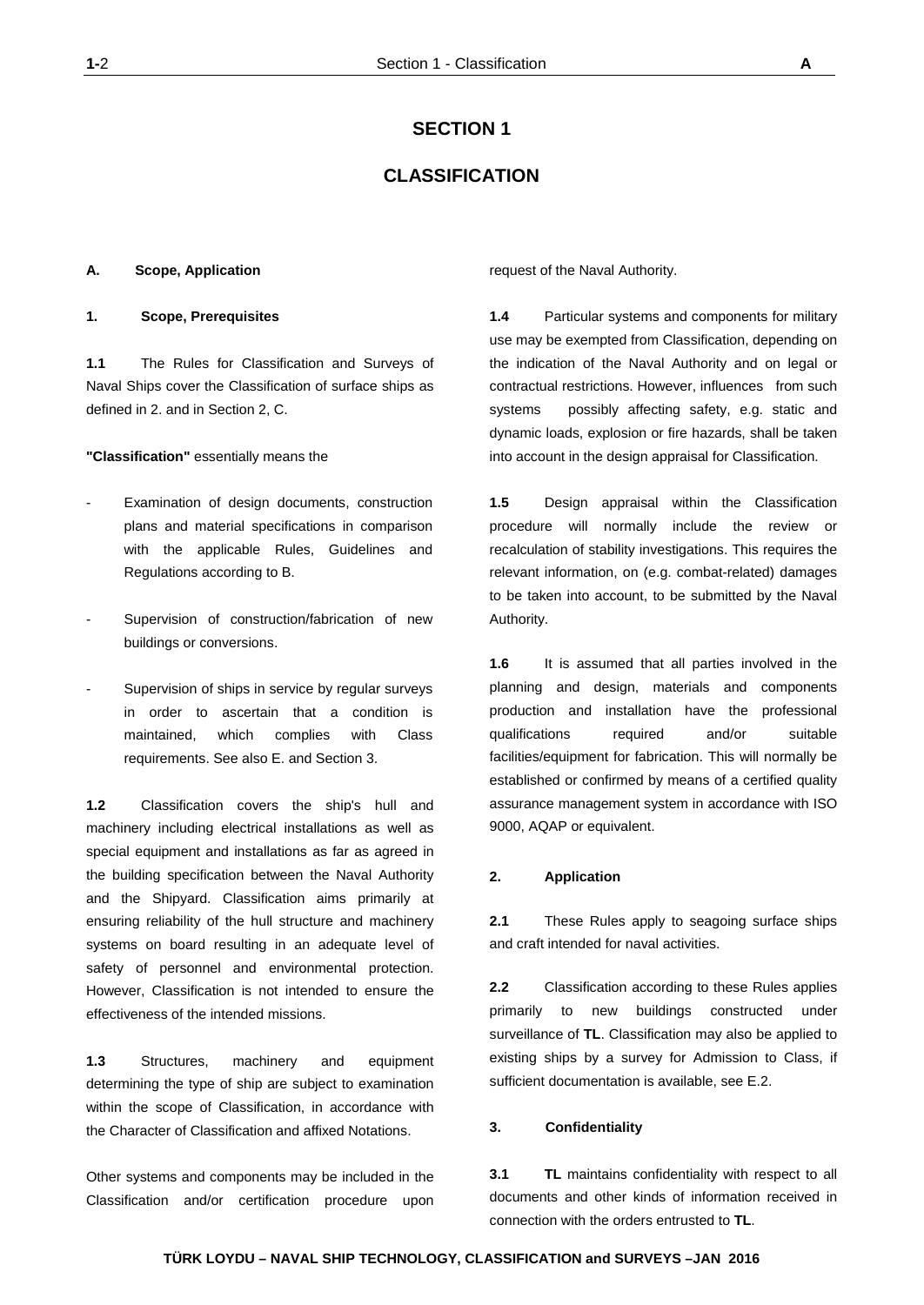# SECTION 1

# CLASSIFICATION

## A. Scope, Application

### 1. Scope, Prerequisites

**1.1** The Rules for Classification and Surveys of Naval Ships cover the Classification of surface ships as defined in 2. and in Section 2, C.

**"Classification"** essentially means the

- Examination of design documents, construction plans and material specifications in comparison with the applicable Rules, Guidelines and Regulations according to B.

- Supervision of construction/fabrication of new buildings or conversions.

- Supervision of ships in service by regular surveys in order to ascertain that a condition is maintained, which complies with Class requirements. See also E. and Section 3.

**1.2** Classification covers the ship's hull and machinery including electrical installations as well as special equipment and installations as far as agreed in the building specification between the Naval Authority and the Shipyard. Classification aims primarily at ensuring reliability of the hull structure and machinery systems on board resulting in an adequate level of safety of personnel and environmental protection. However, Classification is not intended to ensure the effectiveness of the intended missions.

**1.3** Structures, machinery and equipment determining the type of ship are subject to examination within the scope of Classification, in accordance with the Character of Classification and affixed Notations.

Other systems and components may be included in the Classification and/or certification procedure upon request of the Naval Authority.

**1.4** Particular systems and components for military use may be exempted from Classification, depending on the indication of the Naval Authority and on legal or contractual restrictions. However, influences from such systems possibly affecting safety, e.g. static and dynamic loads, explosion or fire hazards, shall be taken into account in the design appraisal for Classification.

**1.5** Design appraisal within the Classification procedure will normally include the review or recalculation of stability investigations. This requires the relevant information, on (e.g. combat-related) damages to be taken into account, to be submitted by the Naval Authority.

**1.6** It is assumed that all parties involved in the planning and design, materials and components production and installation have the professional qualifications required and/or suitable facilities/equipment for fabrication. This will normally be established or confirmed by means of a certified quality assurance management system in accordance with ISO 9000, AQAP or equivalent.

### 2. Application

**2.1** These Rules apply to seagoing surface ships and craft intended for naval activities.

**2.2** Classification according to these Rules applies primarily to new buildings constructed under surveillance of **TL**. Classification may also be applied to existing ships by a survey for Admission to Class, if sufficient documentation is available, see E.2.

### 3. Confidentiality

**3.1** **TL** maintains confidentiality with respect to all documents and other kinds of information received in connection with the orders entrusted to **TL**.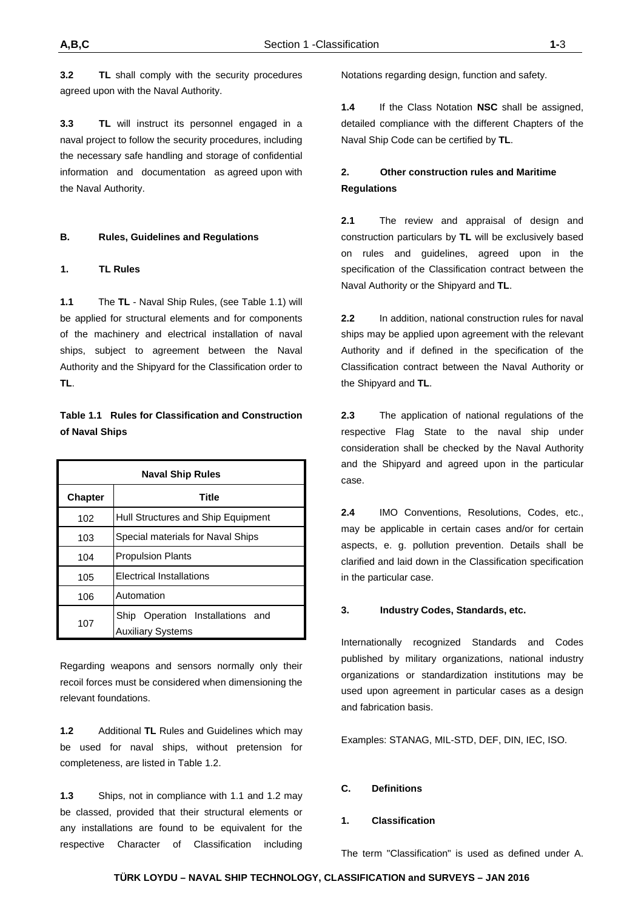**3.2** **TL** shall comply with the security procedures agreed upon with the Naval Authority.

**3.3** **TL** will instruct its personnel engaged in a naval project to follow the security procedures, including the necessary safe handling and storage of confidential information and documentation as agreed upon with the Naval Authority.

## B. Rules, Guidelines and Regulations

### 1. TL Rules

**1.1** The **TL** - Naval Ship Rules, (see Table 1.1) will be applied for structural elements and for components of the machinery and electrical installation of naval ships, subject to agreement between the Naval Authority and the Shipyard for the Classification order to **TL**.

**Table 1.1 Rules for Classification and Construction of Naval Ships**

| Naval Ship Rules | |
|---|---|
| **Chapter** | **Title** |
| 102 | Hull Structures and Ship Equipment |
| 103 | Special materials for Naval Ships |
| 104 | Propulsion Plants |
| 105 | Electrical Installations |
| 106 | Automation |
| 107 | Ship Operation Installations and Auxiliary Systems |

Regarding weapons and sensors normally only their recoil forces must be considered when dimensioning the relevant foundations.

**1.2** Additional **TL** Rules and Guidelines which may be used for naval ships, without pretension for completeness, are listed in Table 1.2.

**1.3** Ships, not in compliance with 1.1 and 1.2 may be classed, provided that their structural elements or any installations are found to be equivalent for the respective Character of Classification including Notations regarding design, function and safety.

**1.4** If the Class Notation **NSC** shall be assigned, detailed compliance with the different Chapters of the Naval Ship Code can be certified by **TL**.

### 2. Other construction rules and Maritime Regulations

**2.1** The review and appraisal of design and construction particulars by **TL** will be exclusively based on rules and guidelines, agreed upon in the specification of the Classification contract between the Naval Authority or the Shipyard and **TL**.

**2.2** In addition, national construction rules for naval ships may be applied upon agreement with the relevant Authority and if defined in the specification of the Classification contract between the Naval Authority or the Shipyard and **TL**.

**2.3** The application of national regulations of the respective Flag State to the naval ship under consideration shall be checked by the Naval Authority and the Shipyard and agreed upon in the particular case.

**2.4** IMO Conventions, Resolutions, Codes, etc., may be applicable in certain cases and/or for certain aspects, e. g. pollution prevention. Details shall be clarified and laid down in the Classification specification in the particular case.

### 3. Industry Codes, Standards, etc.

Internationally recognized Standards and Codes published by military organizations, national industry organizations or standardization institutions may be used upon agreement in particular cases as a design and fabrication basis.

Examples: STANAG, MIL-STD, DEF, DIN, IEC, ISO.

## C. Definitions

### 1. Classification

The term "Classification" is used as defined under A.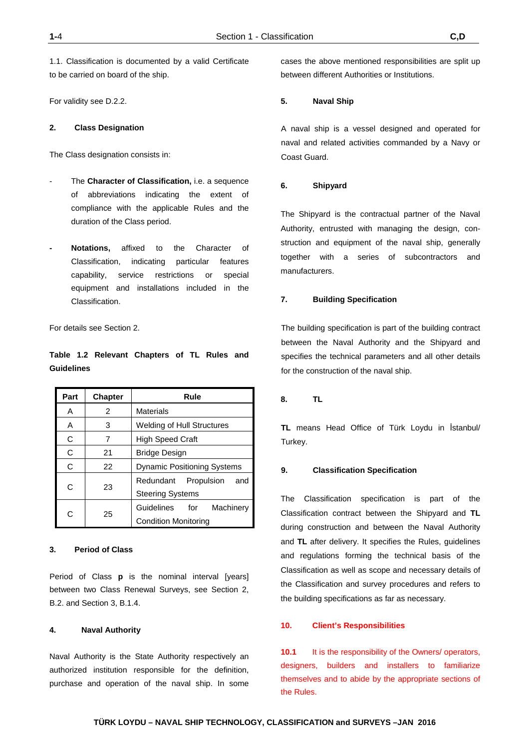1.1. Classification is documented by a valid Certificate to be carried on board of the ship.

For validity see D.2.2.

### 2. Class Designation

The Class designation consists in:

- The **Character of Classification,** i.e. a sequence of abbreviations indicating the extent of compliance with the applicable Rules and the duration of the Class period.

- **Notations,** affixed to the Character of Classification, indicating particular features capability, service restrictions or special equipment and installations included in the Classification.

For details see Section 2.

**Table 1.2 Relevant Chapters of TL Rules and Guidelines**

| Part | Chapter | Rule |
|---|---|---|
| A | 2 | Materials |
| A | 3 | Welding of Hull Structures |
| C | 7 | High Speed Craft |
| C | 21 | Bridge Design |
| C | 22 | Dynamic Positioning Systems |
| C | 23 | Redundant Propulsion and Steering Systems |
| C | 25 | Guidelines for Machinery Condition Monitoring |

### 3. Period of Class

Period of Class **p** is the nominal interval [years] between two Class Renewal Surveys, see Section 2, B.2. and Section 3, B.1.4.

### 4. Naval Authority

Naval Authority is the State Authority respectively an authorized institution responsible for the definition, purchase and operation of the naval ship. In some cases the above mentioned responsibilities are split up between different Authorities or Institutions.

### 5. Naval Ship

A naval ship is a vessel designed and operated for naval and related activities commanded by a Navy or Coast Guard.

### 6. Shipyard

The Shipyard is the contractual partner of the Naval Authority, entrusted with managing the design, construction and equipment of the naval ship, generally together with a series of subcontractors and manufacturers.

### 7. Building Specification

The building specification is part of the building contract between the Naval Authority and the Shipyard and specifies the technical parameters and all other details for the construction of the naval ship.

### 8. TL

**TL** means Head Office of Türk Loydu in İstanbul/ Turkey.

### 9. Classification Specification

The Classification specification is part of the Classification contract between the Shipyard and **TL** during construction and between the Naval Authority and **TL** after delivery. It specifies the Rules, guidelines and regulations forming the technical basis of the Classification as well as scope and necessary details of the Classification and survey procedures and refers to the building specifications as far as necessary.

### 10. Client's Responsibilities

**10.1** It is the responsibility of the Owners/ operators, designers, builders and installers to familiarize themselves and to abide by the appropriate sections of the Rules.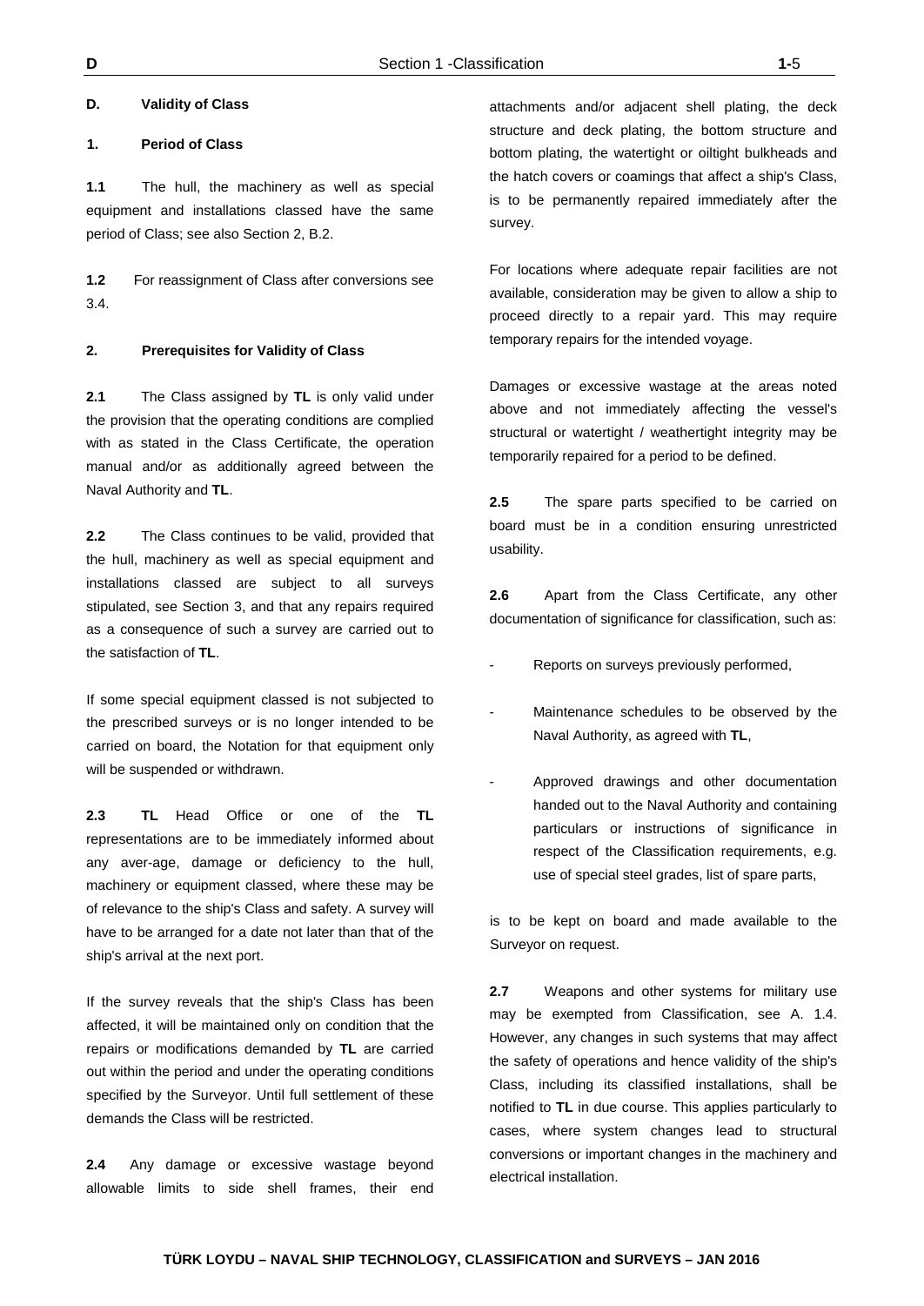## D. Validity of Class

### 1. Period of Class

**1.1** The hull, the machinery as well as special equipment and installations classed have the same period of Class; see also Section 2, B.2.

**1.2** For reassignment of Class after conversions see 3.4.

### 2. Prerequisites for Validity of Class

**2.1** The Class assigned by **TL** is only valid under the provision that the operating conditions are complied with as stated in the Class Certificate, the operation manual and/or as additionally agreed between the Naval Authority and **TL**.

**2.2** The Class continues to be valid, provided that the hull, machinery as well as special equipment and installations classed are subject to all surveys stipulated, see Section 3, and that any repairs required as a consequence of such a survey are carried out to the satisfaction of **TL**.

If some special equipment classed is not subjected to the prescribed surveys or is no longer intended to be carried on board, the Notation for that equipment only will be suspended or withdrawn.

**2.3** **TL** Head Office or one of the **TL** representations are to be immediately informed about any aver-age, damage or deficiency to the hull, machinery or equipment classed, where these may be of relevance to the ship's Class and safety. A survey will have to be arranged for a date not later than that of the ship's arrival at the next port.

If the survey reveals that the ship's Class has been affected, it will be maintained only on condition that the repairs or modifications demanded by **TL** are carried out within the period and under the operating conditions specified by the Surveyor. Until full settlement of these demands the Class will be restricted.

**2.4** Any damage or excessive wastage beyond allowable limits to side shell frames, their end attachments and/or adjacent shell plating, the deck structure and deck plating, the bottom structure and bottom plating, the watertight or oiltight bulkheads and the hatch covers or coamings that affect a ship's Class, is to be permanently repaired immediately after the survey.

For locations where adequate repair facilities are not available, consideration may be given to allow a ship to proceed directly to a repair yard. This may require temporary repairs for the intended voyage.

Damages or excessive wastage at the areas noted above and not immediately affecting the vessel's structural or watertight / weathertight integrity may be temporarily repaired for a period to be defined.

**2.5** The spare parts specified to be carried on board must be in a condition ensuring unrestricted usability.

**2.6** Apart from the Class Certificate, any other documentation of significance for classification, such as:

- Reports on surveys previously performed,
- Maintenance schedules to be observed by the Naval Authority, as agreed with **TL**,
- Approved drawings and other documentation handed out to the Naval Authority and containing particulars or instructions of significance in respect of the Classification requirements, e.g. use of special steel grades, list of spare parts,

is to be kept on board and made available to the Surveyor on request.

**2.7** Weapons and other systems for military use may be exempted from Classification, see A. 1.4. However, any changes in such systems that may affect the safety of operations and hence validity of the ship's Class, including its classified installations, shall be notified to **TL** in due course. This applies particularly to cases, where system changes lead to structural conversions or important changes in the machinery and electrical installation.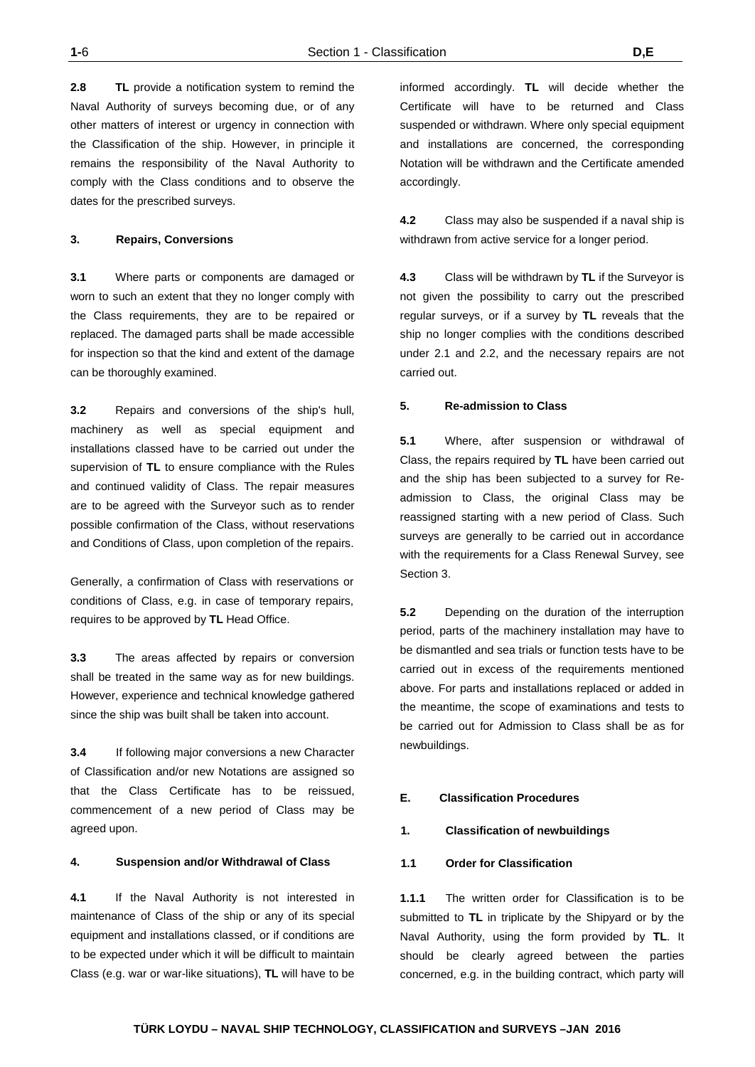**2.8** **TL** provide a notification system to remind the Naval Authority of surveys becoming due, or of any other matters of interest or urgency in connection with the Classification of the ship. However, in principle it remains the responsibility of the Naval Authority to comply with the Class conditions and to observe the dates for the prescribed surveys.

### 3. Repairs, Conversions

**3.1** Where parts or components are damaged or worn to such an extent that they no longer comply with the Class requirements, they are to be repaired or replaced. The damaged parts shall be made accessible for inspection so that the kind and extent of the damage can be thoroughly examined.

**3.2** Repairs and conversions of the ship's hull, machinery as well as special equipment and installations classed have to be carried out under the supervision of **TL** to ensure compliance with the Rules and continued validity of Class. The repair measures are to be agreed with the Surveyor such as to render possible confirmation of the Class, without reservations and Conditions of Class, upon completion of the repairs.

Generally, a confirmation of Class with reservations or conditions of Class, e.g. in case of temporary repairs, requires to be approved by **TL** Head Office.

**3.3** The areas affected by repairs or conversion shall be treated in the same way as for new buildings. However, experience and technical knowledge gathered since the ship was built shall be taken into account.

**3.4** If following major conversions a new Character of Classification and/or new Notations are assigned so that the Class Certificate has to be reissued, commencement of a new period of Class may be agreed upon.

### 4. Suspension and/or Withdrawal of Class

**4.1** If the Naval Authority is not interested in maintenance of Class of the ship or any of its special equipment and installations classed, or if conditions are to be expected under which it will be difficult to maintain Class (e.g. war or war-like situations), **TL** will have to be informed accordingly. **TL** will decide whether the Certificate will have to be returned and Class suspended or withdrawn. Where only special equipment and installations are concerned, the corresponding Notation will be withdrawn and the Certificate amended accordingly.

**4.2** Class may also be suspended if a naval ship is withdrawn from active service for a longer period.

**4.3** Class will be withdrawn by **TL** if the Surveyor is not given the possibility to carry out the prescribed regular surveys, or if a survey by **TL** reveals that the ship no longer complies with the conditions described under 2.1 and 2.2, and the necessary repairs are not carried out.

### 5. Re-admission to Class

**5.1** Where, after suspension or withdrawal of Class, the repairs required by **TL** have been carried out and the ship has been subjected to a survey for Re-admission to Class, the original Class may be reassigned starting with a new period of Class. Such surveys are generally to be carried out in accordance with the requirements for a Class Renewal Survey, see Section 3.

**5.2** Depending on the duration of the interruption period, parts of the machinery installation may have to be dismantled and sea trials or function tests have to be carried out in excess of the requirements mentioned above. For parts and installations replaced or added in the meantime, the scope of examinations and tests to be carried out for Admission to Class shall be as for newbuildings.

## E. Classification Procedures

### 1. Classification of newbuildings

#### 1.1 Order for Classification

**1.1.1** The written order for Classification is to be submitted to **TL** in triplicate by the Shipyard or by the Naval Authority, using the form provided by **TL**. It should be clearly agreed between the parties concerned, e.g. in the building contract, which party will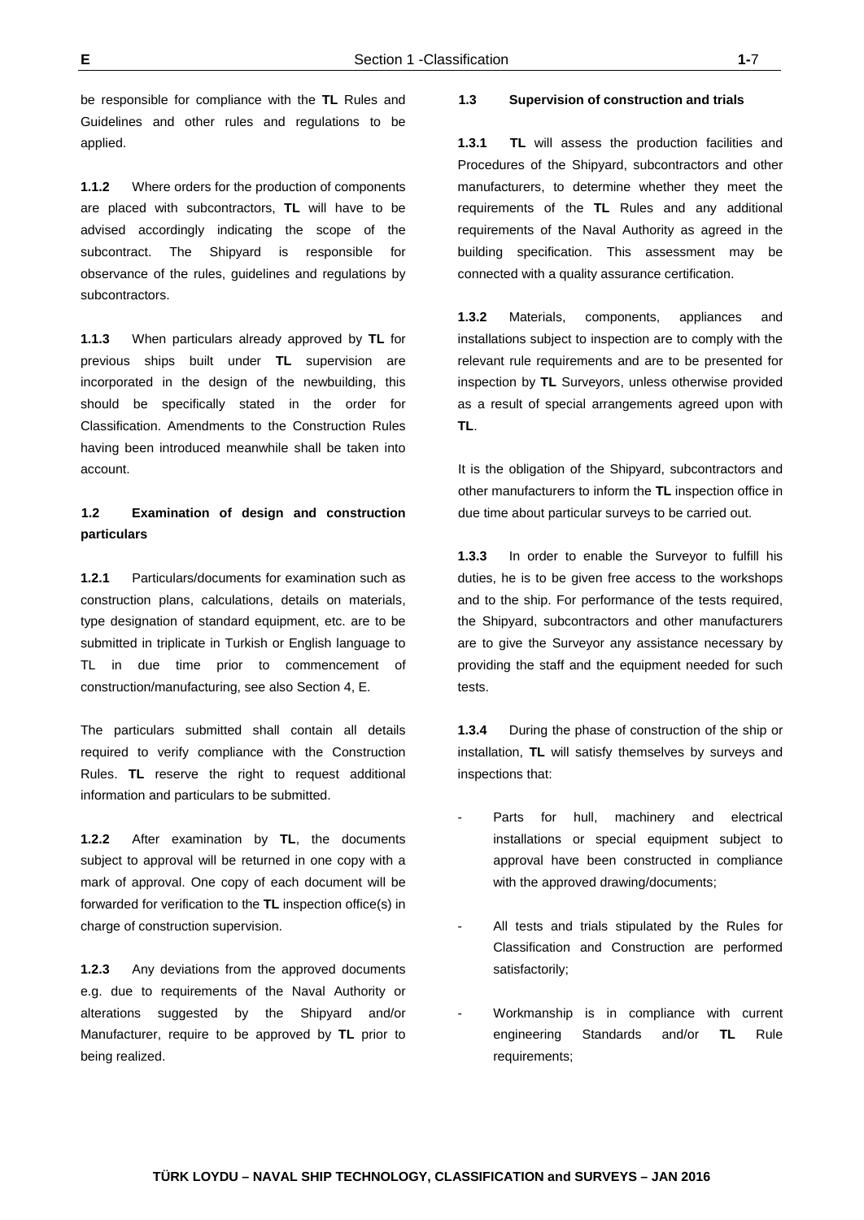be responsible for compliance with the **TL** Rules and Guidelines and other rules and regulations to be applied.

**1.1.2** Where orders for the production of components are placed with subcontractors, **TL** will have to be advised accordingly indicating the scope of the subcontract. The Shipyard is responsible for observance of the rules, guidelines and regulations by subcontractors.

**1.1.3** When particulars already approved by **TL** for previous ships built under **TL** supervision are incorporated in the design of the newbuilding, this should be specifically stated in the order for Classification. Amendments to the Construction Rules having been introduced meanwhile shall be taken into account.

### 1.2 Examination of design and construction particulars

**1.2.1** Particulars/documents for examination such as construction plans, calculations, details on materials, type designation of standard equipment, etc. are to be submitted in triplicate in Turkish or English language to TL in due time prior to commencement of construction/manufacturing, see also Section 4, E.

The particulars submitted shall contain all details required to verify compliance with the Construction Rules. **TL** reserve the right to request additional information and particulars to be submitted.

**1.2.2** After examination by **TL**, the documents subject to approval will be returned in one copy with a mark of approval. One copy of each document will be forwarded for verification to the **TL** inspection office(s) in charge of construction supervision.

**1.2.3** Any deviations from the approved documents e.g. due to requirements of the Naval Authority or alterations suggested by the Shipyard and/or Manufacturer, require to be approved by **TL** prior to being realized.

### 1.3 Supervision of construction and trials

**1.3.1** **TL** will assess the production facilities and Procedures of the Shipyard, subcontractors and other manufacturers, to determine whether they meet the requirements of the **TL** Rules and any additional requirements of the Naval Authority as agreed in the building specification. This assessment may be connected with a quality assurance certification.

**1.3.2** Materials, components, appliances and installations subject to inspection are to comply with the relevant rule requirements and are to be presented for inspection by **TL** Surveyors, unless otherwise provided as a result of special arrangements agreed upon with **TL**.

It is the obligation of the Shipyard, subcontractors and other manufacturers to inform the **TL** inspection office in due time about particular surveys to be carried out.

**1.3.3** In order to enable the Surveyor to fulfill his duties, he is to be given free access to the workshops and to the ship. For performance of the tests required, the Shipyard, subcontractors and other manufacturers are to give the Surveyor any assistance necessary by providing the staff and the equipment needed for such tests.

**1.3.4** During the phase of construction of the ship or installation, **TL** will satisfy themselves by surveys and inspections that:

- Parts for hull, machinery and electrical installations or special equipment subject to approval have been constructed in compliance with the approved drawing/documents;
- All tests and trials stipulated by the Rules for Classification and Construction are performed satisfactorily;
- Workmanship is in compliance with current engineering Standards and/or **TL** Rule requirements;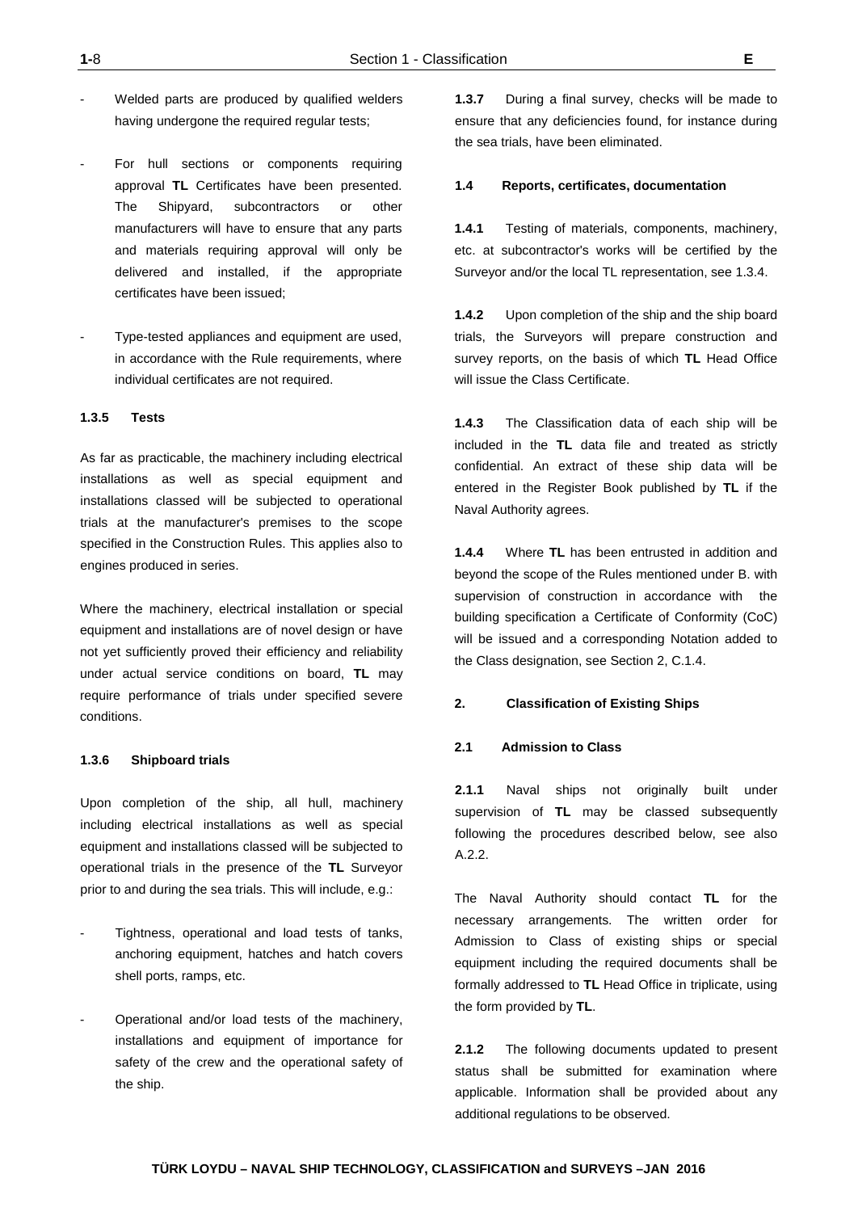- Welded parts are produced by qualified welders having undergone the required regular tests;

- For hull sections or components requiring approval **TL** Certificates have been presented. The Shipyard, subcontractors or other manufacturers will have to ensure that any parts and materials requiring approval will only be delivered and installed, if the appropriate certificates have been issued;

- Type-tested appliances and equipment are used, in accordance with the Rule requirements, where individual certificates are not required.

#### 1.3.5 Tests

As far as practicable, the machinery including electrical installations as well as special equipment and installations classed will be subjected to operational trials at the manufacturer's premises to the scope specified in the Construction Rules. This applies also to engines produced in series.

Where the machinery, electrical installation or special equipment and installations are of novel design or have not yet sufficiently proved their efficiency and reliability under actual service conditions on board, **TL** may require performance of trials under specified severe conditions.

#### 1.3.6 Shipboard trials

Upon completion of the ship, all hull, machinery including electrical installations as well as special equipment and installations classed will be subjected to operational trials in the presence of the **TL** Surveyor prior to and during the sea trials. This will include, e.g.:

- Tightness, operational and load tests of tanks, anchoring equipment, hatches and hatch covers shell ports, ramps, etc.

- Operational and/or load tests of the machinery, installations and equipment of importance for safety of the crew and the operational safety of the ship.

**1.3.7** During a final survey, checks will be made to ensure that any deficiencies found, for instance during the sea trials, have been eliminated.

### 1.4 Reports, certificates, documentation

**1.4.1** Testing of materials, components, machinery, etc. at subcontractor's works will be certified by the Surveyor and/or the local TL representation, see 1.3.4.

**1.4.2** Upon completion of the ship and the ship board trials, the Surveyors will prepare construction and survey reports, on the basis of which **TL** Head Office will issue the Class Certificate.

**1.4.3** The Classification data of each ship will be included in the **TL** data file and treated as strictly confidential. An extract of these ship data will be entered in the Register Book published by **TL** if the Naval Authority agrees.

**1.4.4** Where **TL** has been entrusted in addition and beyond the scope of the Rules mentioned under B. with supervision of construction in accordance with the building specification a Certificate of Conformity (CoC) will be issued and a corresponding Notation added to the Class designation, see Section 2, C.1.4.

## 2. Classification of Existing Ships

### 2.1 Admission to Class

**2.1.1** Naval ships not originally built under supervision of **TL** may be classed subsequently following the procedures described below, see also A.2.2.

The Naval Authority should contact **TL** for the necessary arrangements. The written order for Admission to Class of existing ships or special equipment including the required documents shall be formally addressed to **TL** Head Office in triplicate, using the form provided by **TL**.

**2.1.2** The following documents updated to present status shall be submitted for examination where applicable. Information shall be provided about any additional regulations to be observed.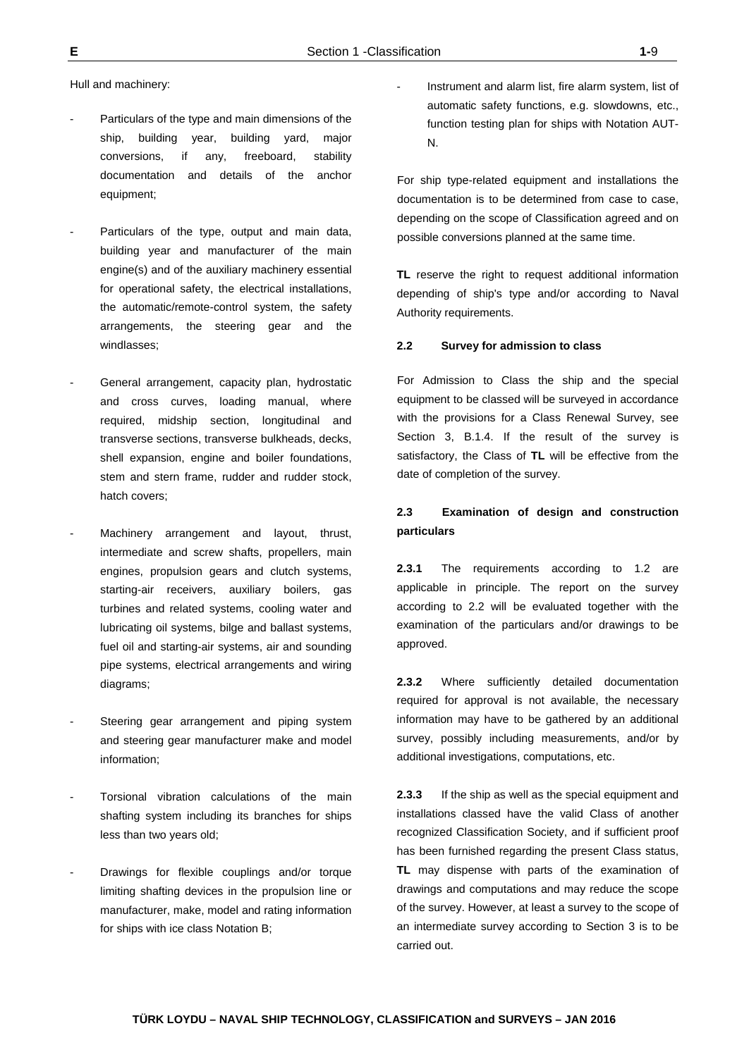Hull and machinery:

- Particulars of the type and main dimensions of the ship, building year, building yard, major conversions, if any, freeboard, stability documentation and details of the anchor equipment;

- Particulars of the type, output and main data, building year and manufacturer of the main engine(s) and of the auxiliary machinery essential for operational safety, the electrical installations, the automatic/remote-control system, the safety arrangements, the steering gear and the windlasses;

- General arrangement, capacity plan, hydrostatic and cross curves, loading manual, where required, midship section, longitudinal and transverse sections, transverse bulkheads, decks, shell expansion, engine and boiler foundations, stem and stern frame, rudder and rudder stock, hatch covers;

- Machinery arrangement and layout, thrust, intermediate and screw shafts, propellers, main engines, propulsion gears and clutch systems, starting-air receivers, auxiliary boilers, gas turbines and related systems, cooling water and lubricating oil systems, bilge and ballast systems, fuel oil and starting-air systems, air and sounding pipe systems, electrical arrangements and wiring diagrams;

- Steering gear arrangement and piping system and steering gear manufacturer make and model information;

- Torsional vibration calculations of the main shafting system including its branches for ships less than two years old;

- Drawings for flexible couplings and/or torque limiting shafting devices in the propulsion line or manufacturer, make, model and rating information for ships with ice class Notation B;

- Instrument and alarm list, fire alarm system, list of automatic safety functions, e.g. slowdowns, etc., function testing plan for ships with Notation AUT-N.

For ship type-related equipment and installations the documentation is to be determined from case to case, depending on the scope of Classification agreed and on possible conversions planned at the same time.

**TL** reserve the right to request additional information depending of ship's type and/or according to Naval Authority requirements.

### 2.2 Survey for admission to class

For Admission to Class the ship and the special equipment to be classed will be surveyed in accordance with the provisions for a Class Renewal Survey, see Section 3, B.1.4. If the result of the survey is satisfactory, the Class of **TL** will be effective from the date of completion of the survey.

### 2.3 Examination of design and construction particulars

**2.3.1** The requirements according to 1.2 are applicable in principle. The report on the survey according to 2.2 will be evaluated together with the examination of the particulars and/or drawings to be approved.

**2.3.2** Where sufficiently detailed documentation required for approval is not available, the necessary information may have to be gathered by an additional survey, possibly including measurements, and/or by additional investigations, computations, etc.

**2.3.3** If the ship as well as the special equipment and installations classed have the valid Class of another recognized Classification Society, and if sufficient proof has been furnished regarding the present Class status, **TL** may dispense with parts of the examination of drawings and computations and may reduce the scope of the survey. However, at least a survey to the scope of an intermediate survey according to Section 3 is to be carried out.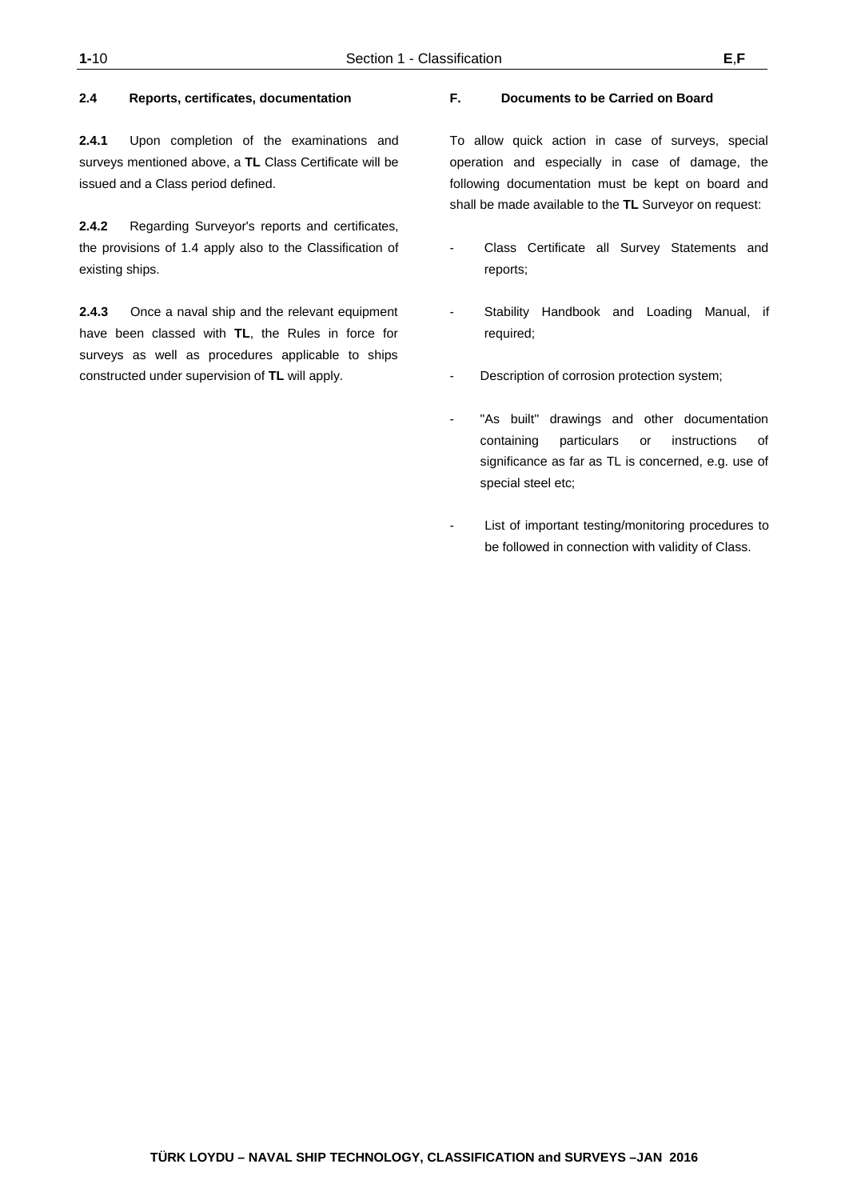### 2.4 Reports, certificates, documentation

**2.4.1** Upon completion of the examinations and surveys mentioned above, a **TL** Class Certificate will be issued and a Class period defined.

**2.4.2** Regarding Surveyor's reports and certificates, the provisions of 1.4 apply also to the Classification of existing ships.

**2.4.3** Once a naval ship and the relevant equipment have been classed with **TL**, the Rules in force for surveys as well as procedures applicable to ships constructed under supervision of **TL** will apply.

## F. Documents to be Carried on Board

To allow quick action in case of surveys, special operation and especially in case of damage, the following documentation must be kept on board and shall be made available to the **TL** Surveyor on request:

- Class Certificate all Survey Statements and reports;
- Stability Handbook and Loading Manual, if required;
- Description of corrosion protection system;
- "As built" drawings and other documentation containing particulars or instructions of significance as far as TL is concerned, e.g. use of special steel etc;
- List of important testing/monitoring procedures to be followed in connection with validity of Class.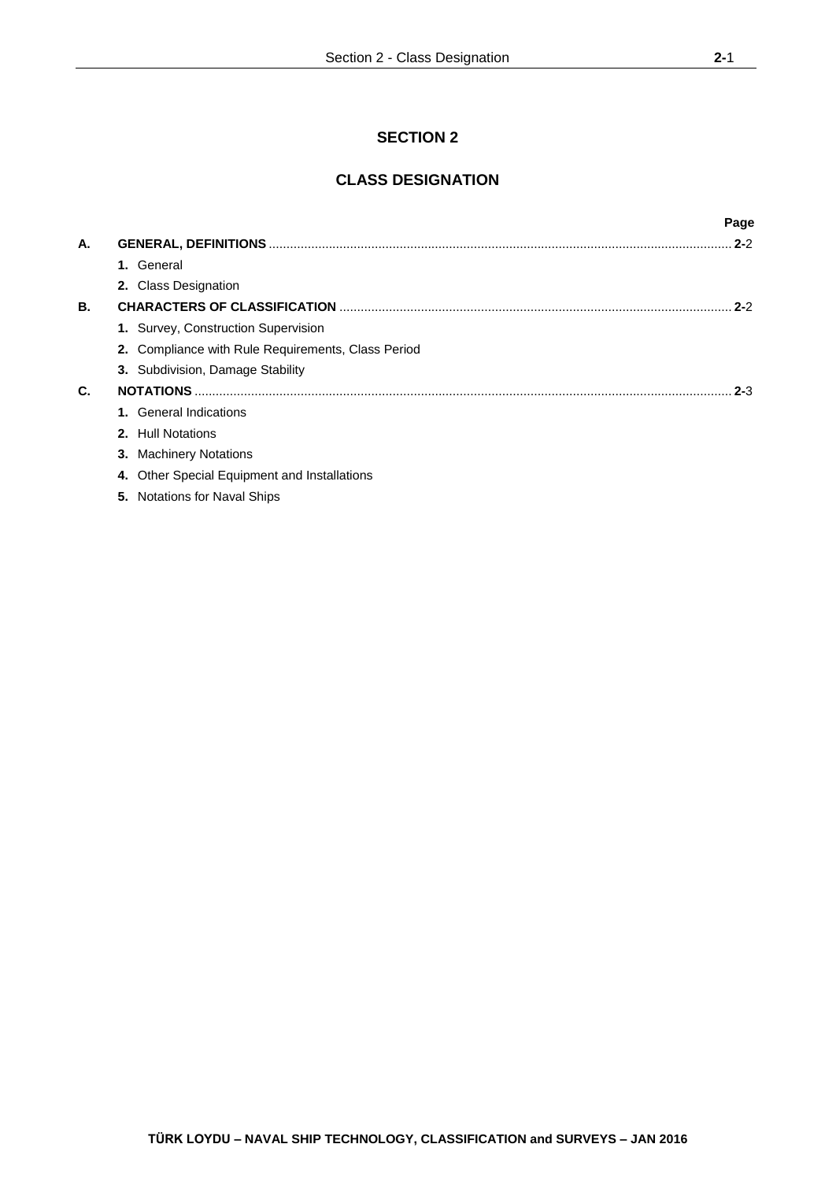# SECTION 2

## CLASS DESIGNATION

| | | Page |
|---|---|---|
| **A.** | **GENERAL, DEFINITIONS** | **2-**2 |
| | **1.** General | |
| | **2.** Class Designation | |
| **B.** | **CHARACTERS OF CLASSIFICATION** | **2-**2 |
| | **1.** Survey, Construction Supervision | |
| | **2.** Compliance with Rule Requirements, Class Period | |
| | **3.** Subdivision, Damage Stability | |
| **C.** | **NOTATIONS** | **2-**3 |
| | **1.** General Indications | |
| | **2.** Hull Notations | |
| | **3.** Machinery Notations | |
| | **4.** Other Special Equipment and Installations | |
| | **5.** Notations for Naval Ships | |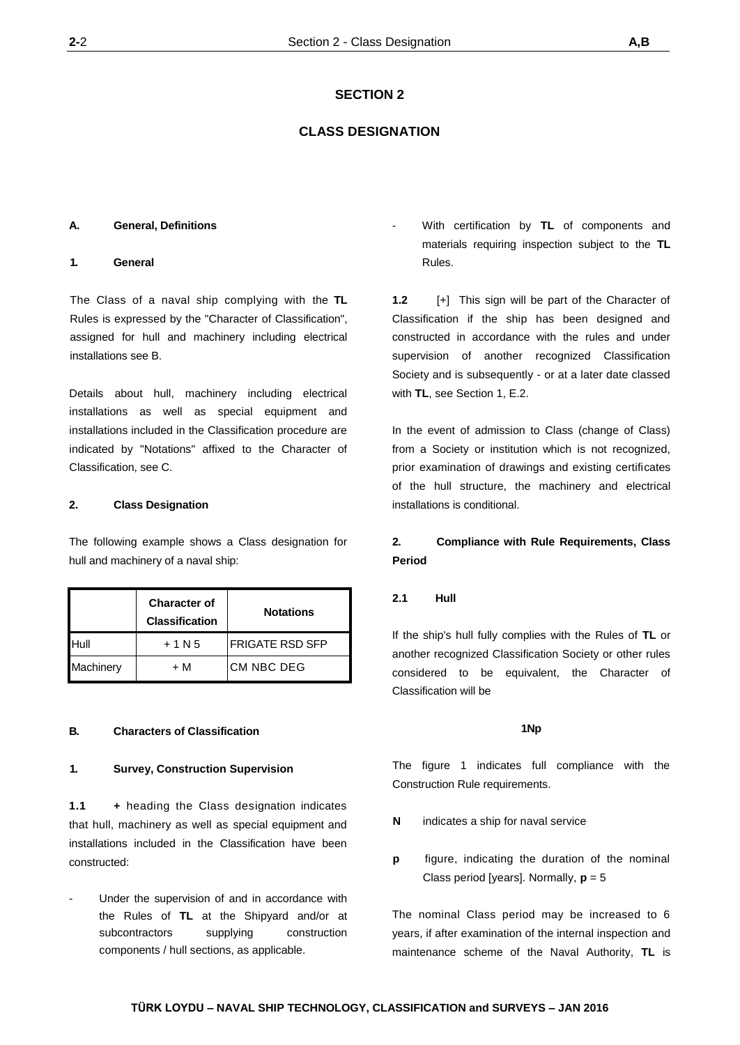# SECTION 2

## CLASS DESIGNATION

### A. General, Definitions

#### 1. General

The Class of a naval ship complying with the **TL** Rules is expressed by the "Character of Classification", assigned for hull and machinery including electrical installations see B.

Details about hull, machinery including electrical installations as well as special equipment and installations included in the Classification procedure are indicated by "Notations" affixed to the Character of Classification, see C.

#### 2. Class Designation

The following example shows a Class designation for hull and machinery of a naval ship:

| | Character of Classification | Notations |
|---|---|---|
| Hull | + 1 N 5 | FRIGATE RSD SFP |
| Machinery | + M | CM NBC DEG |

### B. Characters of Classification

#### 1. Survey, Construction Supervision

**1.1** **+** heading the Class designation indicates that hull, machinery as well as special equipment and installations included in the Classification have been constructed:

- Under the supervision of and in accordance with the Rules of **TL** at the Shipyard and/or at subcontractors supplying construction components / hull sections, as applicable.

- With certification by **TL** of components and materials requiring inspection subject to the **TL** Rules.

**1.2** [+] This sign will be part of the Character of Classification if the ship has been designed and constructed in accordance with the rules and under supervision of another recognized Classification Society and is subsequently - or at a later date classed with **TL**, see Section 1, E.2.

In the event of admission to Class (change of Class) from a Society or institution which is not recognized, prior examination of drawings and existing certificates of the hull structure, the machinery and electrical installations is conditional.

#### 2. Compliance with Rule Requirements, Class Period

**2.1 Hull**

If the ship's hull fully complies with the Rules of **TL** or another recognized Classification Society or other rules considered to be equivalent, the Character of Classification will be

**1Np**

The figure 1 indicates full compliance with the Construction Rule requirements.

**N** indicates a ship for naval service

**p** figure, indicating the duration of the nominal Class period [years]. Normally, **p** = 5

The nominal Class period may be increased to 6 years, if after examination of the internal inspection and maintenance scheme of the Naval Authority, **TL** is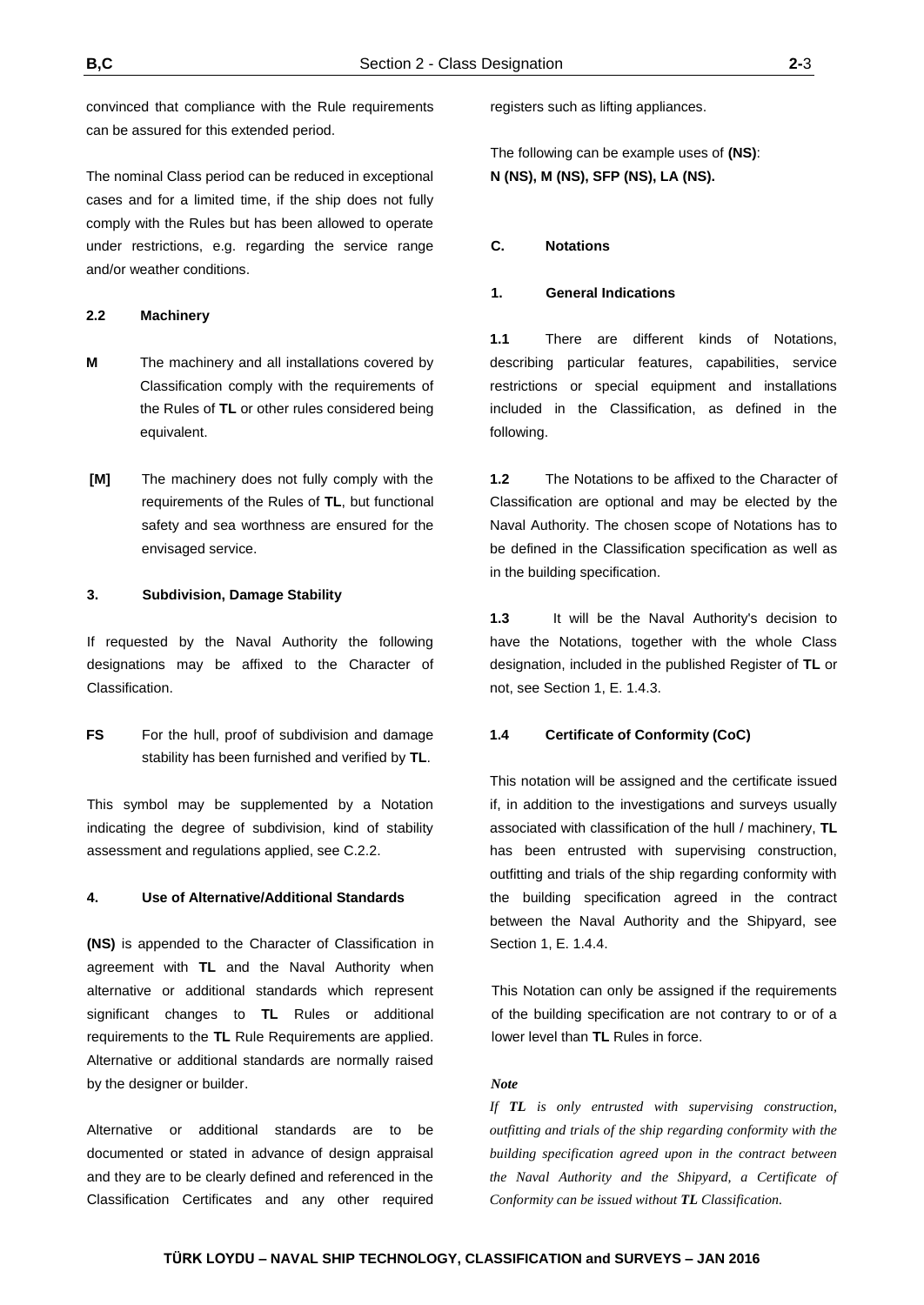convinced that compliance with the Rule requirements can be assured for this extended period.

The nominal Class period can be reduced in exceptional cases and for a limited time, if the ship does not fully comply with the Rules but has been allowed to operate under restrictions, e.g. regarding the service range and/or weather conditions.

#### 2.2 Machinery

**M** The machinery and all installations covered by Classification comply with the requirements of the Rules of **TL** or other rules considered being equivalent.

**[M]** The machinery does not fully comply with the requirements of the Rules of **TL**, but functional safety and sea worthness are ensured for the envisaged service.

### 3. Subdivision, Damage Stability

If requested by the Naval Authority the following designations may be affixed to the Character of Classification.

**FS** For the hull, proof of subdivision and damage stability has been furnished and verified by **TL**.

This symbol may be supplemented by a Notation indicating the degree of subdivision, kind of stability assessment and regulations applied, see C.2.2.

### 4. Use of Alternative/Additional Standards

**(NS)** is appended to the Character of Classification in agreement with **TL** and the Naval Authority when alternative or additional standards which represent significant changes to **TL** Rules or additional requirements to the **TL** Rule Requirements are applied. Alternative or additional standards are normally raised by the designer or builder.

Alternative or additional standards are to be documented or stated in advance of design appraisal and they are to be clearly defined and referenced in the Classification Certificates and any other required registers such as lifting appliances.

The following can be example uses of **(NS)**:
**N (NS), M (NS), SFP (NS), LA (NS).**

## C. Notations

### 1. General Indications

**1.1** There are different kinds of Notations, describing particular features, capabilities, service restrictions or special equipment and installations included in the Classification, as defined in the following.

**1.2** The Notations to be affixed to the Character of Classification are optional and may be elected by the Naval Authority. The chosen scope of Notations has to be defined in the Classification specification as well as in the building specification.

**1.3** It will be the Naval Authority's decision to have the Notations, together with the whole Class designation, included in the published Register of **TL** or not, see Section 1, E. 1.4.3.

#### 1.4 Certificate of Conformity (CoC)

This notation will be assigned and the certificate issued if, in addition to the investigations and surveys usually associated with classification of the hull / machinery, **TL** has been entrusted with supervising construction, outfitting and trials of the ship regarding conformity with the building specification agreed in the contract between the Naval Authority and the Shipyard, see Section 1, E. 1.4.4.

This Notation can only be assigned if the requirements of the building specification are not contrary to or of a lower level than **TL** Rules in force.

***Note***

*If **TL** is only entrusted with supervising construction, outfitting and trials of the ship regarding conformity with the building specification agreed upon in the contract between the Naval Authority and the Shipyard, a Certificate of Conformity can be issued without **TL** Classification.*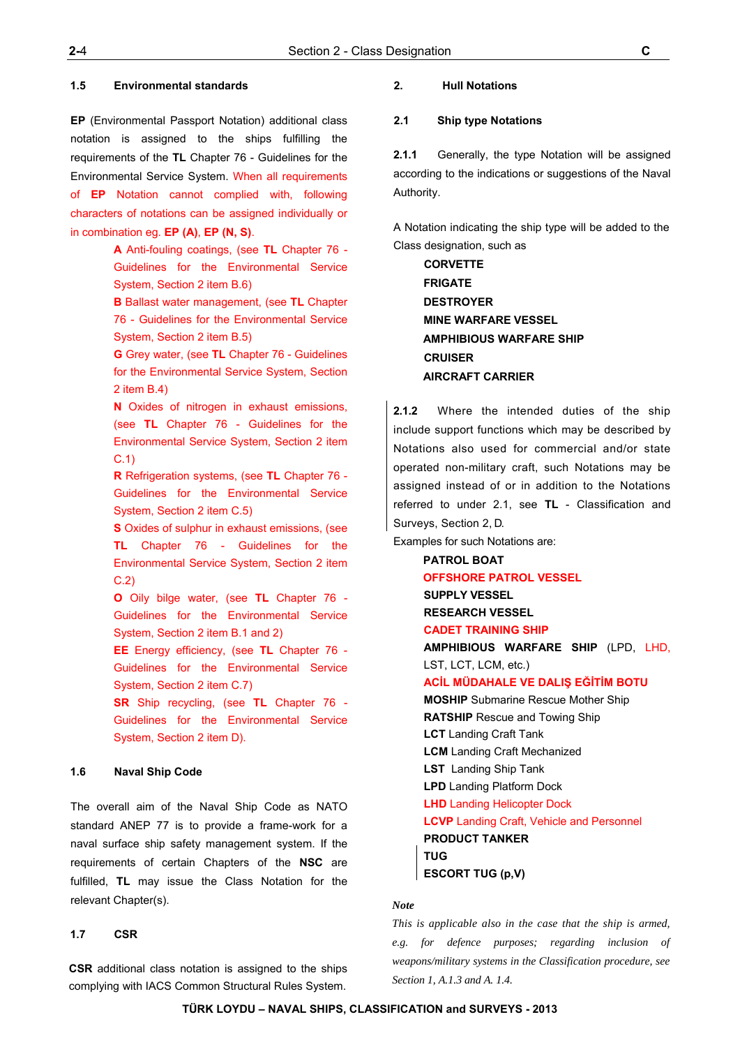### 1.5 Environmental standards

**EP** (Environmental Passport Notation) additional class notation is assigned to the ships fulfilling the requirements of the **TL** Chapter 76 - Guidelines for the Environmental Service System. When all requirements of **EP** Notation cannot complied with, following characters of notations can be assigned individually or in combination eg. **EP (A)**, **EP (N, S)**.

- **A** Anti-fouling coatings, (see **TL** Chapter 76 - Guidelines for the Environmental Service System, Section 2 item B.6)
- **B** Ballast water management, (see **TL** Chapter 76 - Guidelines for the Environmental Service System, Section 2 item B.5)
- **G** Grey water, (see **TL** Chapter 76 - Guidelines for the Environmental Service System, Section 2 item B.4)
- **N** Oxides of nitrogen in exhaust emissions, (see **TL** Chapter 76 - Guidelines for the Environmental Service System, Section 2 item C.1)
- **R** Refrigeration systems, (see **TL** Chapter 76 - Guidelines for the Environmental Service System, Section 2 item C.5)
- **S** Oxides of sulphur in exhaust emissions, (see **TL** Chapter 76 - Guidelines for the Environmental Service System, Section 2 item C.2)
- **O** Oily bilge water, (see **TL** Chapter 76 - Guidelines for the Environmental Service System, Section 2 item B.1 and 2)
- **EE** Energy efficiency, (see **TL** Chapter 76 - Guidelines for the Environmental Service System, Section 2 item C.7)
- **SR** Ship recycling, (see **TL** Chapter 76 - Guidelines for the Environmental Service System, Section 2 item D).

### 1.6 Naval Ship Code

The overall aim of the Naval Ship Code as NATO standard ANEP 77 is to provide a frame-work for a naval surface ship safety management system. If the requirements of certain Chapters of the **NSC** are fulfilled, **TL** may issue the Class Notation for the relevant Chapter(s).

### 1.7 CSR

**CSR** additional class notation is assigned to the ships complying with IACS Common Structural Rules System.

## 2. Hull Notations

### 2.1 Ship type Notations

**2.1.1** Generally, the type Notation will be assigned according to the indications or suggestions of the Naval Authority.

A Notation indicating the ship type will be added to the Class designation, such as

- **CORVETTE**
- **FRIGATE**
- **DESTROYER**
- **MINE WARFARE VESSEL**
- **AMPHIBIOUS WARFARE SHIP**
- **CRUISER**
- **AIRCRAFT CARRIER**

**2.1.2** Where the intended duties of the ship include support functions which may be described by Notations also used for commercial and/or state operated non-military craft, such Notations may be assigned instead of or in addition to the Notations referred to under 2.1, see **TL** - Classification and Surveys, Section 2, D.

Examples for such Notations are:

- **PATROL BOAT**
- **OFFSHORE PATROL VESSEL**
- **SUPPLY VESSEL**
- **RESEARCH VESSEL**
- **CADET TRAINING SHIP**
- **AMPHIBIOUS WARFARE SHIP** (LPD, LHD, LST, LCT, LCM, etc.)
- **ACİL MÜDAHALE VE DALIŞ EĞİTİM BOTU**
- **MOSHIP** Submarine Rescue Mother Ship
- **RATSHIP** Rescue and Towing Ship
- **LCT** Landing Craft Tank
- **LCM** Landing Craft Mechanized
- **LST** Landing Ship Tank
- **LPD** Landing Platform Dock
- **LHD** Landing Helicopter Dock
- **LCVP** Landing Craft, Vehicle and Personnel
- **PRODUCT TANKER**
- **TUG**
- **ESCORT TUG (p,V)**

*Note*

*This is applicable also in the case that the ship is armed, e.g. for defence purposes; regarding inclusion of weapons/military systems in the Classification procedure, see Section 1, A.1.3 and A. 1.4.*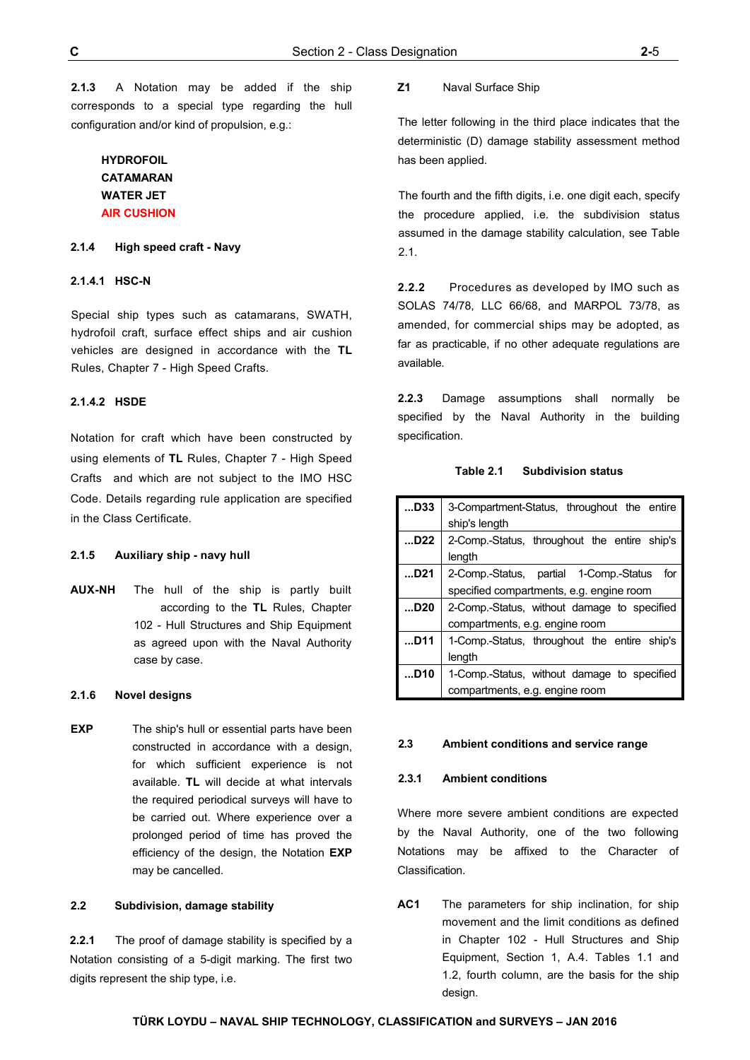**2.1.3** A Notation may be added if the ship corresponds to a special type regarding the hull configuration and/or kind of propulsion, e.g.:

**HYDROFOIL**
**CATAMARAN**
**WATER JET**
**AIR CUSHION**

### 2.1.4 High speed craft - Navy

#### 2.1.4.1 HSC-N

Special ship types such as catamarans, SWATH, hydrofoil craft, surface effect ships and air cushion vehicles are designed in accordance with the **TL** Rules, Chapter 7 - High Speed Crafts.

#### 2.1.4.2 HSDE

Notation for craft which have been constructed by using elements of **TL** Rules, Chapter 7 - High Speed Crafts and which are not subject to the IMO HSC Code. Details regarding rule application are specified in the Class Certificate.

### 2.1.5 Auxiliary ship - navy hull

**AUX-NH** The hull of the ship is partly built according to the **TL** Rules, Chapter 102 - Hull Structures and Ship Equipment as agreed upon with the Naval Authority case by case.

### 2.1.6 Novel designs

**EXP** The ship's hull or essential parts have been constructed in accordance with a design, for which sufficient experience is not available. **TL** will decide at what intervals the required periodical surveys will have to be carried out. Where experience over a prolonged period of time has proved the efficiency of the design, the Notation **EXP** may be cancelled.

## 2.2 Subdivision, damage stability

**2.2.1** The proof of damage stability is specified by a Notation consisting of a 5-digit marking. The first two digits represent the ship type, i.e.

**Z1** Naval Surface Ship

The letter following in the third place indicates that the deterministic (D) damage stability assessment method has been applied.

The fourth and the fifth digits, i.e. one digit each, specify the procedure applied, i.e. the subdivision status assumed in the damage stability calculation, see Table 2.1.

**2.2.2** Procedures as developed by IMO such as SOLAS 74/78, LLC 66/68, and MARPOL 73/78, as amended, for commercial ships may be adopted, as far as practicable, if no other adequate regulations are available.

**2.2.3** Damage assumptions shall normally be specified by the Naval Authority in the building specification.

**Table 2.1 Subdivision status**

| | |
|---|---|
| **...D33** | 3-Compartment-Status, throughout the entire ship's length |
| **...D22** | 2-Comp.-Status, throughout the entire ship's length |
| **...D21** | 2-Comp.-Status, partial 1-Comp.-Status for specified compartments, e.g. engine room |
| **...D20** | 2-Comp.-Status, without damage to specified compartments, e.g. engine room |
| **...D11** | 1-Comp.-Status, throughout the entire ship's length |
| **...D10** | 1-Comp.-Status, without damage to specified compartments, e.g. engine room |

## 2.3 Ambient conditions and service range

### 2.3.1 Ambient conditions

Where more severe ambient conditions are expected by the Naval Authority, one of the two following Notations may be affixed to the Character of Classification.

**AC1** The parameters for ship inclination, for ship movement and the limit conditions as defined in Chapter 102 - Hull Structures and Ship Equipment, Section 1, A.4. Tables 1.1 and 1.2, fourth column, are the basis for the ship design.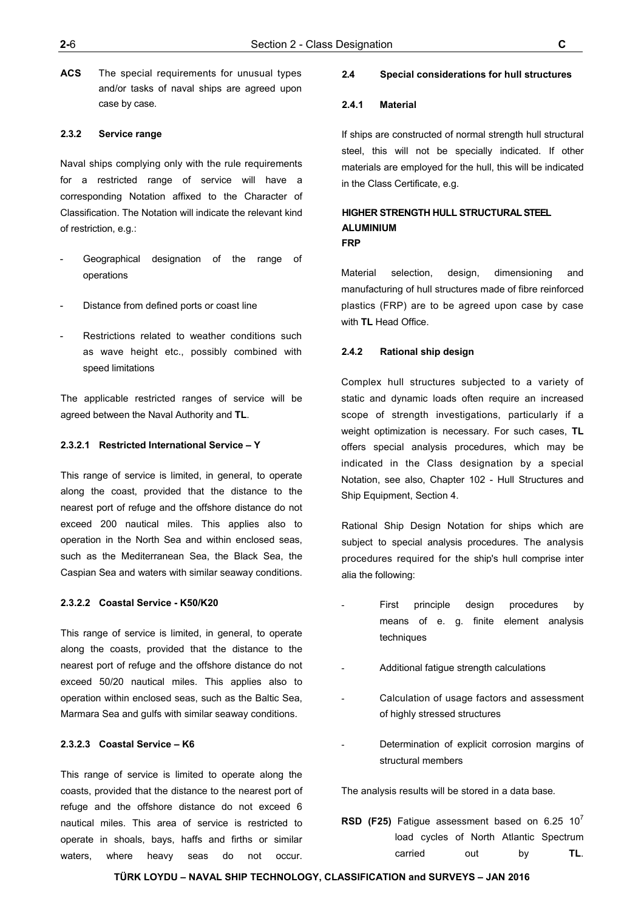**ACS** The special requirements for unusual types and/or tasks of naval ships are agreed upon case by case.

#### 2.3.2 Service range

Naval ships complying only with the rule requirements for a restricted range of service will have a corresponding Notation affixed to the Character of Classification. The Notation will indicate the relevant kind of restriction, e.g.:

- Geographical designation of the range of operations
- Distance from defined ports or coast line
- Restrictions related to weather conditions such as wave height etc., possibly combined with speed limitations

The applicable restricted ranges of service will be agreed between the Naval Authority and **TL**.

##### 2.3.2.1 Restricted International Service – Y

This range of service is limited, in general, to operate along the coast, provided that the distance to the nearest port of refuge and the offshore distance do not exceed 200 nautical miles. This applies also to operation in the North Sea and within enclosed seas, such as the Mediterranean Sea, the Black Sea, the Caspian Sea and waters with similar seaway conditions.

##### 2.3.2.2 Coastal Service - K50/K20

This range of service is limited, in general, to operate along the coasts, provided that the distance to the nearest port of refuge and the offshore distance do not exceed 50/20 nautical miles. This applies also to operation within enclosed seas, such as the Baltic Sea, Marmara Sea and gulfs with similar seaway conditions.

##### 2.3.2.3 Coastal Service – K6

This range of service is limited to operate along the coasts, provided that the distance to the nearest port of refuge and the offshore distance do not exceed 6 nautical miles. This area of service is restricted to operate in shoals, bays, haffs and firths or similar waters, where heavy seas do not occur.

### 2.4 Special considerations for hull structures

#### 2.4.1 Material

If ships are constructed of normal strength hull structural steel, this will not be specially indicated. If other materials are employed for the hull, this will be indicated in the Class Certificate, e.g.

**HIGHER STRENGTH HULL STRUCTURAL STEEL**
**ALUMINIUM**
**FRP**

Material selection, design, dimensioning and manufacturing of hull structures made of fibre reinforced plastics (FRP) are to be agreed upon case by case with **TL** Head Office.

#### 2.4.2 Rational ship design

Complex hull structures subjected to a variety of static and dynamic loads often require an increased scope of strength investigations, particularly if a weight optimization is necessary. For such cases, **TL** offers special analysis procedures, which may be indicated in the Class designation by a special Notation, see also, Chapter 102 - Hull Structures and Ship Equipment, Section 4.

Rational Ship Design Notation for ships which are subject to special analysis procedures. The analysis procedures required for the ship's hull comprise inter alia the following:

- First principle design procedures by means of e. g. finite element analysis techniques
- Additional fatigue strength calculations
- Calculation of usage factors and assessment of highly stressed structures
- Determination of explicit corrosion margins of structural members

The analysis results will be stored in a data base.

**RSD (F25)** Fatigue assessment based on 6.25 $10^7$ load cycles of North Atlantic Spectrum carried out by **TL**.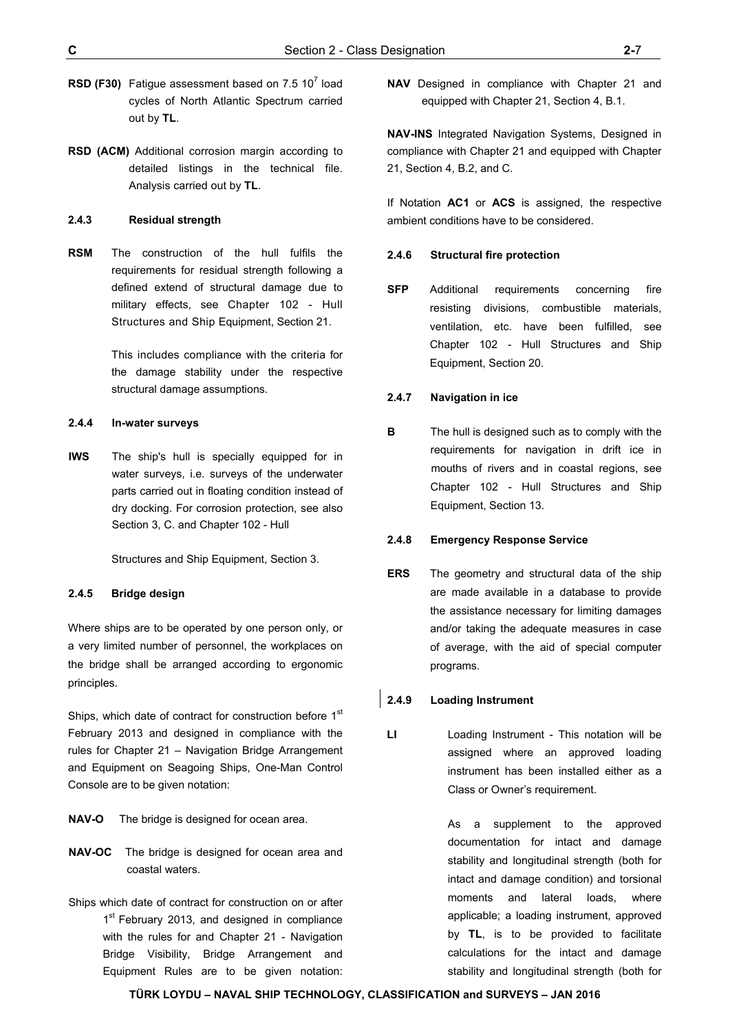**RSD (F30)** Fatigue assessment based on 7.5 $10^7$ load cycles of North Atlantic Spectrum carried out by **TL**.

**RSD (ACM)** Additional corrosion margin according to detailed listings in the technical file. Analysis carried out by **TL**.

#### 2.4.3 Residual strength

**RSM** The construction of the hull fulfils the requirements for residual strength following a defined extend of structural damage due to military effects, see Chapter 102 - Hull Structures and Ship Equipment, Section 21.

This includes compliance with the criteria for the damage stability under the respective structural damage assumptions.

#### 2.4.4 In-water surveys

**IWS** The ship's hull is specially equipped for in water surveys, i.e. surveys of the underwater parts carried out in floating condition instead of dry docking. For corrosion protection, see also Section 3, C. and Chapter 102 - Hull

Structures and Ship Equipment, Section 3.

#### 2.4.5 Bridge design

Where ships are to be operated by one person only, or a very limited number of personnel, the workplaces on the bridge shall be arranged according to ergonomic principles.

Ships, which date of contract for construction before 1st February 2013 and designed in compliance with the rules for Chapter 21 – Navigation Bridge Arrangement and Equipment on Seagoing Ships, One-Man Control Console are to be given notation:

**NAV-O** The bridge is designed for ocean area.

**NAV-OC** The bridge is designed for ocean area and coastal waters.

Ships which date of contract for construction on or after 1st February 2013, and designed in compliance with the rules for and Chapter 21 - Navigation Bridge Visibility, Bridge Arrangement and Equipment Rules are to be given notation:

**NAV** Designed in compliance with Chapter 21 and equipped with Chapter 21, Section 4, B.1.

**NAV-INS** Integrated Navigation Systems, Designed in compliance with Chapter 21 and equipped with Chapter 21, Section 4, B.2, and C.

If Notation **AC1** or **ACS** is assigned, the respective ambient conditions have to be considered.

#### 2.4.6 Structural fire protection

**SFP** Additional requirements concerning fire resisting divisions, combustible materials, ventilation, etc. have been fulfilled, see Chapter 102 - Hull Structures and Ship Equipment, Section 20.

#### 2.4.7 Navigation in ice

**B** The hull is designed such as to comply with the requirements for navigation in drift ice in mouths of rivers and in coastal regions, see Chapter 102 - Hull Structures and Ship Equipment, Section 13.

#### 2.4.8 Emergency Response Service

**ERS** The geometry and structural data of the ship are made available in a database to provide the assistance necessary for limiting damages and/or taking the adequate measures in case of average, with the aid of special computer programs.

#### 2.4.9 Loading Instrument

**LI** Loading Instrument - This notation will be assigned where an approved loading instrument has been installed either as a Class or Owner's requirement.

As a supplement to the approved documentation for intact and damage stability and longitudinal strength (both for intact and damage condition) and torsional moments and lateral loads, where applicable; a loading instrument, approved by **TL**, is to be provided to facilitate calculations for the intact and damage stability and longitudinal strength (both for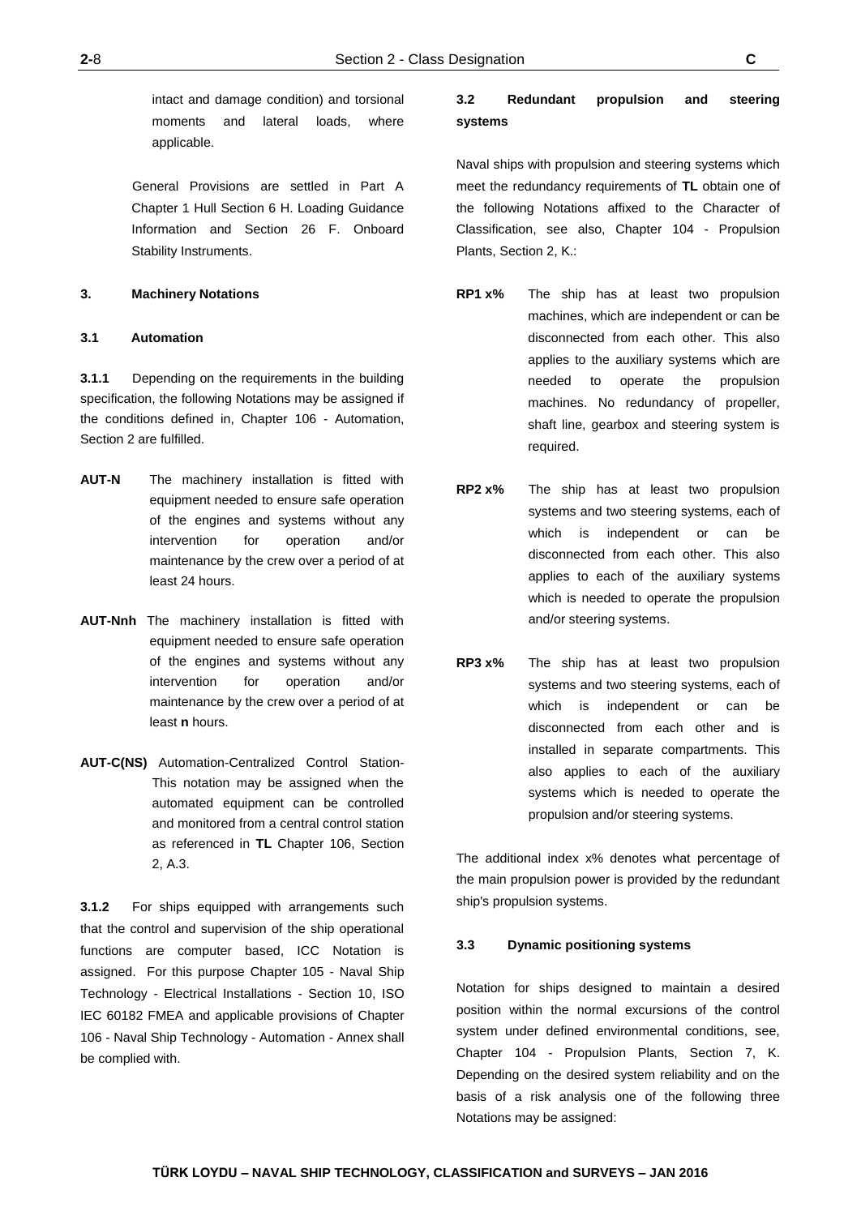intact and damage condition) and torsional moments and lateral loads, where applicable.

General Provisions are settled in Part A Chapter 1 Hull Section 6 H. Loading Guidance Information and Section 26 F. Onboard Stability Instruments.

### 3. Machinery Notations

#### 3.1 Automation

**3.1.1** Depending on the requirements in the building specification, the following Notations may be assigned if the conditions defined in, Chapter 106 - Automation, Section 2 are fulfilled.

**AUT-N** The machinery installation is fitted with equipment needed to ensure safe operation of the engines and systems without any intervention for operation and/or maintenance by the crew over a period of at least 24 hours.

**AUT-Nnh** The machinery installation is fitted with equipment needed to ensure safe operation of the engines and systems without any intervention for operation and/or maintenance by the crew over a period of at least **n** hours.

**AUT-C(NS)** Automation-Centralized Control Station- This notation may be assigned when the automated equipment can be controlled and monitored from a central control station as referenced in **TL** Chapter 106, Section 2, A.3.

**3.1.2** For ships equipped with arrangements such that the control and supervision of the ship operational functions are computer based, ICC Notation is assigned. For this purpose Chapter 105 - Naval Ship Technology - Electrical Installations - Section 10, ISO IEC 60182 FMEA and applicable provisions of Chapter 106 - Naval Ship Technology - Automation - Annex shall be complied with.

#### 3.2 Redundant propulsion and steering systems

Naval ships with propulsion and steering systems which meet the redundancy requirements of **TL** obtain one of the following Notations affixed to the Character of Classification, see also, Chapter 104 - Propulsion Plants, Section 2, K.:

**RP1 x%** The ship has at least two propulsion machines, which are independent or can be disconnected from each other. This also applies to the auxiliary systems which are needed to operate the propulsion machines. No redundancy of propeller, shaft line, gearbox and steering system is required.

**RP2 x%** The ship has at least two propulsion systems and two steering systems, each of which is independent or can be disconnected from each other. This also applies to each of the auxiliary systems which is needed to operate the propulsion and/or steering systems.

**RP3 x%** The ship has at least two propulsion systems and two steering systems, each of which is independent or can be disconnected from each other and is installed in separate compartments. This also applies to each of the auxiliary systems which is needed to operate the propulsion and/or steering systems.

The additional index x% denotes what percentage of the main propulsion power is provided by the redundant ship's propulsion systems.

#### 3.3 Dynamic positioning systems

Notation for ships designed to maintain a desired position within the normal excursions of the control system under defined environmental conditions, see, Chapter 104 - Propulsion Plants, Section 7, K. Depending on the desired system reliability and on the basis of a risk analysis one of the following three Notations may be assigned: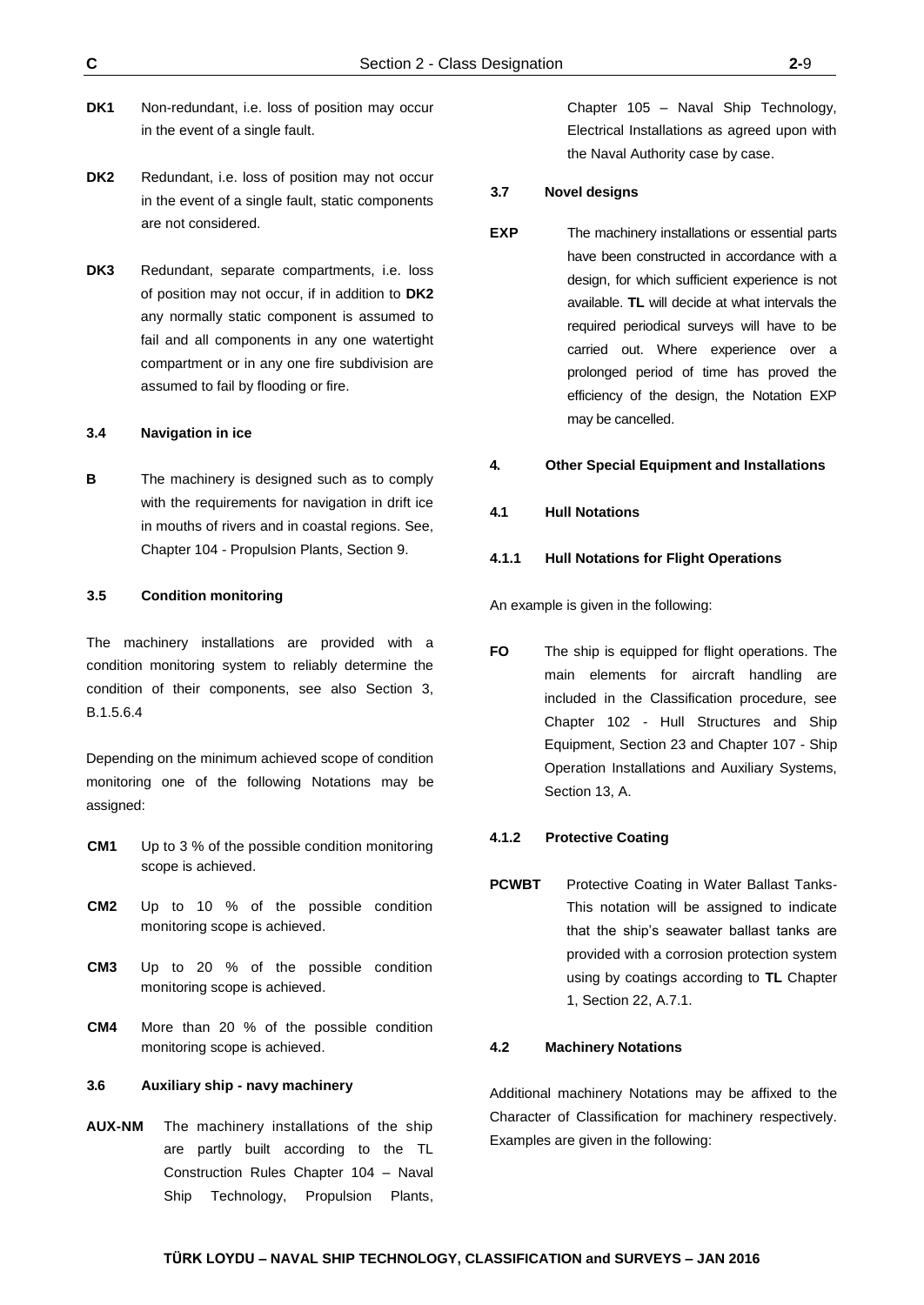**DK1** Non-redundant, i.e. loss of position may occur in the event of a single fault.

**DK2** Redundant, i.e. loss of position may not occur in the event of a single fault, static components are not considered.

**DK3** Redundant, separate compartments, i.e. loss of position may not occur, if in addition to **DK2** any normally static component is assumed to fail and all components in any one watertight compartment or in any one fire subdivision are assumed to fail by flooding or fire.

### 3.4 Navigation in ice

**B** The machinery is designed such as to comply with the requirements for navigation in drift ice in mouths of rivers and in coastal regions. See, Chapter 104 - Propulsion Plants, Section 9.

### 3.5 Condition monitoring

The machinery installations are provided with a condition monitoring system to reliably determine the condition of their components, see also Section 3, B.1.5.6.4

Depending on the minimum achieved scope of condition monitoring one of the following Notations may be assigned:

**CM1** Up to 3 % of the possible condition monitoring scope is achieved.

**CM2** Up to 10 % of the possible condition monitoring scope is achieved.

**CM3** Up to 20 % of the possible condition monitoring scope is achieved.

**CM4** More than 20 % of the possible condition monitoring scope is achieved.

### 3.6 Auxiliary ship - navy machinery

**AUX-NM** The machinery installations of the ship are partly built according to the TL Construction Rules Chapter 104 – Naval Ship Technology, Propulsion Plants, Chapter 105 – Naval Ship Technology, Electrical Installations as agreed upon with the Naval Authority case by case.

### 3.7 Novel designs

**EXP** The machinery installations or essential parts have been constructed in accordance with a design, for which sufficient experience is not available. **TL** will decide at what intervals the required periodical surveys will have to be carried out. Where experience over a prolonged period of time has proved the efficiency of the design, the Notation EXP may be cancelled.

## 4. Other Special Equipment and Installations

### 4.1 Hull Notations

#### 4.1.1 Hull Notations for Flight Operations

An example is given in the following:

**FO** The ship is equipped for flight operations. The main elements for aircraft handling are included in the Classification procedure, see Chapter 102 - Hull Structures and Ship Equipment, Section 23 and Chapter 107 - Ship Operation Installations and Auxiliary Systems, Section 13, A.

#### 4.1.2 Protective Coating

**PCWBT** Protective Coating in Water Ballast Tanks- This notation will be assigned to indicate that the ship's seawater ballast tanks are provided with a corrosion protection system using by coatings according to **TL** Chapter 1, Section 22, A.7.1.

### 4.2 Machinery Notations

Additional machinery Notations may be affixed to the Character of Classification for machinery respectively. Examples are given in the following: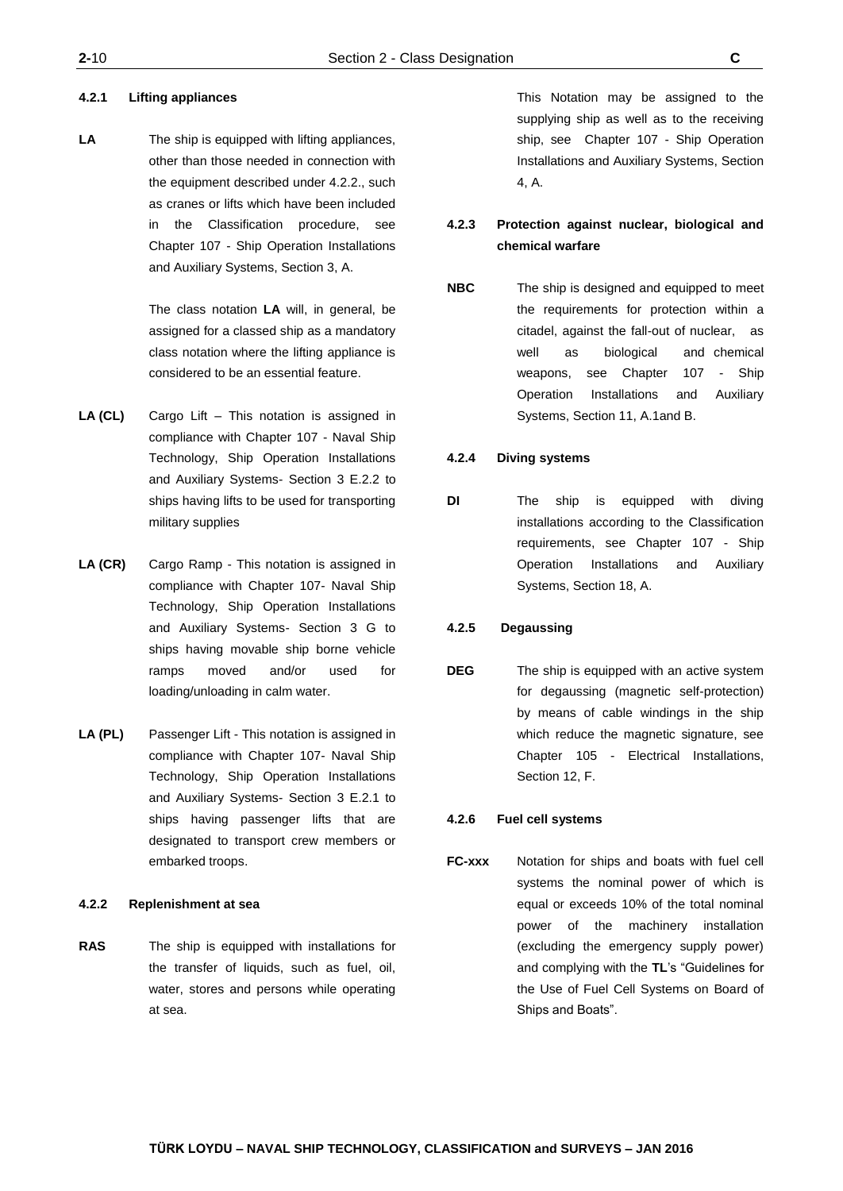#### 4.2.1 Lifting appliances

**LA** The ship is equipped with lifting appliances, other than those needed in connection with the equipment described under 4.2.2., such as cranes or lifts which have been included in the Classification procedure, see Chapter 107 - Ship Operation Installations and Auxiliary Systems, Section 3, A.

The class notation **LA** will, in general, be assigned for a classed ship as a mandatory class notation where the lifting appliance is considered to be an essential feature.

**LA (CL)** Cargo Lift – This notation is assigned in compliance with Chapter 107 - Naval Ship Technology, Ship Operation Installations and Auxiliary Systems- Section 3 E.2.2 to ships having lifts to be used for transporting military supplies

**LA (CR)** Cargo Ramp - This notation is assigned in compliance with Chapter 107- Naval Ship Technology, Ship Operation Installations and Auxiliary Systems- Section 3 G to ships having movable ship borne vehicle ramps moved and/or used for loading/unloading in calm water.

**LA (PL)** Passenger Lift - This notation is assigned in compliance with Chapter 107- Naval Ship Technology, Ship Operation Installations and Auxiliary Systems- Section 3 E.2.1 to ships having passenger lifts that are designated to transport crew members or embarked troops.

#### 4.2.2 Replenishment at sea

**RAS** The ship is equipped with installations for the transfer of liquids, such as fuel, oil, water, stores and persons while operating at sea.

This Notation may be assigned to the supplying ship as well as to the receiving ship, see Chapter 107 - Ship Operation Installations and Auxiliary Systems, Section 4, A.

#### 4.2.3 Protection against nuclear, biological and chemical warfare

**NBC** The ship is designed and equipped to meet the requirements for protection within a citadel, against the fall-out of nuclear, as well as biological and chemical weapons, see Chapter 107 - Ship Operation Installations and Auxiliary Systems, Section 11, A.1and B.

#### 4.2.4 Diving systems

**DI** The ship is equipped with diving installations according to the Classification requirements, see Chapter 107 - Ship Operation Installations and Auxiliary Systems, Section 18, A.

#### 4.2.5 Degaussing

**DEG** The ship is equipped with an active system for degaussing (magnetic self-protection) by means of cable windings in the ship which reduce the magnetic signature, see Chapter 105 - Electrical Installations, Section 12, F.

#### 4.2.6 Fuel cell systems

**FC-xxx** Notation for ships and boats with fuel cell systems the nominal power of which is equal or exceeds 10% of the total nominal power of the machinery installation (excluding the emergency supply power) and complying with the **TL**'s "Guidelines for the Use of Fuel Cell Systems on Board of Ships and Boats".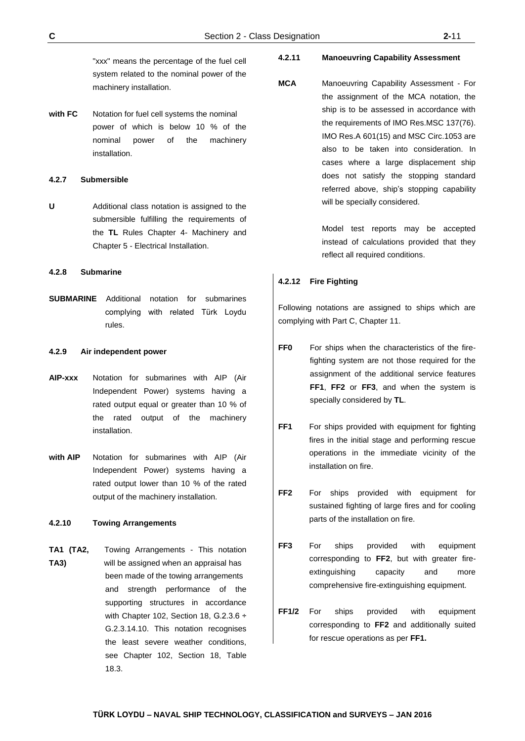"xxx" means the percentage of the fuel cell system related to the nominal power of the machinery installation.

**with FC** Notation for fuel cell systems the nominal power of which is below 10 % of the nominal power of the machinery installation.

#### 4.2.7 Submersible

**U** Additional class notation is assigned to the submersible fulfilling the requirements of the **TL** Rules Chapter 4- Machinery and Chapter 5 - Electrical Installation.

#### 4.2.8 Submarine

**SUBMARINE** Additional notation for submarines complying with related Türk Loydu rules.

#### 4.2.9 Air independent power

**AIP-xxx** Notation for submarines with AIP (Air Independent Power) systems having a rated output equal or greater than 10 % of the rated output of the machinery installation.

**with AIP** Notation for submarines with AIP (Air Independent Power) systems having a rated output lower than 10 % of the rated output of the machinery installation.

#### 4.2.10 Towing Arrangements

**TA1 (TA2, TA3)** Towing Arrangements - This notation will be assigned when an appraisal has been made of the towing arrangements and strength performance of the supporting structures in accordance with Chapter 102, Section 18, G.2.3.6 ÷ G.2.3.14.10. This notation recognises the least severe weather conditions, see Chapter 102, Section 18, Table 18.3.

#### 4.2.11 Manoeuvring Capability Assessment

**MCA** Manoeuvring Capability Assessment - For the assignment of the MCA notation, the ship is to be assessed in accordance with the requirements of IMO Res.MSC 137(76). IMO Res.A 601(15) and MSC Circ.1053 are also to be taken into consideration. In cases where a large displacement ship does not satisfy the stopping standard referred above, ship's stopping capability will be specially considered.

Model test reports may be accepted instead of calculations provided that they reflect all required conditions.

#### 4.2.12 Fire Fighting

Following notations are assigned to ships which are complying with Part C, Chapter 11.

**FF0** For ships when the characteristics of the fire-fighting system are not those required for the assignment of the additional service features **FF1**, **FF2** or **FF3**, and when the system is specially considered by **TL**.

**FF1** For ships provided with equipment for fighting fires in the initial stage and performing rescue operations in the immediate vicinity of the installation on fire.

**FF2** For ships provided with equipment for sustained fighting of large fires and for cooling parts of the installation on fire.

**FF3** For ships provided with equipment corresponding to **FF2**, but with greater fire-extinguishing capacity and more comprehensive fire-extinguishing equipment.

**FF1/2** For ships provided with equipment corresponding to **FF2** and additionally suited for rescue operations as per **FF1.**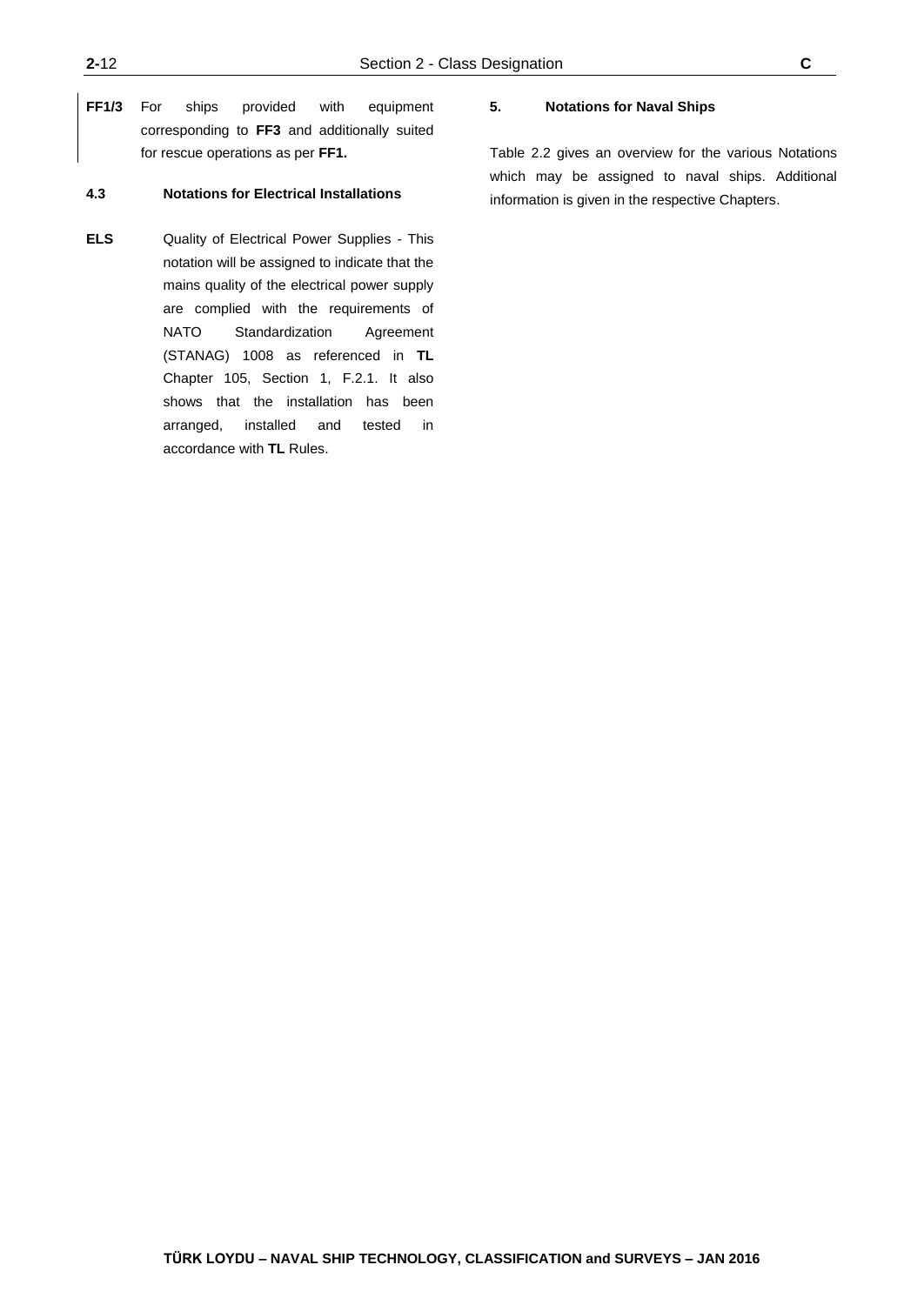**FF1/3** For ships provided with equipment corresponding to **FF3** and additionally suited for rescue operations as per **FF1.**

### 4.3 Notations for Electrical Installations

**ELS** Quality of Electrical Power Supplies - This notation will be assigned to indicate that the mains quality of the electrical power supply are complied with the requirements of NATO Standardization Agreement (STANAG) 1008 as referenced in **TL** Chapter 105, Section 1, F.2.1. It also shows that the installation has been arranged, installed and tested in accordance with **TL** Rules.

## 5. Notations for Naval Ships

Table 2.2 gives an overview for the various Notations which may be assigned to naval ships. Additional information is given in the respective Chapters.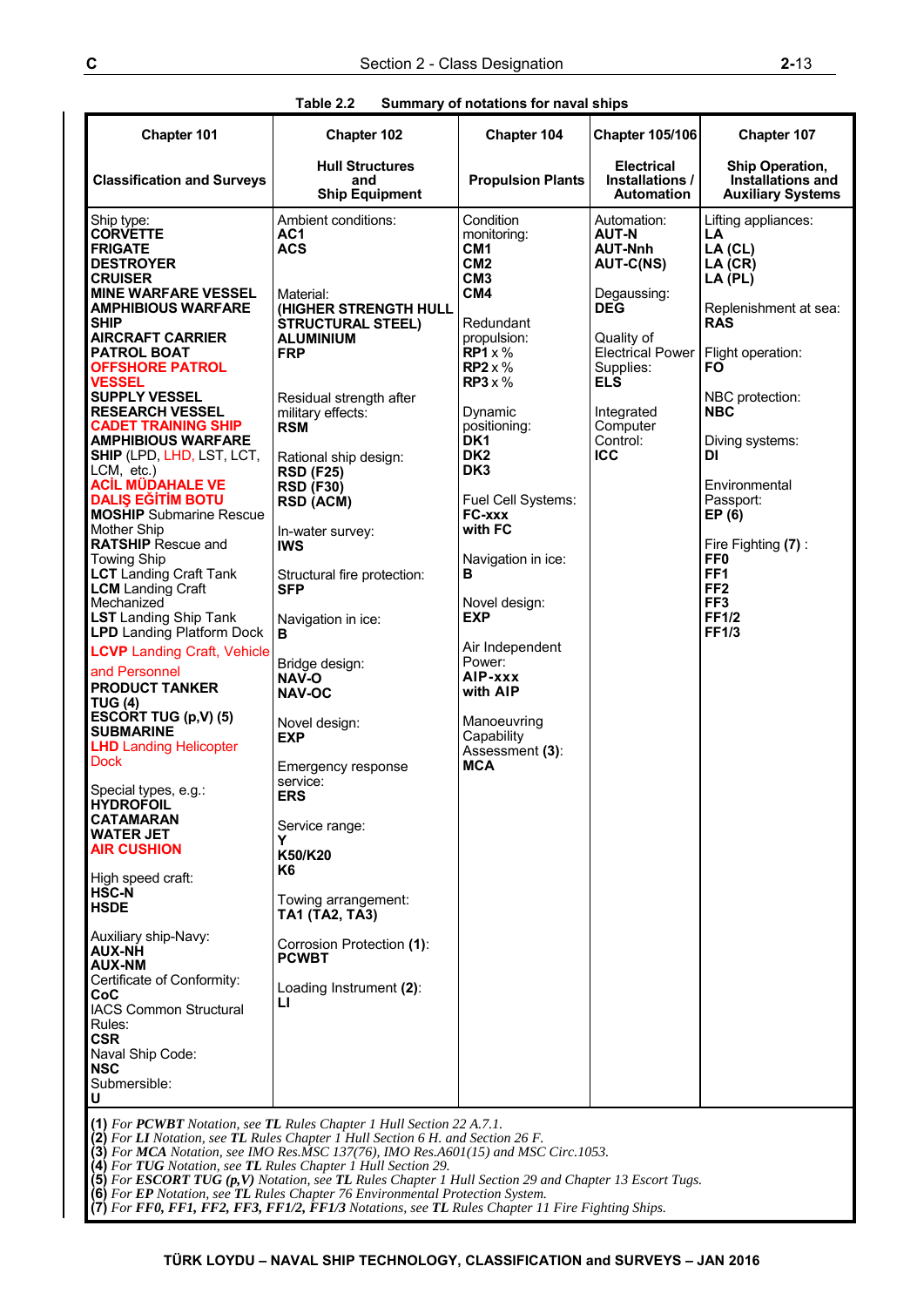**Table 2.2 Summary of notations for naval ships**

| Chapter 101<br><br>Classification and Surveys | Chapter 102<br><br>Hull Structures and Ship Equipment | Chapter 104<br><br>Propulsion Plants | Chapter 105/106<br><br>Electrical Installations / Automation | Chapter 107<br><br>Ship Operation, Installations and Auxiliary Systems |
|---|---|---|---|---|
| Ship type:<br>**CORVETTE**<br>**FRIGATE**<br>**DESTROYER**<br>**CRUISER**<br>**MINE WARFARE VESSEL**<br>**AMPHIBIOUS WARFARE SHIP**<br>**AIRCRAFT CARRIER**<br>**PATROL BOAT**<br>**OFFSHORE PATROL VESSEL**<br>**SUPPLY VESSEL**<br>**RESEARCH VESSEL**<br>**CADET TRAINING SHIP**<br>**AMPHIBIOUS WARFARE SHIP** (LPD, LHD, LST, LCT, LCM, etc.)<br>**ACİL MÜDAHALE VE DALIŞ EĞİTİM BOTU**<br>**MOSHIP** Submarine Rescue Mother Ship<br>**RATSHIP** Rescue and Towing Ship<br>**LCT** Landing Craft Tank<br>**LCM** Landing Craft Mechanized<br>**LST** Landing Ship Tank<br>**LPD** Landing Platform Dock<br>**LCVP** Landing Craft, Vehicle and Personnel<br>**PRODUCT TANKER**<br>**TUG (4)**<br>**ESCORT TUG (p,V) (5)**<br>**SUBMARINE**<br>**LHD** Landing Helicopter Dock<br><br>Special types, e.g.:<br>**HYDROFOIL**<br>**CATAMARAN**<br>**WATER JET**<br>**AIR CUSHION**<br><br>High speed craft:<br>**HSC-N**<br>**HSDE**<br><br>Auxiliary ship-Navy:<br>**AUX-NH**<br>**AUX-NM**<br>Certificate of Conformity:<br>**CoC**<br>IACS Common Structural Rules:<br>**CSR**<br>Naval Ship Code:<br>**NSC**<br>Submersible:<br>**U** | Ambient conditions:<br>**AC1**<br>**ACS**<br><br>Material:<br>**(HIGHER STRENGTH HULL STRUCTURAL STEEL)**<br>**ALUMINIUM**<br>**FRP**<br><br>Residual strength after military effects:<br>**RSM**<br><br>Rational ship design:<br>**RSD (F25)**<br>**RSD (F30)**<br>**RSD (ACM)**<br><br>In-water survey:<br>**IWS**<br><br>Structural fire protection:<br>**SFP**<br><br>Navigation in ice:<br>**B**<br><br>Bridge design:<br>**NAV-O**<br>**NAV-OC**<br><br>Novel design:<br>**EXP**<br><br>Emergency response service:<br>**ERS**<br><br>Service range:<br>**Y**<br>**K50/K20**<br>**K6**<br><br>Towing arrangement:<br>**TA1 (TA2, TA3)**<br><br>Corrosion Protection **(1)**:<br>**PCWBT**<br><br>Loading Instrument **(2)**:<br>**LI** | Condition monitoring:<br>**CM1**<br>**CM2**<br>**CM3**<br>**CM4**<br><br>Redundant propulsion:<br>**RP1** x %<br>**RP2** x %<br>**RP3** x %<br><br>Dynamic positioning:<br>**DK1**<br>**DK2**<br>**DK3**<br><br>Fuel Cell Systems:<br>**FC-xxx**<br>**with FC**<br><br>Navigation in ice:<br>**B**<br><br>Novel design:<br>**EXP**<br><br>Air Independent Power:<br>**AIP-xxx**<br>**with AIP**<br><br>Manoeuvring Capability Assessment **(3)**:<br>**MCA** | Automation:<br>**AUT-N**<br>**AUT-Nnh**<br>**AUT-C(NS)**<br><br>Degaussing:<br>**DEG**<br><br>Quality of Electrical Power Supplies:<br>**ELS**<br><br>Integrated Computer Control:<br>**ICC** | Lifting appliances:<br>**LA**<br>**LA (CL)**<br>**LA (CR)**<br>**LA (PL)**<br><br>Replenishment at sea:<br>**RAS**<br><br>Flight operation:<br>**FO**<br><br>NBC protection:<br>**NBC**<br><br>Diving systems:<br>**DI**<br><br>Environmental Passport:<br>**EP (6)**<br><br>Fire Fighting **(7)** :<br>**FF0**<br>**FF1**<br>**FF2**<br>**FF3**<br>**FF1/2**<br>**FF1/3** |

**(1)** *For* ***PCWBT*** *Notation, see* ***TL*** *Rules Chapter 1 Hull Section 22 A.7.1.*
**(2)** *For* ***LI*** *Notation, see* ***TL*** *Rules Chapter 1 Hull Section 6 H. and Section 26 F.*
**(3)** *For* ***MCA*** *Notation, see IMO Res.MSC 137(76), IMO Res.A601(15) and MSC Circ.1053.*
**(4)** *For* ***TUG*** *Notation, see* ***TL*** *Rules Chapter 1 Hull Section 29.*
**(5)** *For* ***ESCORT TUG (p,V)*** *Notation, see* ***TL*** *Rules Chapter 1 Hull Section 29 and Chapter 13 Escort Tugs.*
**(6)** *For* ***EP*** *Notation, see* ***TL*** *Rules Chapter 76 Environmental Protection System.*
**(7)** *For* ***FF0, FF1, FF2, FF3, FF1/2, FF1/3*** *Notations, see* ***TL*** *Rules Chapter 11 Fire Fighting Ships.*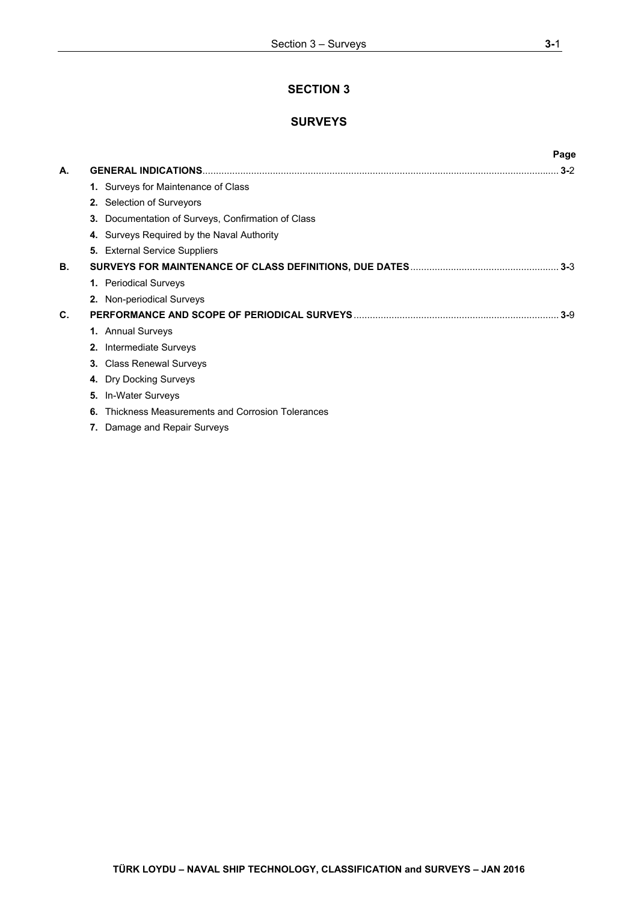# SECTION 3

## SURVEYS

| | | Page |
|---|---|---|
| **A.** | **GENERAL INDICATIONS** | **3-**2 |
| | **1.** Surveys for Maintenance of Class | |
| | **2.** Selection of Surveyors | |
| | **3.** Documentation of Surveys, Confirmation of Class | |
| | **4.** Surveys Required by the Naval Authority | |
| | **5.** External Service Suppliers | |
| **B.** | **SURVEYS FOR MAINTENANCE OF CLASS DEFINITIONS, DUE DATES** | **3-**3 |
| | **1.** Periodical Surveys | |
| | **2.** Non-periodical Surveys | |
| **C.** | **PERFORMANCE AND SCOPE OF PERIODICAL SURVEYS** | **3-**9 |
| | **1.** Annual Surveys | |
| | **2.** Intermediate Surveys | |
| | **3.** Class Renewal Surveys | |
| | **4.** Dry Docking Surveys | |
| | **5.** In-Water Surveys | |
| | **6.** Thickness Measurements and Corrosion Tolerances | |
| | **7.** Damage and Repair Surveys | |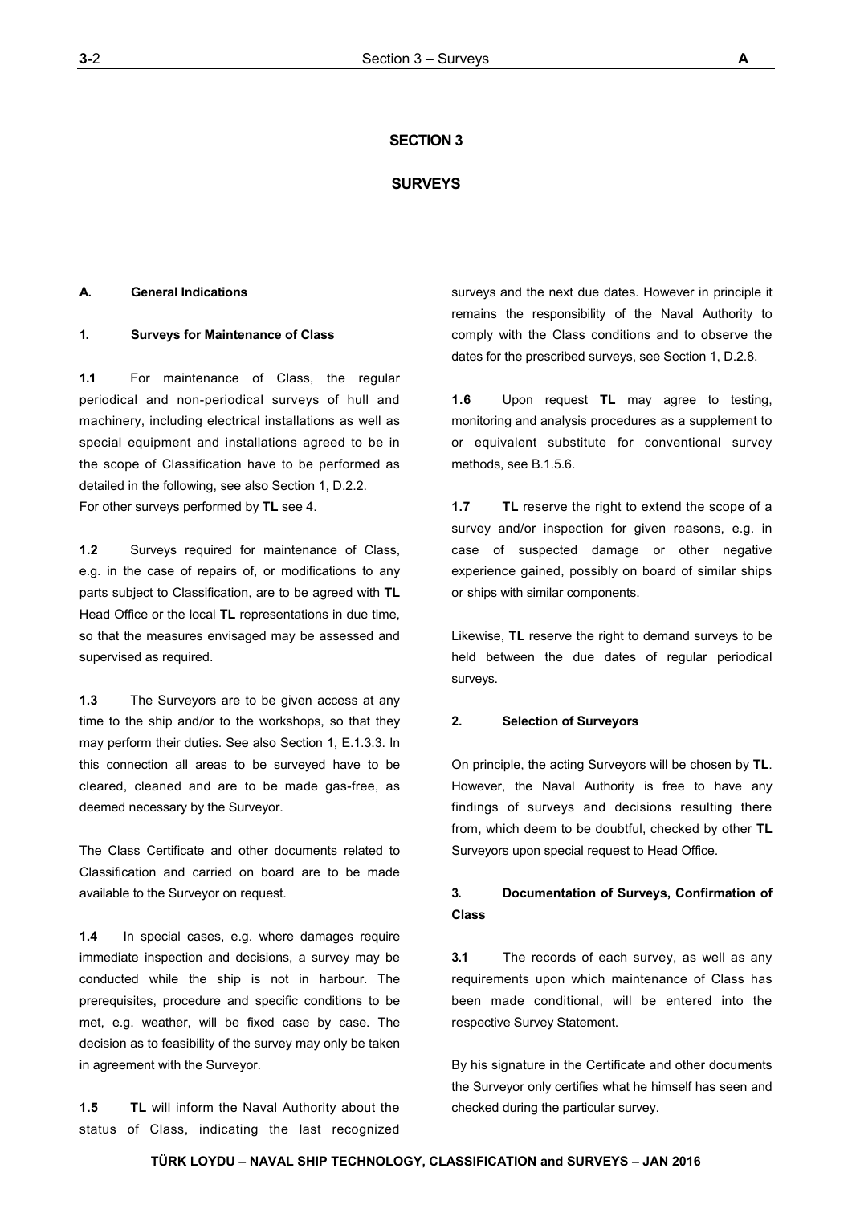# SECTION 3

# SURVEYS

## A. General Indications

### 1. Surveys for Maintenance of Class

**1.1** For maintenance of Class, the regular periodical and non-periodical surveys of hull and machinery, including electrical installations as well as special equipment and installations agreed to be in the scope of Classification have to be performed as detailed in the following, see also Section 1, D.2.2.
For other surveys performed by **TL** see 4.

**1.2** Surveys required for maintenance of Class, e.g. in the case of repairs of, or modifications to any parts subject to Classification, are to be agreed with **TL** Head Office or the local **TL** representations in due time, so that the measures envisaged may be assessed and supervised as required.

**1.3** The Surveyors are to be given access at any time to the ship and/or to the workshops, so that they may perform their duties. See also Section 1, E.1.3.3. In this connection all areas to be surveyed have to be cleared, cleaned and are to be made gas-free, as deemed necessary by the Surveyor.

The Class Certificate and other documents related to Classification and carried on board are to be made available to the Surveyor on request.

**1.4** In special cases, e.g. where damages require immediate inspection and decisions, a survey may be conducted while the ship is not in harbour. The prerequisites, procedure and specific conditions to be met, e.g. weather, will be fixed case by case. The decision as to feasibility of the survey may only be taken in agreement with the Surveyor.

**1.5** **TL** will inform the Naval Authority about the status of Class, indicating the last recognized surveys and the next due dates. However in principle it remains the responsibility of the Naval Authority to comply with the Class conditions and to observe the dates for the prescribed surveys, see Section 1, D.2.8.

**1.6** Upon request **TL** may agree to testing, monitoring and analysis procedures as a supplement to or equivalent substitute for conventional survey methods, see B.1.5.6.

**1.7** **TL** reserve the right to extend the scope of a survey and/or inspection for given reasons, e.g. in case of suspected damage or other negative experience gained, possibly on board of similar ships or ships with similar components.

Likewise, **TL** reserve the right to demand surveys to be held between the due dates of regular periodical surveys.

### 2. Selection of Surveyors

On principle, the acting Surveyors will be chosen by **TL**. However, the Naval Authority is free to have any findings of surveys and decisions resulting there from, which deem to be doubtful, checked by other **TL** Surveyors upon special request to Head Office.

### 3. Documentation of Surveys, Confirmation of Class

**3.1** The records of each survey, as well as any requirements upon which maintenance of Class has been made conditional, will be entered into the respective Survey Statement.

By his signature in the Certificate and other documents the Surveyor only certifies what he himself has seen and checked during the particular survey.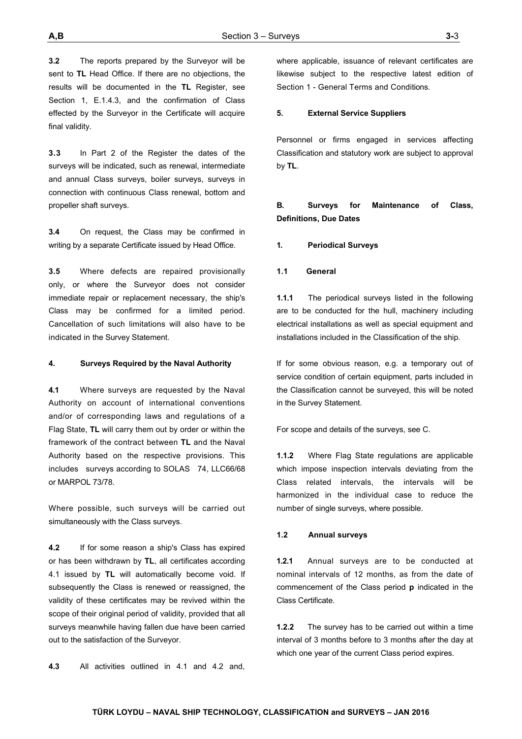**3.2** The reports prepared by the Surveyor will be sent to **TL** Head Office. If there are no objections, the results will be documented in the **TL** Register, see Section 1, E.1.4.3, and the confirmation of Class effected by the Surveyor in the Certificate will acquire final validity.

**3.3** In Part 2 of the Register the dates of the surveys will be indicated, such as renewal, intermediate and annual Class surveys, boiler surveys, surveys in connection with continuous Class renewal, bottom and propeller shaft surveys.

**3.4** On request, the Class may be confirmed in writing by a separate Certificate issued by Head Office.

**3.5** Where defects are repaired provisionally only, or where the Surveyor does not consider immediate repair or replacement necessary, the ship's Class may be confirmed for a limited period. Cancellation of such limitations will also have to be indicated in the Survey Statement.

#### 4. Surveys Required by the Naval Authority

**4.1** Where surveys are requested by the Naval Authority on account of international conventions and/or of corresponding laws and regulations of a Flag State, **TL** will carry them out by order or within the framework of the contract between **TL** and the Naval Authority based on the respective provisions. This includes surveys according to SOLAS 74, LLC66/68 or MARPOL 73/78.

Where possible, such surveys will be carried out simultaneously with the Class surveys.

**4.2** If for some reason a ship's Class has expired or has been withdrawn by **TL**, all certificates according 4.1 issued by **TL** will automatically become void. If subsequently the Class is renewed or reassigned, the validity of these certificates may be revived within the scope of their original period of validity, provided that all surveys meanwhile having fallen due have been carried out to the satisfaction of the Surveyor.

**4.3** All activities outlined in 4.1 and 4.2 and, where applicable, issuance of relevant certificates are likewise subject to the respective latest edition of Section 1 - General Terms and Conditions.

#### 5. External Service Suppliers

Personnel or firms engaged in services affecting Classification and statutory work are subject to approval by **TL**.

## B. Surveys for Maintenance of Class, Definitions, Due Dates

### 1. Periodical Surveys

#### 1.1 General

**1.1.1** The periodical surveys listed in the following are to be conducted for the hull, machinery including electrical installations as well as special equipment and installations included in the Classification of the ship.

If for some obvious reason, e.g. a temporary out of service condition of certain equipment, parts included in the Classification cannot be surveyed, this will be noted in the Survey Statement.

For scope and details of the surveys, see C.

**1.1.2** Where Flag State regulations are applicable which impose inspection intervals deviating from the Class related intervals, the intervals will be harmonized in the individual case to reduce the number of single surveys, where possible.

#### 1.2 Annual surveys

**1.2.1** Annual surveys are to be conducted at nominal intervals of 12 months, as from the date of commencement of the Class period **p** indicated in the Class Certificate.

**1.2.2** The survey has to be carried out within a time interval of 3 months before to 3 months after the day at which one year of the current Class period expires.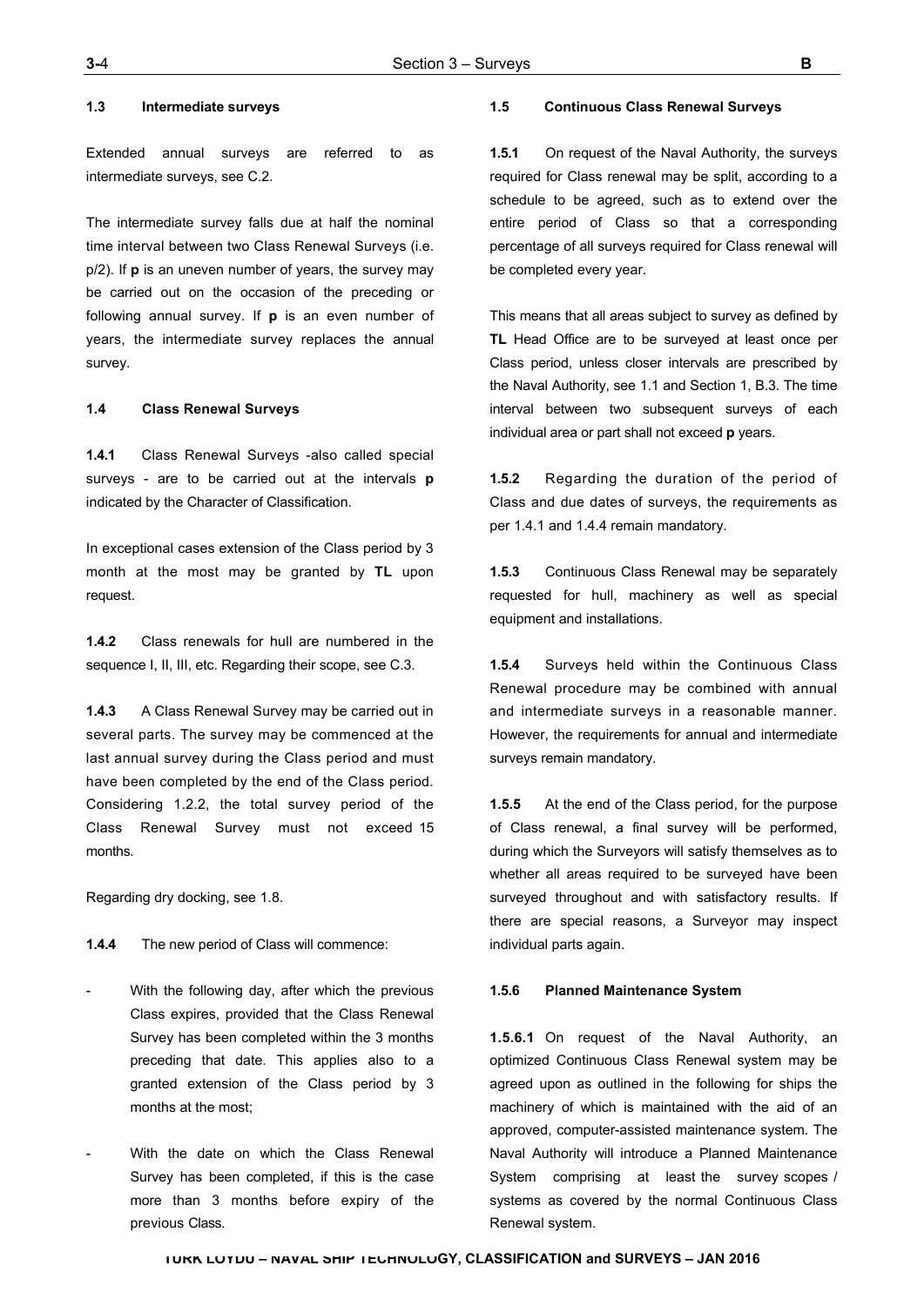#### 1.3 Intermediate surveys

Extended annual surveys are referred to as intermediate surveys, see C.2.

The intermediate survey falls due at half the nominal time interval between two Class Renewal Surveys (i.e. p/2). If **p** is an uneven number of years, the survey may be carried out on the occasion of the preceding or following annual survey. If **p** is an even number of years, the intermediate survey replaces the annual survey.

#### 1.4 Class Renewal Surveys

**1.4.1** Class Renewal Surveys -also called special surveys - are to be carried out at the intervals **p** indicated by the Character of Classification.

In exceptional cases extension of the Class period by 3 month at the most may be granted by **TL** upon request.

**1.4.2** Class renewals for hull are numbered in the sequence I, II, III, etc. Regarding their scope, see C.3.

**1.4.3** A Class Renewal Survey may be carried out in several parts. The survey may be commenced at the last annual survey during the Class period and must have been completed by the end of the Class period. Considering 1.2.2, the total survey period of the Class Renewal Survey must not exceed 15 months.

Regarding dry docking, see 1.8.

**1.4.4** The new period of Class will commence:

- With the following day, after which the previous Class expires, provided that the Class Renewal Survey has been completed within the 3 months preceding that date. This applies also to a granted extension of the Class period by 3 months at the most;
- With the date on which the Class Renewal Survey has been completed, if this is the case more than 3 months before expiry of the previous Class.

#### 1.5 Continuous Class Renewal Surveys

**1.5.1** On request of the Naval Authority, the surveys required for Class renewal may be split, according to a schedule to be agreed, such as to extend over the entire period of Class so that a corresponding percentage of all surveys required for Class renewal will be completed every year.

This means that all areas subject to survey as defined by **TL** Head Office are to be surveyed at least once per Class period, unless closer intervals are prescribed by the Naval Authority, see 1.1 and Section 1, B.3. The time interval between two subsequent surveys of each individual area or part shall not exceed **p** years.

**1.5.2** Regarding the duration of the period of Class and due dates of surveys, the requirements as per 1.4.1 and 1.4.4 remain mandatory.

**1.5.3** Continuous Class Renewal may be separately requested for hull, machinery as well as special equipment and installations.

**1.5.4** Surveys held within the Continuous Class Renewal procedure may be combined with annual and intermediate surveys in a reasonable manner. However, the requirements for annual and intermediate surveys remain mandatory.

**1.5.5** At the end of the Class period, for the purpose of Class renewal, a final survey will be performed, during which the Surveyors will satisfy themselves as to whether all areas required to be surveyed have been surveyed throughout and with satisfactory results. If there are special reasons, a Surveyor may inspect individual parts again.

#### 1.5.6 Planned Maintenance System

**1.5.6.1** On request of the Naval Authority, an optimized Continuous Class Renewal system may be agreed upon as outlined in the following for ships the machinery of which is maintained with the aid of an approved, computer-assisted maintenance system. The Naval Authority will introduce a Planned Maintenance System comprising at least the survey scopes / systems as covered by the normal Continuous Class Renewal system.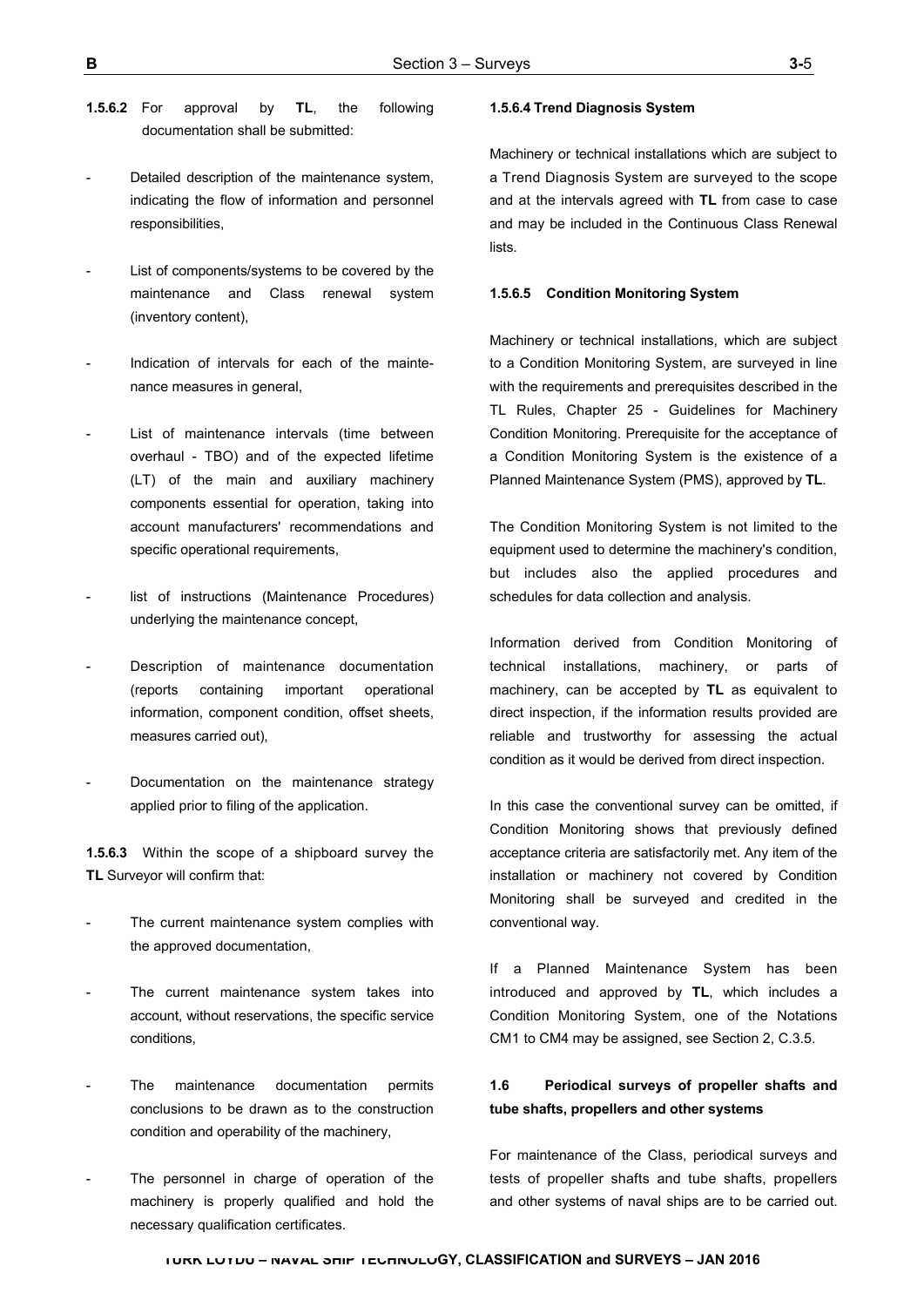**1.5.6.2** For approval by **TL**, the following documentation shall be submitted:

- Detailed description of the maintenance system, indicating the flow of information and personnel responsibilities,
- List of components/systems to be covered by the maintenance and Class renewal system (inventory content),
- Indication of intervals for each of the maintenance measures in general,
- List of maintenance intervals (time between overhaul - TBO) and of the expected lifetime (LT) of the main and auxiliary machinery components essential for operation, taking into account manufacturers' recommendations and specific operational requirements,
- list of instructions (Maintenance Procedures) underlying the maintenance concept,
- Description of maintenance documentation (reports containing important operational information, component condition, offset sheets, measures carried out),
- Documentation on the maintenance strategy applied prior to filing of the application.

**1.5.6.3** Within the scope of a shipboard survey the **TL** Surveyor will confirm that:

- The current maintenance system complies with the approved documentation,
- The current maintenance system takes into account, without reservations, the specific service conditions,
- The maintenance documentation permits conclusions to be drawn as to the construction condition and operability of the machinery,
- The personnel in charge of operation of the machinery is properly qualified and hold the necessary qualification certificates.

**1.5.6.4 Trend Diagnosis System**

Machinery or technical installations which are subject to a Trend Diagnosis System are surveyed to the scope and at the intervals agreed with **TL** from case to case and may be included in the Continuous Class Renewal lists.

**1.5.6.5 Condition Monitoring System**

Machinery or technical installations, which are subject to a Condition Monitoring System, are surveyed in line with the requirements and prerequisites described in the TL Rules, Chapter 25 - Guidelines for Machinery Condition Monitoring. Prerequisite for the acceptance of a Condition Monitoring System is the existence of a Planned Maintenance System (PMS), approved by **TL**.

The Condition Monitoring System is not limited to the equipment used to determine the machinery's condition, but includes also the applied procedures and schedules for data collection and analysis.

Information derived from Condition Monitoring of technical installations, machinery, or parts of machinery, can be accepted by **TL** as equivalent to direct inspection, if the information results provided are reliable and trustworthy for assessing the actual condition as it would be derived from direct inspection.

In this case the conventional survey can be omitted, if Condition Monitoring shows that previously defined acceptance criteria are satisfactorily met. Any item of the installation or machinery not covered by Condition Monitoring shall be surveyed and credited in the conventional way.

If a Planned Maintenance System has been introduced and approved by **TL**, which includes a Condition Monitoring System, one of the Notations CM1 to CM4 may be assigned, see Section 2, C.3.5.

**1.6 Periodical surveys of propeller shafts and tube shafts, propellers and other systems**

For maintenance of the Class, periodical surveys and tests of propeller shafts and tube shafts, propellers and other systems of naval ships are to be carried out.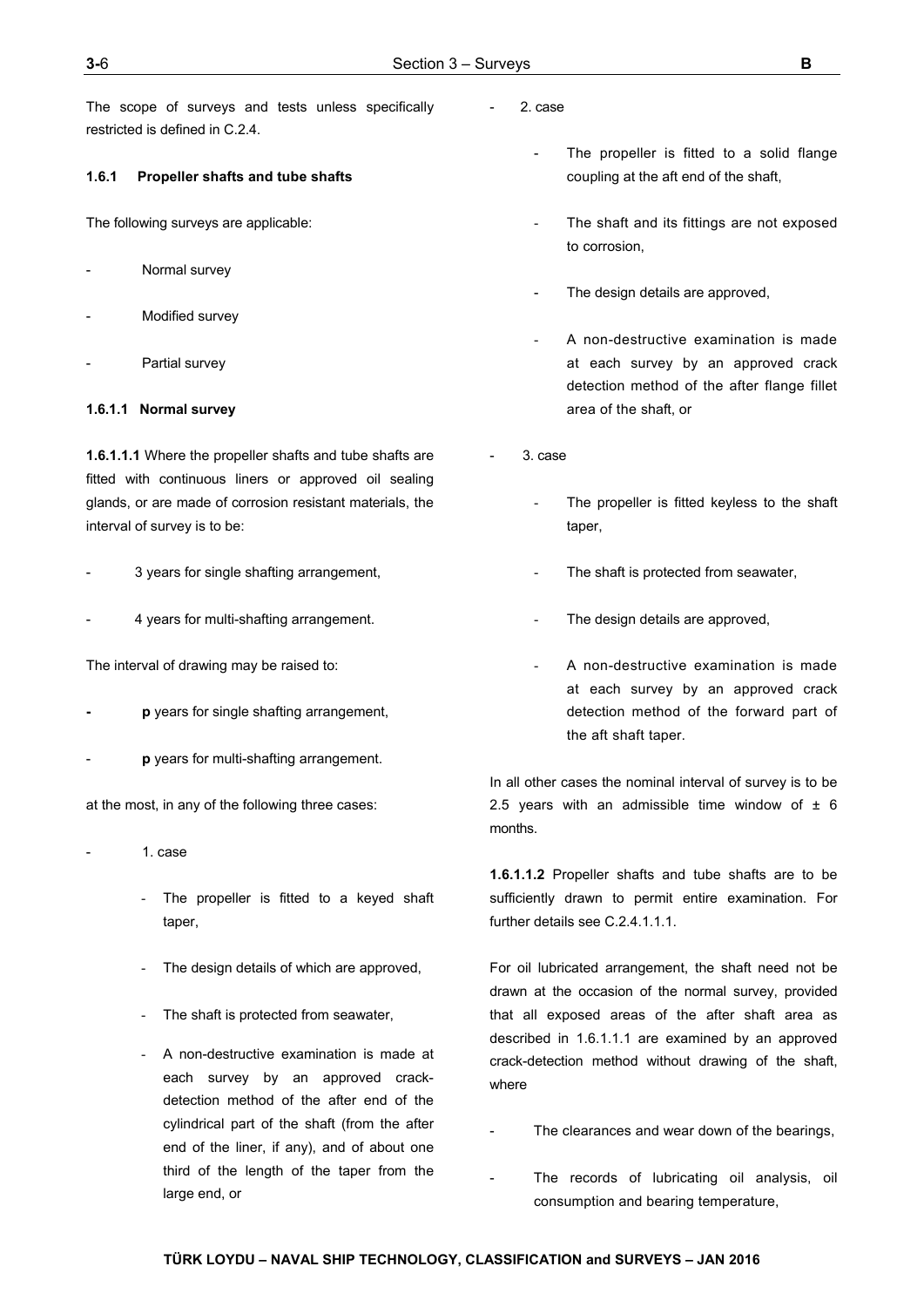The scope of surveys and tests unless specifically restricted is defined in C.2.4.

#### 1.6.1 Propeller shafts and tube shafts

The following surveys are applicable:

- Normal survey
- Modified survey
- Partial survey

##### 1.6.1.1 Normal survey

**1.6.1.1.1** Where the propeller shafts and tube shafts are fitted with continuous liners or approved oil sealing glands, or are made of corrosion resistant materials, the interval of survey is to be:

- 3 years for single shafting arrangement,
- 4 years for multi-shafting arrangement.

The interval of drawing may be raised to:

- **p** years for single shafting arrangement,
- **p** years for multi-shafting arrangement.

at the most, in any of the following three cases:

- 1. case
  - The propeller is fitted to a keyed shaft taper,
  - The design details of which are approved,
  - The shaft is protected from seawater,
  - A non-destructive examination is made at each survey by an approved crack-detection method of the after end of the cylindrical part of the shaft (from the after end of the liner, if any), and of about one third of the length of the taper from the large end, or
- 2. case
  - The propeller is fitted to a solid flange coupling at the aft end of the shaft,
  - The shaft and its fittings are not exposed to corrosion,
  - The design details are approved,
  - A non-destructive examination is made at each survey by an approved crack detection method of the after flange fillet area of the shaft, or
- 3. case
  - The propeller is fitted keyless to the shaft taper,
  - The shaft is protected from seawater,
  - The design details are approved,
  - A non-destructive examination is made at each survey by an approved crack detection method of the forward part of the aft shaft taper.

In all other cases the nominal interval of survey is to be 2.5 years with an admissible time window of ± 6 months.

**1.6.1.1.2** Propeller shafts and tube shafts are to be sufficiently drawn to permit entire examination. For further details see C.2.4.1.1.1.

For oil lubricated arrangement, the shaft need not be drawn at the occasion of the normal survey, provided that all exposed areas of the after shaft area as described in 1.6.1.1.1 are examined by an approved crack-detection method without drawing of the shaft, where

- The clearances and wear down of the bearings,
- The records of lubricating oil analysis, oil consumption and bearing temperature,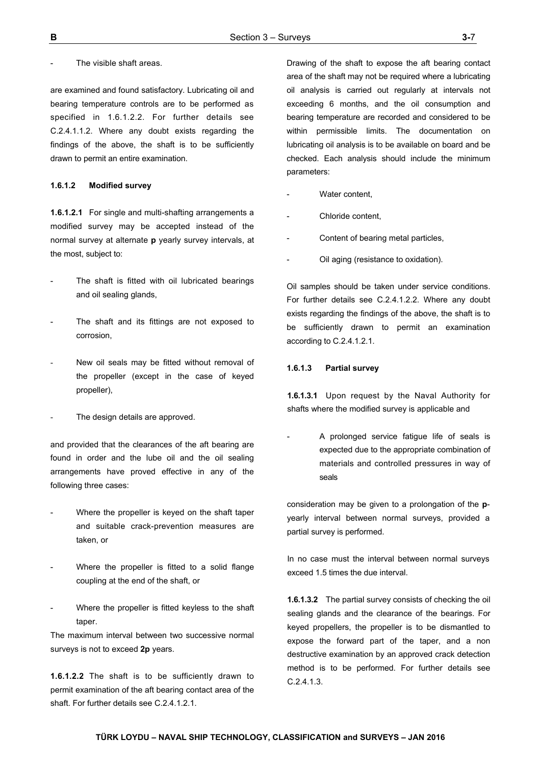- The visible shaft areas.

are examined and found satisfactory. Lubricating oil and bearing temperature controls are to be performed as specified in 1.6.1.2.2. For further details see C.2.4.1.1.2. Where any doubt exists regarding the findings of the above, the shaft is to be sufficiently drawn to permit an entire examination.

#### 1.6.1.2 Modified survey

**1.6.1.2.1** For single and multi-shafting arrangements a modified survey may be accepted instead of the normal survey at alternate **p** yearly survey intervals, at the most, subject to:

- The shaft is fitted with oil lubricated bearings and oil sealing glands,
- The shaft and its fittings are not exposed to corrosion,
- New oil seals may be fitted without removal of the propeller (except in the case of keyed propeller),
- The design details are approved.

and provided that the clearances of the aft bearing are found in order and the lube oil and the oil sealing arrangements have proved effective in any of the following three cases:

- Where the propeller is keyed on the shaft taper and suitable crack-prevention measures are taken, or
- Where the propeller is fitted to a solid flange coupling at the end of the shaft, or
- Where the propeller is fitted keyless to the shaft taper.

The maximum interval between two successive normal surveys is not to exceed **2p** years.

**1.6.1.2.2** The shaft is to be sufficiently drawn to permit examination of the aft bearing contact area of the shaft. For further details see C.2.4.1.2.1.

Drawing of the shaft to expose the aft bearing contact area of the shaft may not be required where a lubricating oil analysis is carried out regularly at intervals not exceeding 6 months, and the oil consumption and bearing temperature are recorded and considered to be within permissible limits. The documentation on lubricating oil analysis is to be available on board and be checked. Each analysis should include the minimum parameters:

- Water content,
- Chloride content,
- Content of bearing metal particles,
- Oil aging (resistance to oxidation).

Oil samples should be taken under service conditions. For further details see C.2.4.1.2.2. Where any doubt exists regarding the findings of the above, the shaft is to be sufficiently drawn to permit an examination according to C.2.4.1.2.1.

#### 1.6.1.3 Partial survey

**1.6.1.3.1** Upon request by the Naval Authority for shafts where the modified survey is applicable and

- A prolonged service fatigue life of seals is expected due to the appropriate combination of materials and controlled pressures in way of seals

consideration may be given to a prolongation of the **p**-yearly interval between normal surveys, provided a partial survey is performed.

In no case must the interval between normal surveys exceed 1.5 times the due interval.

**1.6.1.3.2** The partial survey consists of checking the oil sealing glands and the clearance of the bearings. For keyed propellers, the propeller is to be dismantled to expose the forward part of the taper, and a non destructive examination by an approved crack detection method is to be performed. For further details see C.2.4.1.3.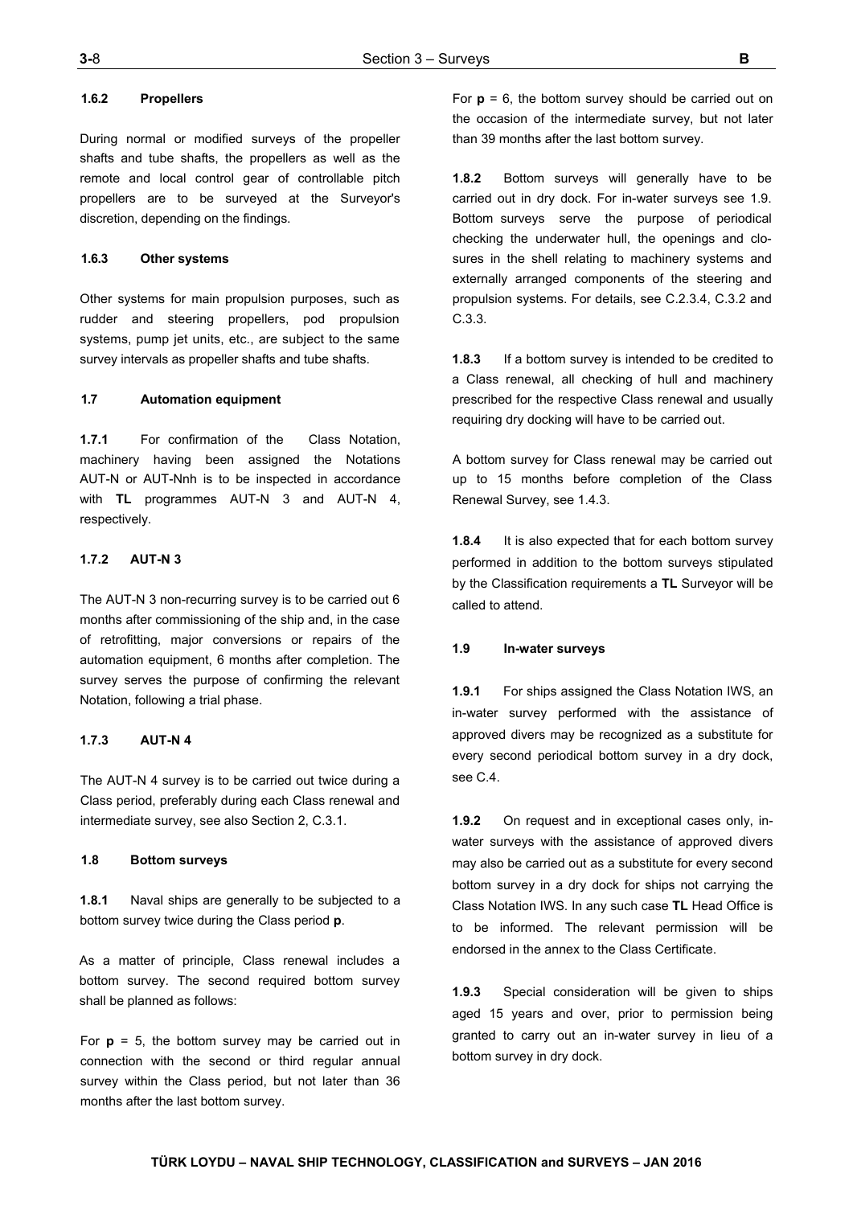#### 1.6.2 Propellers

During normal or modified surveys of the propeller shafts and tube shafts, the propellers as well as the remote and local control gear of controllable pitch propellers are to be surveyed at the Surveyor's discretion, depending on the findings.

#### 1.6.3 Other systems

Other systems for main propulsion purposes, such as rudder and steering propellers, pod propulsion systems, pump jet units, etc., are subject to the same survey intervals as propeller shafts and tube shafts.

### 1.7 Automation equipment

**1.7.1** For confirmation of the Class Notation, machinery having been assigned the Notations AUT-N or AUT-Nnh is to be inspected in accordance with **TL** programmes AUT-N 3 and AUT-N 4, respectively.

#### 1.7.2 AUT-N 3

The AUT-N 3 non-recurring survey is to be carried out 6 months after commissioning of the ship and, in the case of retrofitting, major conversions or repairs of the automation equipment, 6 months after completion. The survey serves the purpose of confirming the relevant Notation, following a trial phase.

#### 1.7.3 AUT-N 4

The AUT-N 4 survey is to be carried out twice during a Class period, preferably during each Class renewal and intermediate survey, see also Section 2, C.3.1.

### 1.8 Bottom surveys

**1.8.1** Naval ships are generally to be subjected to a bottom survey twice during the Class period **p**.

As a matter of principle, Class renewal includes a bottom survey. The second required bottom survey shall be planned as follows:

For **p** = 5, the bottom survey may be carried out in connection with the second or third regular annual survey within the Class period, but not later than 36 months after the last bottom survey.

For **p** = 6, the bottom survey should be carried out on the occasion of the intermediate survey, but not later than 39 months after the last bottom survey.

**1.8.2** Bottom surveys will generally have to be carried out in dry dock. For in-water surveys see 1.9. Bottom surveys serve the purpose of periodical checking the underwater hull, the openings and closures in the shell relating to machinery systems and externally arranged components of the steering and propulsion systems. For details, see C.2.3.4, C.3.2 and C.3.3.

**1.8.3** If a bottom survey is intended to be credited to a Class renewal, all checking of hull and machinery prescribed for the respective Class renewal and usually requiring dry docking will have to be carried out.

A bottom survey for Class renewal may be carried out up to 15 months before completion of the Class Renewal Survey, see 1.4.3.

**1.8.4** It is also expected that for each bottom survey performed in addition to the bottom surveys stipulated by the Classification requirements a **TL** Surveyor will be called to attend.

### 1.9 In-water surveys

**1.9.1** For ships assigned the Class Notation IWS, an in-water survey performed with the assistance of approved divers may be recognized as a substitute for every second periodical bottom survey in a dry dock, see C.4.

**1.9.2** On request and in exceptional cases only, in-water surveys with the assistance of approved divers may also be carried out as a substitute for every second bottom survey in a dry dock for ships not carrying the Class Notation IWS. In any such case **TL** Head Office is to be informed. The relevant permission will be endorsed in the annex to the Class Certificate.

**1.9.3** Special consideration will be given to ships aged 15 years and over, prior to permission being granted to carry out an in-water survey in lieu of a bottom survey in dry dock.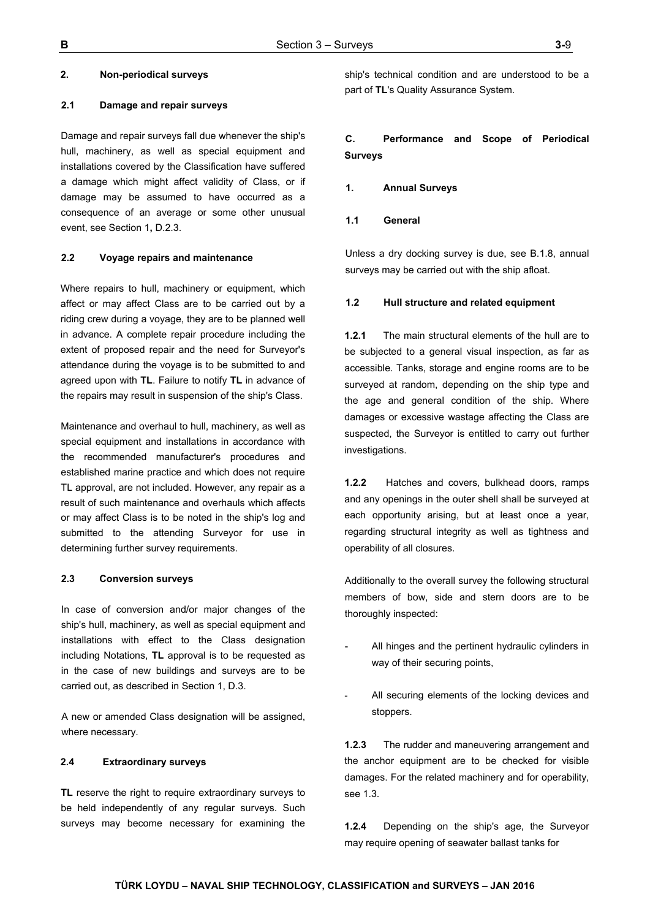### 2. Non-periodical surveys

#### 2.1 Damage and repair surveys

Damage and repair surveys fall due whenever the ship's hull, machinery, as well as special equipment and installations covered by the Classification have suffered a damage which might affect validity of Class, or if damage may be assumed to have occurred as a consequence of an average or some other unusual event, see Section 1**,** D.2.3.

#### 2.2 Voyage repairs and maintenance

Where repairs to hull, machinery or equipment, which affect or may affect Class are to be carried out by a riding crew during a voyage, they are to be planned well in advance. A complete repair procedure including the extent of proposed repair and the need for Surveyor's attendance during the voyage is to be submitted to and agreed upon with **TL**. Failure to notify **TL** in advance of the repairs may result in suspension of the ship's Class.

Maintenance and overhaul to hull, machinery, as well as special equipment and installations in accordance with the recommended manufacturer's procedures and established marine practice and which does not require TL approval, are not included. However, any repair as a result of such maintenance and overhauls which affects or may affect Class is to be noted in the ship's log and submitted to the attending Surveyor for use in determining further survey requirements.

#### 2.3 Conversion surveys

In case of conversion and/or major changes of the ship's hull, machinery, as well as special equipment and installations with effect to the Class designation including Notations, **TL** approval is to be requested as in the case of new buildings and surveys are to be carried out, as described in Section 1, D.3.

A new or amended Class designation will be assigned, where necessary.

#### 2.4 Extraordinary surveys

**TL** reserve the right to require extraordinary surveys to be held independently of any regular surveys. Such surveys may become necessary for examining the ship's technical condition and are understood to be a part of **TL**'s Quality Assurance System.

## C. Performance and Scope of Periodical Surveys

### 1. Annual Surveys

#### 1.1 General

Unless a dry docking survey is due, see B.1.8, annual surveys may be carried out with the ship afloat.

#### 1.2 Hull structure and related equipment

**1.2.1** The main structural elements of the hull are to be subjected to a general visual inspection, as far as accessible. Tanks, storage and engine rooms are to be surveyed at random, depending on the ship type and the age and general condition of the ship. Where damages or excessive wastage affecting the Class are suspected, the Surveyor is entitled to carry out further investigations.

**1.2.2** Hatches and covers, bulkhead doors, ramps and any openings in the outer shell shall be surveyed at each opportunity arising, but at least once a year, regarding structural integrity as well as tightness and operability of all closures.

Additionally to the overall survey the following structural members of bow, side and stern doors are to be thoroughly inspected:

- All hinges and the pertinent hydraulic cylinders in way of their securing points,
- All securing elements of the locking devices and stoppers.

**1.2.3** The rudder and maneuvering arrangement and the anchor equipment are to be checked for visible damages. For the related machinery and for operability, see 1.3.

**1.2.4** Depending on the ship's age, the Surveyor may require opening of seawater ballast tanks for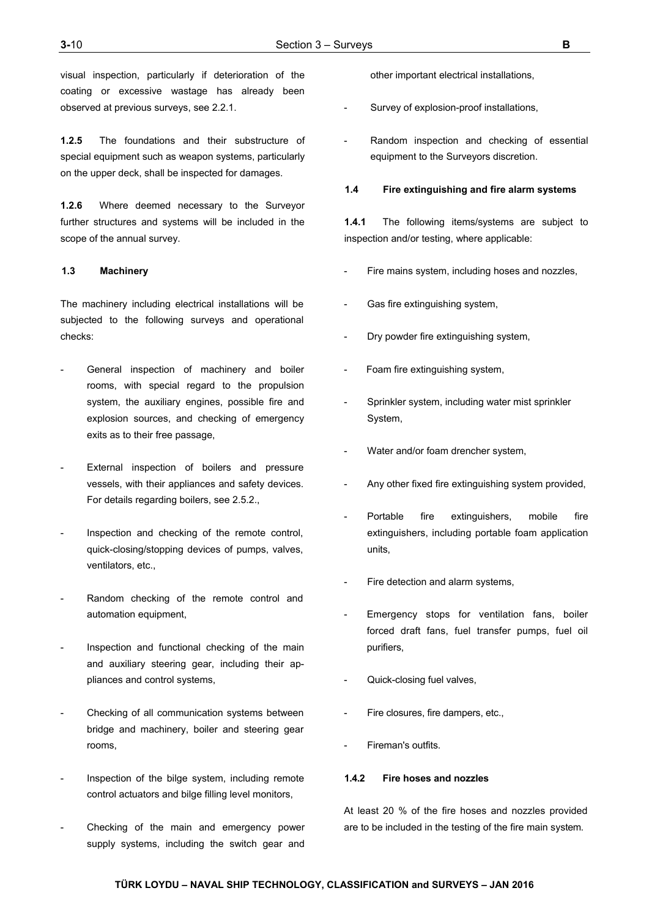visual inspection, particularly if deterioration of the coating or excessive wastage has already been observed at previous surveys, see 2.2.1.

**1.2.5** The foundations and their substructure of special equipment such as weapon systems, particularly on the upper deck, shall be inspected for damages.

**1.2.6** Where deemed necessary to the Surveyor further structures and systems will be included in the scope of the annual survey.

### 1.3 Machinery

The machinery including electrical installations will be subjected to the following surveys and operational checks:

- General inspection of machinery and boiler rooms, with special regard to the propulsion system, the auxiliary engines, possible fire and explosion sources, and checking of emergency exits as to their free passage,
- External inspection of boilers and pressure vessels, with their appliances and safety devices. For details regarding boilers, see 2.5.2.,
- Inspection and checking of the remote control, quick-closing/stopping devices of pumps, valves, ventilators, etc.,
- Random checking of the remote control and automation equipment,
- Inspection and functional checking of the main and auxiliary steering gear, including their appliances and control systems,
- Checking of all communication systems between bridge and machinery, boiler and steering gear rooms,
- Inspection of the bilge system, including remote control actuators and bilge filling level monitors,
- Checking of the main and emergency power supply systems, including the switch gear and other important electrical installations,
- Survey of explosion-proof installations,
- Random inspection and checking of essential equipment to the Surveyors discretion.

### 1.4 Fire extinguishing and fire alarm systems

**1.4.1** The following items/systems are subject to inspection and/or testing, where applicable:

- Fire mains system, including hoses and nozzles,
- Gas fire extinguishing system,
- Dry powder fire extinguishing system,
- Foam fire extinguishing system,
- Sprinkler system, including water mist sprinkler System,
- Water and/or foam drencher system,
- Any other fixed fire extinguishing system provided,
- Portable fire extinguishers, mobile fire extinguishers, including portable foam application units,
- Fire detection and alarm systems,
- Emergency stops for ventilation fans, boiler forced draft fans, fuel transfer pumps, fuel oil purifiers,
- Quick-closing fuel valves,
- Fire closures, fire dampers, etc.,
- Fireman's outfits.

**1.4.2 Fire hoses and nozzles**

At least 20 % of the fire hoses and nozzles provided are to be included in the testing of the fire main system.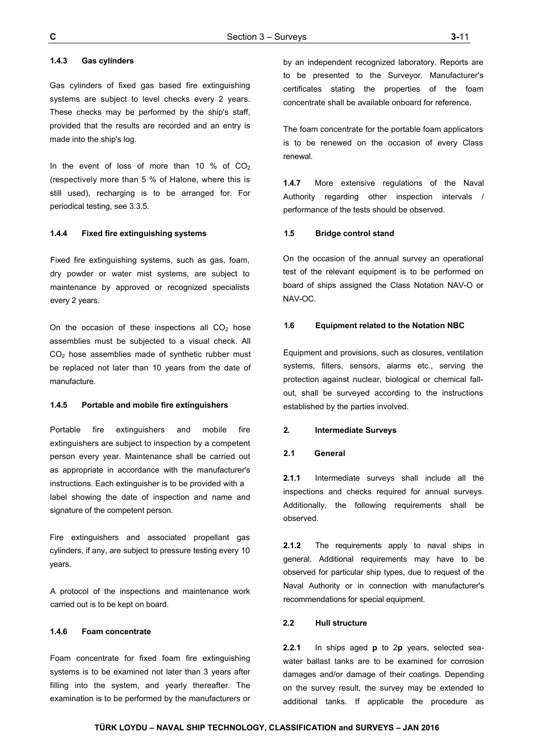#### 1.4.3 Gas cylinders

Gas cylinders of fixed gas based fire extinguishing systems are subject to level checks every 2 years. These checks may be performed by the ship's staff, provided that the results are recorded and an entry is made into the ship's log.

In the event of loss of more than 10 % of $CO_2$ (respectively more than 5 % of Halone, where this is still used), recharging is to be arranged for. For periodical testing, see 3.3.5.

#### 1.4.4 Fixed fire extinguishing systems

Fixed fire extinguishing systems, such as gas, foam, dry powder or water mist systems, are subject to maintenance by approved or recognized specialists every 2 years.

On the occasion of these inspections all $CO_2$ hose assemblies must be subjected to a visual check. All $CO_2$ hose assemblies made of synthetic rubber must be replaced not later than 10 years from the date of manufacture.

#### 1.4.5 Portable and mobile fire extinguishers

Portable fire extinguishers and mobile fire extinguishers are subject to inspection by a competent person every year. Maintenance shall be carried out as appropriate in accordance with the manufacturer's instructions. Each extinguisher is to be provided with a label showing the date of inspection and name and signature of the competent person.

Fire extinguishers and associated propellant gas cylinders, if any, are subject to pressure testing every 10 years.

A protocol of the inspections and maintenance work carried out is to be kept on board.

#### 1.4.6 Foam concentrate

Foam concentrate for fixed foam fire extinguishing systems is to be examined not later than 3 years after filling into the system, and yearly thereafter. The examination is to be performed by the manufacturers or by an independent recognized laboratory. Reports are to be presented to the Surveyor. Manufacturer's certificates stating the properties of the foam concentrate shall be available onboard for reference.

The foam concentrate for the portable foam applicators is to be renewed on the occasion of every Class renewal.

**1.4.7** More extensive regulations of the Naval Authority regarding other inspection intervals / performance of the tests should be observed.

### 1.5 Bridge control stand

On the occasion of the annual survey an operational test of the relevant equipment is to be performed on board of ships assigned the Class Notation NAV-O or NAV-OC.

### 1.6 Equipment related to the Notation NBC

Equipment and provisions, such as closures, ventilation systems, filters, sensors, alarms etc., serving the protection against nuclear, biological or chemical fall-out, shall be surveyed according to the instructions established by the parties involved.

## 2. Intermediate Surveys

### 2.1 General

**2.1.1** Intermediate surveys shall include all the inspections and checks required for annual surveys. Additionally, the following requirements shall be observed.

**2.1.2** The requirements apply to naval ships in general. Additional requirements may have to be observed for particular ship types, due to request of the Naval Authority or in connection with manufacturer's recommendations for special equipment.

### 2.2 Hull structure

**2.2.1** In ships aged **p** to 2**p** years, selected sea-water ballast tanks are to be examined for corrosion damages and/or damage of their coatings. Depending on the survey result, the survey may be extended to additional tanks. If applicable the procedure as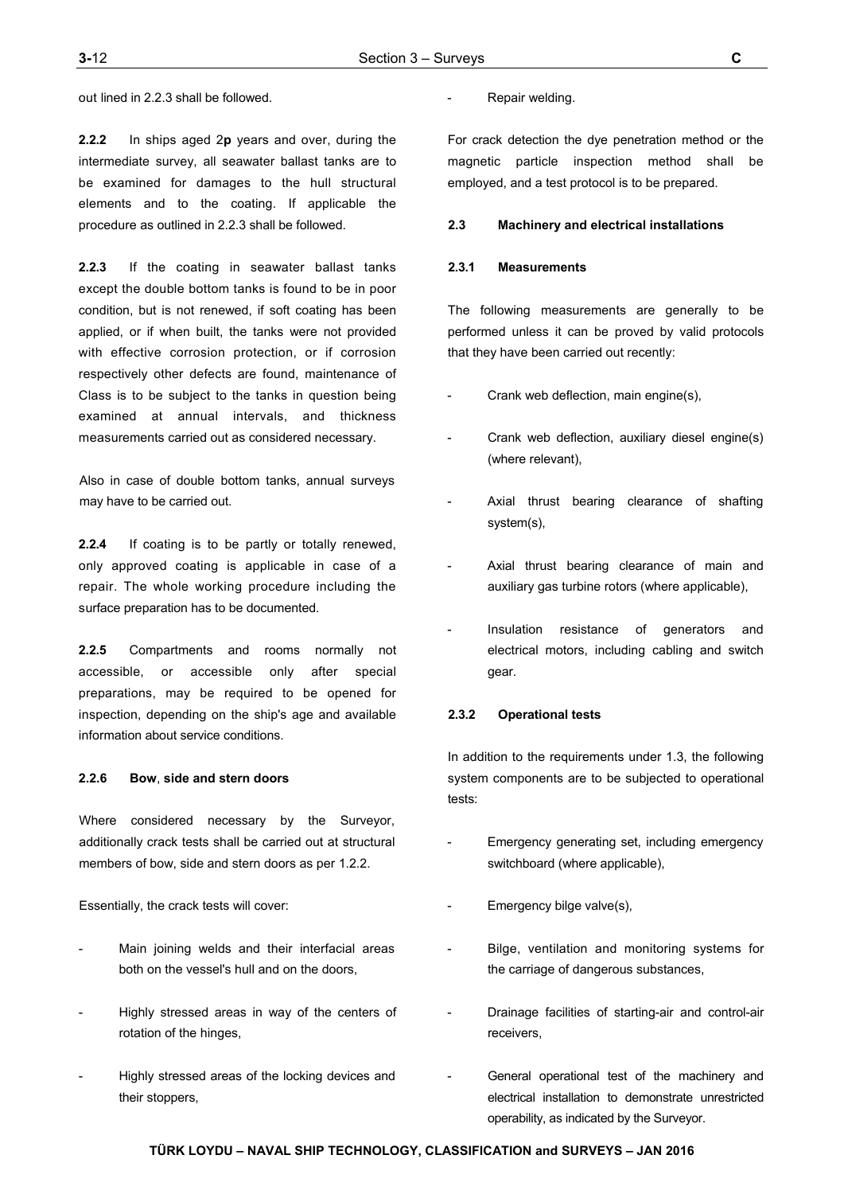out lined in 2.2.3 shall be followed.

**2.2.2** In ships aged 2**p** years and over, during the intermediate survey, all seawater ballast tanks are to be examined for damages to the hull structural elements and to the coating. If applicable the procedure as outlined in 2.2.3 shall be followed.

**2.2.3** If the coating in seawater ballast tanks except the double bottom tanks is found to be in poor condition, but is not renewed, if soft coating has been applied, or if when built, the tanks were not provided with effective corrosion protection, or if corrosion respectively other defects are found, maintenance of Class is to be subject to the tanks in question being examined at annual intervals, and thickness measurements carried out as considered necessary.

Also in case of double bottom tanks, annual surveys may have to be carried out.

**2.2.4** If coating is to be partly or totally renewed, only approved coating is applicable in case of a repair. The whole working procedure including the surface preparation has to be documented.

**2.2.5** Compartments and rooms normally not accessible, or accessible only after special preparations, may be required to be opened for inspection, depending on the ship's age and available information about service conditions.

#### 2.2.6 Bow, side and stern doors

Where considered necessary by the Surveyor, additionally crack tests shall be carried out at structural members of bow, side and stern doors as per 1.2.2.

Essentially, the crack tests will cover:

- Main joining welds and their interfacial areas both on the vessel's hull and on the doors,
- Highly stressed areas in way of the centers of rotation of the hinges,
- Highly stressed areas of the locking devices and their stoppers,
- Repair welding.

For crack detection the dye penetration method or the magnetic particle inspection method shall be employed, and a test protocol is to be prepared.

### 2.3 Machinery and electrical installations

#### 2.3.1 Measurements

The following measurements are generally to be performed unless it can be proved by valid protocols that they have been carried out recently:

- Crank web deflection, main engine(s),
- Crank web deflection, auxiliary diesel engine(s) (where relevant),
- Axial thrust bearing clearance of shafting system(s),
- Axial thrust bearing clearance of main and auxiliary gas turbine rotors (where applicable),
- Insulation resistance of generators and electrical motors, including cabling and switch gear.

#### 2.3.2 Operational tests

In addition to the requirements under 1.3, the following system components are to be subjected to operational tests:

- Emergency generating set, including emergency switchboard (where applicable),
- Emergency bilge valve(s),
- Bilge, ventilation and monitoring systems for the carriage of dangerous substances,
- Drainage facilities of starting-air and control-air receivers,
- General operational test of the machinery and electrical installation to demonstrate unrestricted operability, as indicated by the Surveyor.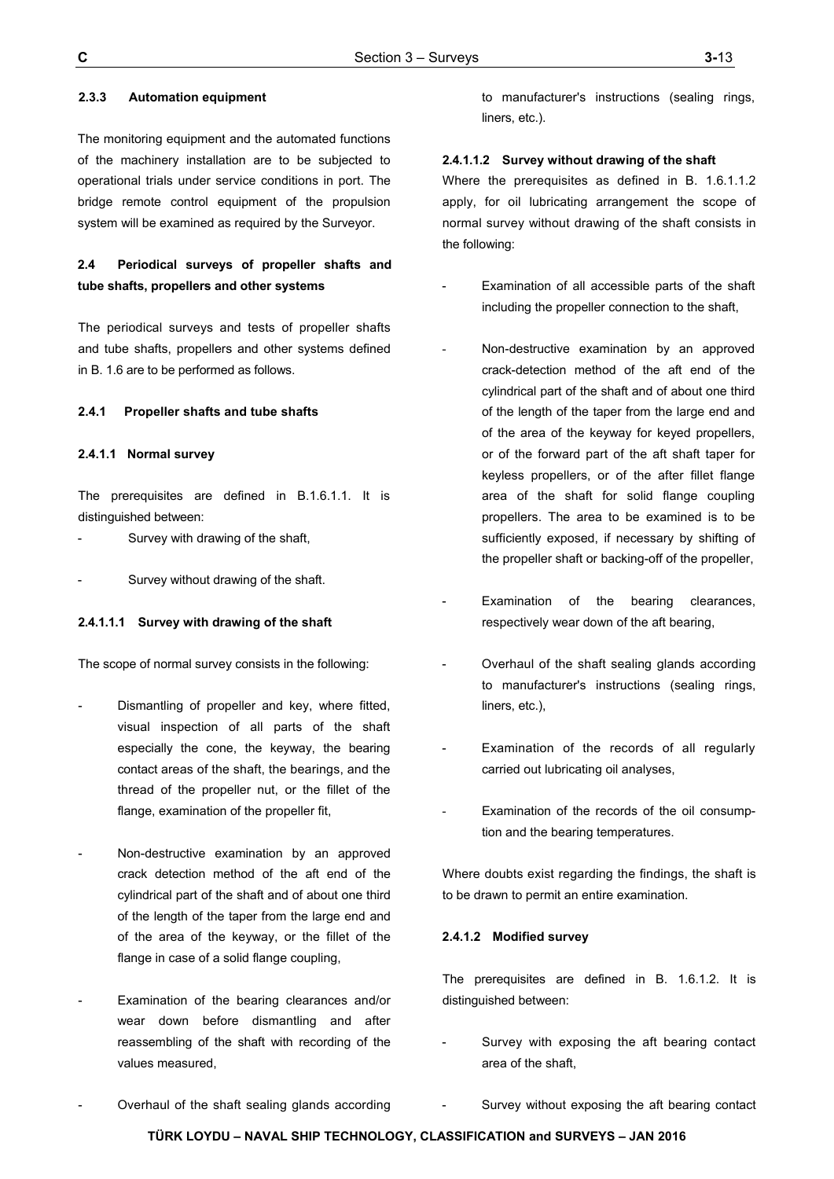#### 2.3.3 Automation equipment

The monitoring equipment and the automated functions of the machinery installation are to be subjected to operational trials under service conditions in port. The bridge remote control equipment of the propulsion system will be examined as required by the Surveyor.

### 2.4 Periodical surveys of propeller shafts and tube shafts, propellers and other systems

The periodical surveys and tests of propeller shafts and tube shafts, propellers and other systems defined in B. 1.6 are to be performed as follows.

#### 2.4.1 Propeller shafts and tube shafts

##### 2.4.1.1 Normal survey

The prerequisites are defined in B.1.6.1.1. It is distinguished between:

- Survey with drawing of the shaft,
- Survey without drawing of the shaft.

##### 2.4.1.1.1 Survey with drawing of the shaft

The scope of normal survey consists in the following:

- Dismantling of propeller and key, where fitted, visual inspection of all parts of the shaft especially the cone, the keyway, the bearing contact areas of the shaft, the bearings, and the thread of the propeller nut, or the fillet of the flange, examination of the propeller fit,
- Non-destructive examination by an approved crack detection method of the aft end of the cylindrical part of the shaft and of about one third of the length of the taper from the large end and of the area of the keyway, or the fillet of the flange in case of a solid flange coupling,
- Examination of the bearing clearances and/or wear down before dismantling and after reassembling of the shaft with recording of the values measured,
- Overhaul of the shaft sealing glands according to manufacturer's instructions (sealing rings, liners, etc.).

##### 2.4.1.1.2 Survey without drawing of the shaft

Where the prerequisites as defined in B. 1.6.1.1.2 apply, for oil lubricating arrangement the scope of normal survey without drawing of the shaft consists in the following:

- Examination of all accessible parts of the shaft including the propeller connection to the shaft,
- Non-destructive examination by an approved crack-detection method of the aft end of the cylindrical part of the shaft and of about one third of the length of the taper from the large end and of the area of the keyway for keyed propellers, or of the forward part of the aft shaft taper for keyless propellers, or of the after fillet flange area of the shaft for solid flange coupling propellers. The area to be examined is to be sufficiently exposed, if necessary by shifting of the propeller shaft or backing-off of the propeller,
- Examination of the bearing clearances, respectively wear down of the aft bearing,
- Overhaul of the shaft sealing glands according to manufacturer's instructions (sealing rings, liners, etc.),
- Examination of the records of all regularly carried out lubricating oil analyses,
- Examination of the records of the oil consumption and the bearing temperatures.

Where doubts exist regarding the findings, the shaft is to be drawn to permit an entire examination.

##### 2.4.1.2 Modified survey

The prerequisites are defined in B. 1.6.1.2. It is distinguished between:

- Survey with exposing the aft bearing contact area of the shaft,
- Survey without exposing the aft bearing contact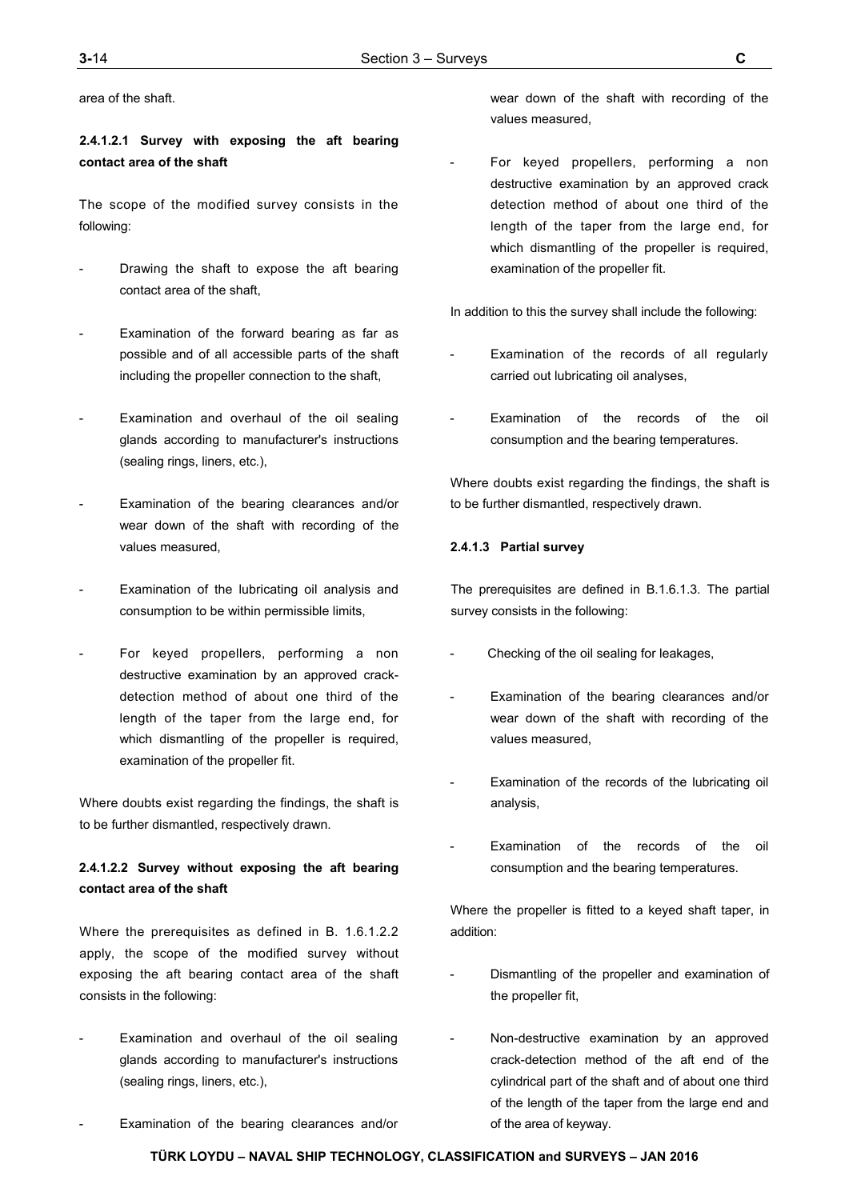area of the shaft.

#### 2.4.1.2.1 Survey with exposing the aft bearing contact area of the shaft

The scope of the modified survey consists in the following:

- Drawing the shaft to expose the aft bearing contact area of the shaft,
- Examination of the forward bearing as far as possible and of all accessible parts of the shaft including the propeller connection to the shaft,
- Examination and overhaul of the oil sealing glands according to manufacturer's instructions (sealing rings, liners, etc.),
- Examination of the bearing clearances and/or wear down of the shaft with recording of the values measured,
- Examination of the lubricating oil analysis and consumption to be within permissible limits,
- For keyed propellers, performing a non destructive examination by an approved crack-detection method of about one third of the length of the taper from the large end, for which dismantling of the propeller is required, examination of the propeller fit.

Where doubts exist regarding the findings, the shaft is to be further dismantled, respectively drawn.

#### 2.4.1.2.2 Survey without exposing the aft bearing contact area of the shaft

Where the prerequisites as defined in B. 1.6.1.2.2 apply, the scope of the modified survey without exposing the aft bearing contact area of the shaft consists in the following:

- Examination and overhaul of the oil sealing glands according to manufacturer's instructions (sealing rings, liners, etc.),
- Examination of the bearing clearances and/or wear down of the shaft with recording of the values measured,
- For keyed propellers, performing a non destructive examination by an approved crack detection method of about one third of the length of the taper from the large end, for which dismantling of the propeller is required, examination of the propeller fit.

In addition to this the survey shall include the following:

- Examination of the records of all regularly carried out lubricating oil analyses,
- Examination of the records of the oil consumption and the bearing temperatures.

Where doubts exist regarding the findings, the shaft is to be further dismantled, respectively drawn.

#### 2.4.1.3 Partial survey

The prerequisites are defined in B.1.6.1.3. The partial survey consists in the following:

- Checking of the oil sealing for leakages,
- Examination of the bearing clearances and/or wear down of the shaft with recording of the values measured,
- Examination of the records of the lubricating oil analysis,
- Examination of the records of the oil consumption and the bearing temperatures.

Where the propeller is fitted to a keyed shaft taper, in addition:

- Dismantling of the propeller and examination of the propeller fit,
- Non-destructive examination by an approved crack-detection method of the aft end of the cylindrical part of the shaft and of about one third of the length of the taper from the large end and of the area of keyway.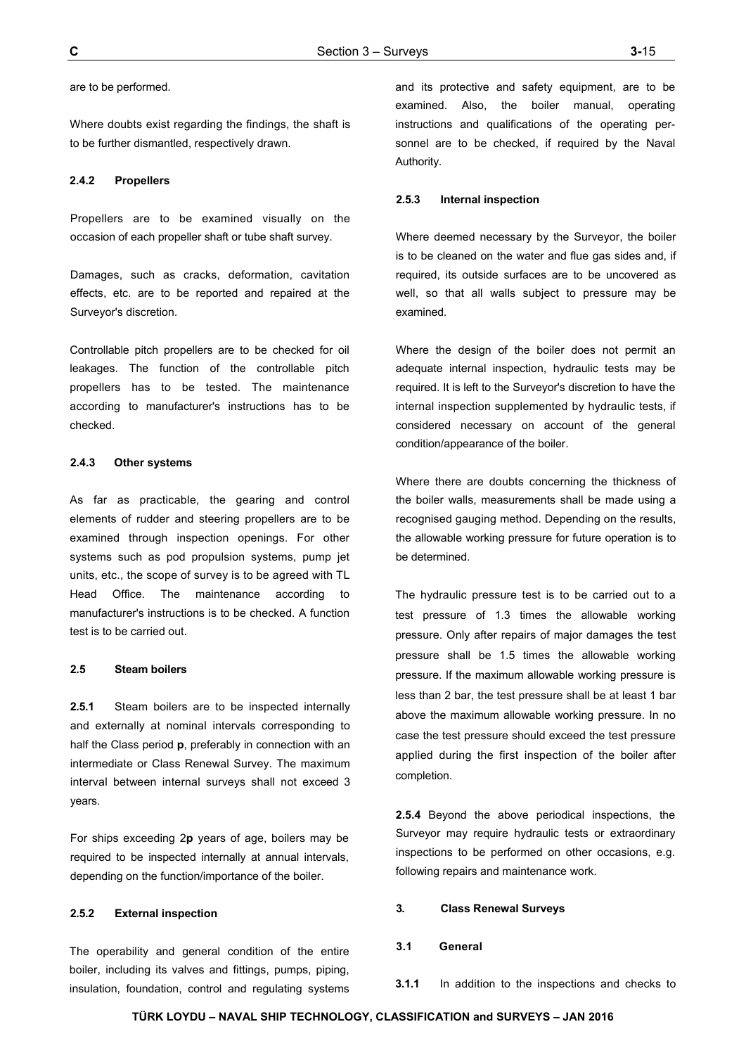are to be performed.

Where doubts exist regarding the findings, the shaft is to be further dismantled, respectively drawn.

#### 2.4.2 Propellers

Propellers are to be examined visually on the occasion of each propeller shaft or tube shaft survey.

Damages, such as cracks, deformation, cavitation effects, etc. are to be reported and repaired at the Surveyor's discretion.

Controllable pitch propellers are to be checked for oil leakages. The function of the controllable pitch propellers has to be tested. The maintenance according to manufacturer's instructions has to be checked.

#### 2.4.3 Other systems

As far as practicable, the gearing and control elements of rudder and steering propellers are to be examined through inspection openings. For other systems such as pod propulsion systems, pump jet units, etc., the scope of survey is to be agreed with TL Head Office. The maintenance according to manufacturer's instructions is to be checked. A function test is to be carried out.

### 2.5 Steam boilers

**2.5.1** Steam boilers are to be inspected internally and externally at nominal intervals corresponding to half the Class period **p**, preferably in connection with an intermediate or Class Renewal Survey. The maximum interval between internal surveys shall not exceed 3 years.

For ships exceeding 2**p** years of age, boilers may be required to be inspected internally at annual intervals, depending on the function/importance of the boiler.

#### 2.5.2 External inspection

The operability and general condition of the entire boiler, including its valves and fittings, pumps, piping, insulation, foundation, control and regulating systems and its protective and safety equipment, are to be examined. Also, the boiler manual, operating instructions and qualifications of the operating personnel are to be checked, if required by the Naval Authority.

#### 2.5.3 Internal inspection

Where deemed necessary by the Surveyor, the boiler is to be cleaned on the water and flue gas sides and, if required, its outside surfaces are to be uncovered as well, so that all walls subject to pressure may be examined.

Where the design of the boiler does not permit an adequate internal inspection, hydraulic tests may be required. It is left to the Surveyor's discretion to have the internal inspection supplemented by hydraulic tests, if considered necessary on account of the general condition/appearance of the boiler.

Where there are doubts concerning the thickness of the boiler walls, measurements shall be made using a recognised gauging method. Depending on the results, the allowable working pressure for future operation is to be determined.

The hydraulic pressure test is to be carried out to a test pressure of 1.3 times the allowable working pressure. Only after repairs of major damages the test pressure shall be 1.5 times the allowable working pressure. If the maximum allowable working pressure is less than 2 bar, the test pressure shall be at least 1 bar above the maximum allowable working pressure. In no case the test pressure should exceed the test pressure applied during the first inspection of the boiler after completion.

**2.5.4** Beyond the above periodical inspections, the Surveyor may require hydraulic tests or extraordinary inspections to be performed on other occasions, e.g. following repairs and maintenance work.

## 3. Class Renewal Surveys

### 3.1 General

**3.1.1** In addition to the inspections and checks to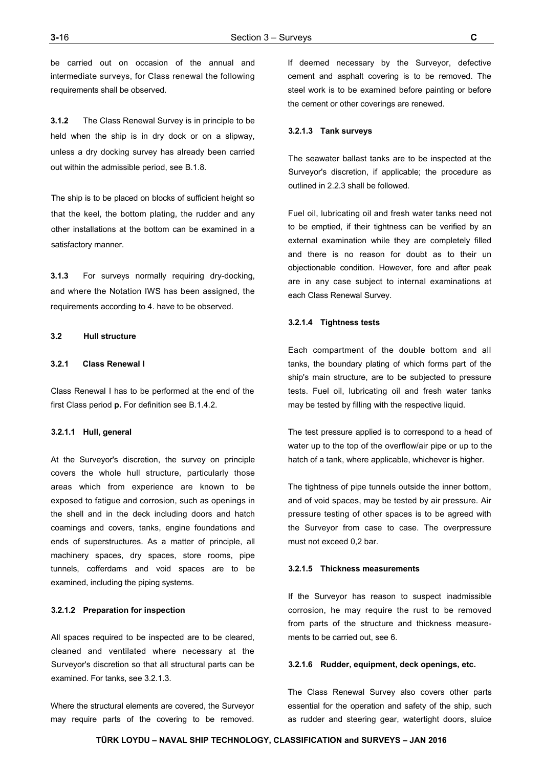be carried out on occasion of the annual and intermediate surveys, for Class renewal the following requirements shall be observed.

**3.1.2** The Class Renewal Survey is in principle to be held when the ship is in dry dock or on a slipway, unless a dry docking survey has already been carried out within the admissible period, see B.1.8.

The ship is to be placed on blocks of sufficient height so that the keel, the bottom plating, the rudder and any other installations at the bottom can be examined in a satisfactory manner.

**3.1.3** For surveys normally requiring dry-docking, and where the Notation IWS has been assigned, the requirements according to 4. have to be observed.

#### 3.2 Hull structure

##### 3.2.1 Class Renewal I

Class Renewal I has to be performed at the end of the first Class period **p.** For definition see B.1.4.2.

**3.2.1.1 Hull, general**

At the Surveyor's discretion, the survey on principle covers the whole hull structure, particularly those areas which from experience are known to be exposed to fatigue and corrosion, such as openings in the shell and in the deck including doors and hatch coamings and covers, tanks, engine foundations and ends of superstructures. As a matter of principle, all machinery spaces, dry spaces, store rooms, pipe tunnels, cofferdams and void spaces are to be examined, including the piping systems.

**3.2.1.2 Preparation for inspection**

All spaces required to be inspected are to be cleared, cleaned and ventilated where necessary at the Surveyor's discretion so that all structural parts can be examined. For tanks, see 3.2.1.3.

Where the structural elements are covered, the Surveyor may require parts of the covering to be removed. If deemed necessary by the Surveyor, defective cement and asphalt covering is to be removed. The steel work is to be examined before painting or before the cement or other coverings are renewed.

**3.2.1.3 Tank surveys**

The seawater ballast tanks are to be inspected at the Surveyor's discretion, if applicable; the procedure as outlined in 2.2.3 shall be followed.

Fuel oil, lubricating oil and fresh water tanks need not to be emptied, if their tightness can be verified by an external examination while they are completely filled and there is no reason for doubt as to their un objectionable condition. However, fore and after peak are in any case subject to internal examinations at each Class Renewal Survey.

**3.2.1.4 Tightness tests**

Each compartment of the double bottom and all tanks, the boundary plating of which forms part of the ship's main structure, are to be subjected to pressure tests. Fuel oil, lubricating oil and fresh water tanks may be tested by filling with the respective liquid.

The test pressure applied is to correspond to a head of water up to the top of the overflow/air pipe or up to the hatch of a tank, where applicable, whichever is higher.

The tightness of pipe tunnels outside the inner bottom, and of void spaces, may be tested by air pressure. Air pressure testing of other spaces is to be agreed with the Surveyor from case to case. The overpressure must not exceed 0,2 bar.

**3.2.1.5 Thickness measurements**

If the Surveyor has reason to suspect inadmissible corrosion, he may require the rust to be removed from parts of the structure and thickness measurements to be carried out, see 6.

**3.2.1.6 Rudder, equipment, deck openings, etc.**

The Class Renewal Survey also covers other parts essential for the operation and safety of the ship, such as rudder and steering gear, watertight doors, sluice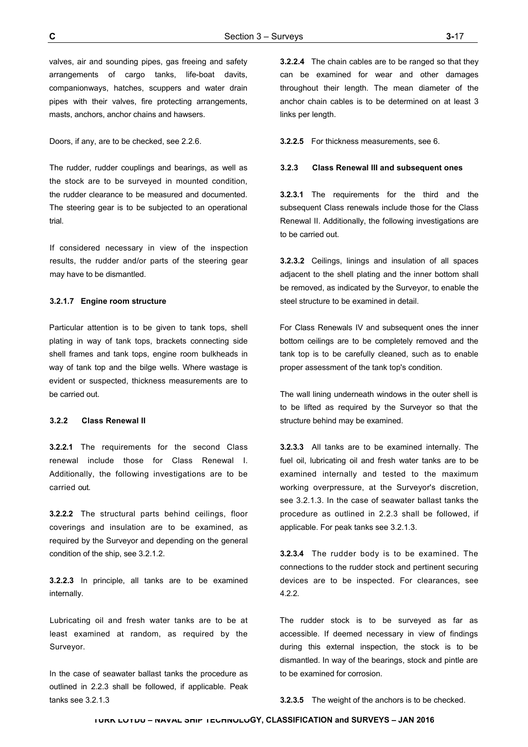valves, air and sounding pipes, gas freeing and safety arrangements of cargo tanks, life-boat davits, companionways, hatches, scuppers and water drain pipes with their valves, fire protecting arrangements, masts, anchors, anchor chains and hawsers.

Doors, if any, are to be checked, see 2.2.6.

The rudder, rudder couplings and bearings, as well as the stock are to be surveyed in mounted condition, the rudder clearance to be measured and documented. The steering gear is to be subjected to an operational trial.

If considered necessary in view of the inspection results, the rudder and/or parts of the steering gear may have to be dismantled.

#### 3.2.1.7 Engine room structure

Particular attention is to be given to tank tops, shell plating in way of tank tops, brackets connecting side shell frames and tank tops, engine room bulkheads in way of tank top and the bilge wells. Where wastage is evident or suspected, thickness measurements are to be carried out.

### 3.2.2 Class Renewal II

**3.2.2.1** The requirements for the second Class renewal include those for Class Renewal I. Additionally, the following investigations are to be carried out.

**3.2.2.2** The structural parts behind ceilings, floor coverings and insulation are to be examined, as required by the Surveyor and depending on the general condition of the ship, see 3.2.1.2.

**3.2.2.3** In principle, all tanks are to be examined internally.

Lubricating oil and fresh water tanks are to be at least examined at random, as required by the Surveyor.

In the case of seawater ballast tanks the procedure as outlined in 2.2.3 shall be followed, if applicable. Peak tanks see 3.2.1.3

**3.2.2.4** The chain cables are to be ranged so that they can be examined for wear and other damages throughout their length. The mean diameter of the anchor chain cables is to be determined on at least 3 links per length.

**3.2.2.5** For thickness measurements, see 6.

### 3.2.3 Class Renewal III and subsequent ones

**3.2.3.1** The requirements for the third and the subsequent Class renewals include those for the Class Renewal II. Additionally, the following investigations are to be carried out.

**3.2.3.2** Ceilings, linings and insulation of all spaces adjacent to the shell plating and the inner bottom shall be removed, as indicated by the Surveyor, to enable the steel structure to be examined in detail.

For Class Renewals IV and subsequent ones the inner bottom ceilings are to be completely removed and the tank top is to be carefully cleaned, such as to enable proper assessment of the tank top's condition.

The wall lining underneath windows in the outer shell is to be lifted as required by the Surveyor so that the structure behind may be examined.

**3.2.3.3** All tanks are to be examined internally. The fuel oil, lubricating oil and fresh water tanks are to be examined internally and tested to the maximum working overpressure, at the Surveyor's discretion, see 3.2.1.3. In the case of seawater ballast tanks the procedure as outlined in 2.2.3 shall be followed, if applicable. For peak tanks see 3.2.1.3.

**3.2.3.4** The rudder body is to be examined. The connections to the rudder stock and pertinent securing devices are to be inspected. For clearances, see 4.2.2.

The rudder stock is to be surveyed as far as accessible. If deemed necessary in view of findings during this external inspection, the stock is to be dismantled. In way of the bearings, stock and pintle are to be examined for corrosion.

**3.2.3.5** The weight of the anchors is to be checked.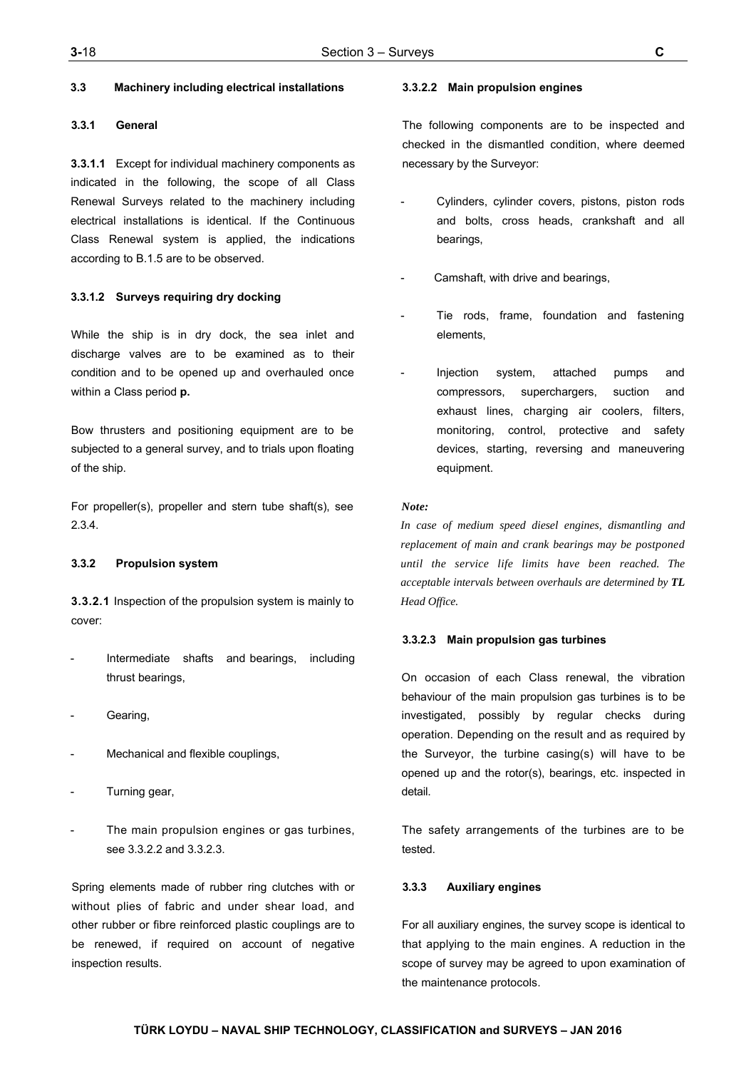### 3.3 Machinery including electrical installations

#### 3.3.1 General

**3.3.1.1** Except for individual machinery components as indicated in the following, the scope of all Class Renewal Surveys related to the machinery including electrical installations is identical. If the Continuous Class Renewal system is applied, the indications according to B.1.5 are to be observed.

**3.3.1.2 Surveys requiring dry docking**

While the ship is in dry dock, the sea inlet and discharge valves are to be examined as to their condition and to be opened up and overhauled once within a Class period **p.**

Bow thrusters and positioning equipment are to be subjected to a general survey, and to trials upon floating of the ship.

For propeller(s), propeller and stern tube shaft(s), see 2.3.4.

#### 3.3.2 Propulsion system

**3.3.2.1** Inspection of the propulsion system is mainly to cover:

- Intermediate shafts and bearings, including thrust bearings,
- Gearing,
- Mechanical and flexible couplings,
- Turning gear,
- The main propulsion engines or gas turbines, see 3.3.2.2 and 3.3.2.3.

Spring elements made of rubber ring clutches with or without plies of fabric and under shear load, and other rubber or fibre reinforced plastic couplings are to be renewed, if required on account of negative inspection results.

**3.3.2.2 Main propulsion engines**

The following components are to be inspected and checked in the dismantled condition, where deemed necessary by the Surveyor:

- Cylinders, cylinder covers, pistons, piston rods and bolts, cross heads, crankshaft and all bearings,
- Camshaft, with drive and bearings,
- Tie rods, frame, foundation and fastening elements,
- Injection system, attached pumps and compressors, superchargers, suction and exhaust lines, charging air coolers, filters, monitoring, control, protective and safety devices, starting, reversing and maneuvering equipment.

*Note:*

*In case of medium speed diesel engines, dismantling and replacement of main and crank bearings may be postponed until the service life limits have been reached. The acceptable intervals between overhauls are determined by* ***TL*** *Head Office.*

**3.3.2.3 Main propulsion gas turbines**

On occasion of each Class renewal, the vibration behaviour of the main propulsion gas turbines is to be investigated, possibly by regular checks during operation. Depending on the result and as required by the Surveyor, the turbine casing(s) will have to be opened up and the rotor(s), bearings, etc. inspected in detail.

The safety arrangements of the turbines are to be tested.

#### 3.3.3 Auxiliary engines

For all auxiliary engines, the survey scope is identical to that applying to the main engines. A reduction in the scope of survey may be agreed to upon examination of the maintenance protocols.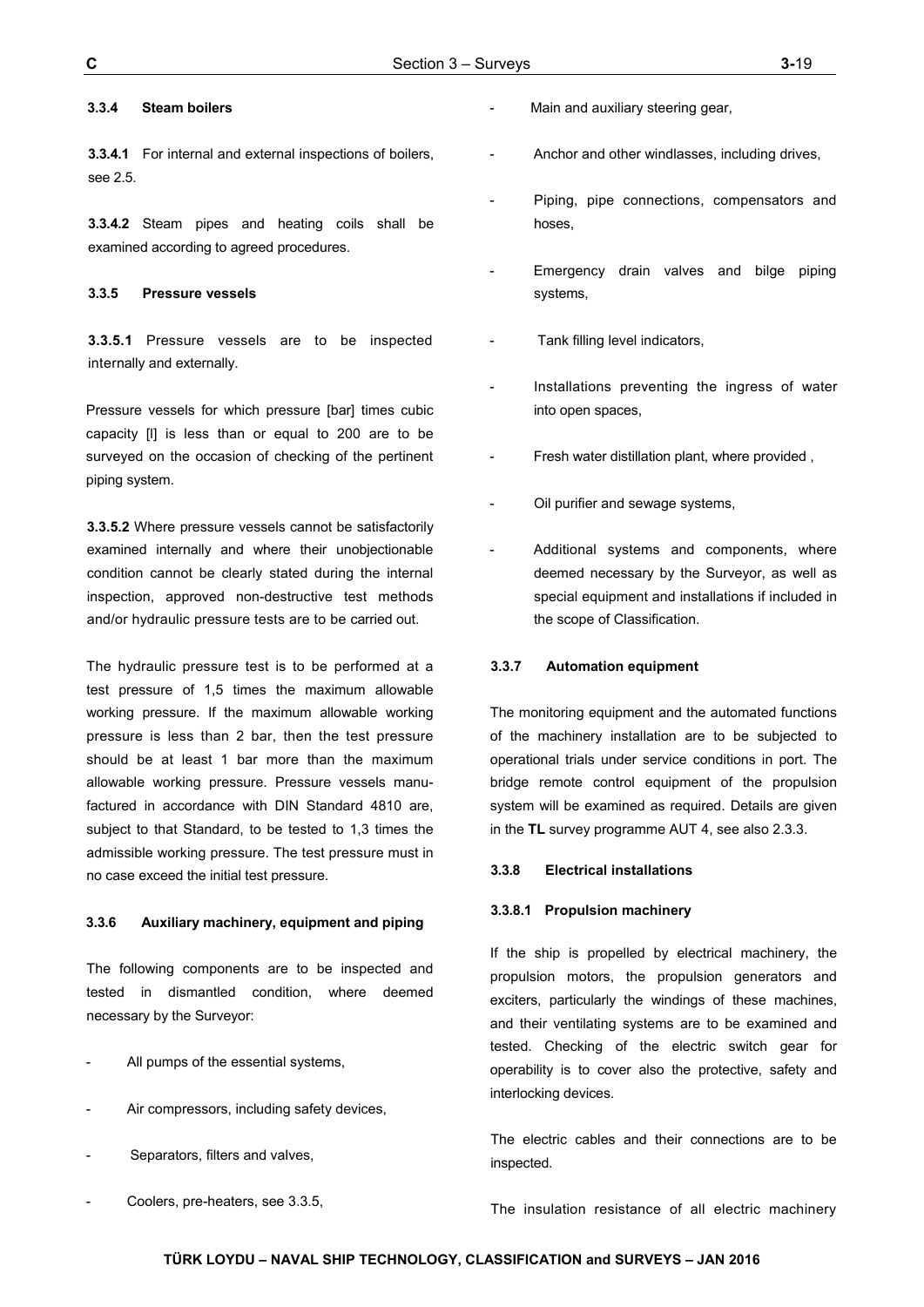#### 3.3.4 Steam boilers

**3.3.4.1** For internal and external inspections of boilers, see 2.5.

**3.3.4.2** Steam pipes and heating coils shall be examined according to agreed procedures.

#### 3.3.5 Pressure vessels

**3.3.5.1** Pressure vessels are to be inspected internally and externally.

Pressure vessels for which pressure [bar] times cubic capacity [l] is less than or equal to 200 are to be surveyed on the occasion of checking of the pertinent piping system.

**3.3.5.2** Where pressure vessels cannot be satisfactorily examined internally and where their unobjectionable condition cannot be clearly stated during the internal inspection, approved non-destructive test methods and/or hydraulic pressure tests are to be carried out.

The hydraulic pressure test is to be performed at a test pressure of 1,5 times the maximum allowable working pressure. If the maximum allowable working pressure is less than 2 bar, then the test pressure should be at least 1 bar more than the maximum allowable working pressure. Pressure vessels manufactured in accordance with DIN Standard 4810 are, subject to that Standard, to be tested to 1,3 times the admissible working pressure. The test pressure must in no case exceed the initial test pressure.

#### 3.3.6 Auxiliary machinery, equipment and piping

The following components are to be inspected and tested in dismantled condition, where deemed necessary by the Surveyor:

- All pumps of the essential systems,
- Air compressors, including safety devices,
- Separators, filters and valves,
- Coolers, pre-heaters, see 3.3.5,
- Main and auxiliary steering gear,
- Anchor and other windlasses, including drives,
- Piping, pipe connections, compensators and hoses,
- Emergency drain valves and bilge piping systems,
- Tank filling level indicators,
- Installations preventing the ingress of water into open spaces,
- Fresh water distillation plant, where provided ,
- Oil purifier and sewage systems,
- Additional systems and components, where deemed necessary by the Surveyor, as well as special equipment and installations if included in the scope of Classification.

#### 3.3.7 Automation equipment

The monitoring equipment and the automated functions of the machinery installation are to be subjected to operational trials under service conditions in port. The bridge remote control equipment of the propulsion system will be examined as required. Details are given in the **TL** survey programme AUT 4, see also 2.3.3.

#### 3.3.8 Electrical installations

##### 3.3.8.1 Propulsion machinery

If the ship is propelled by electrical machinery, the propulsion motors, the propulsion generators and exciters, particularly the windings of these machines, and their ventilating systems are to be examined and tested. Checking of the electric switch gear for operability is to cover also the protective, safety and interlocking devices.

The electric cables and their connections are to be inspected.

The insulation resistance of all electric machinery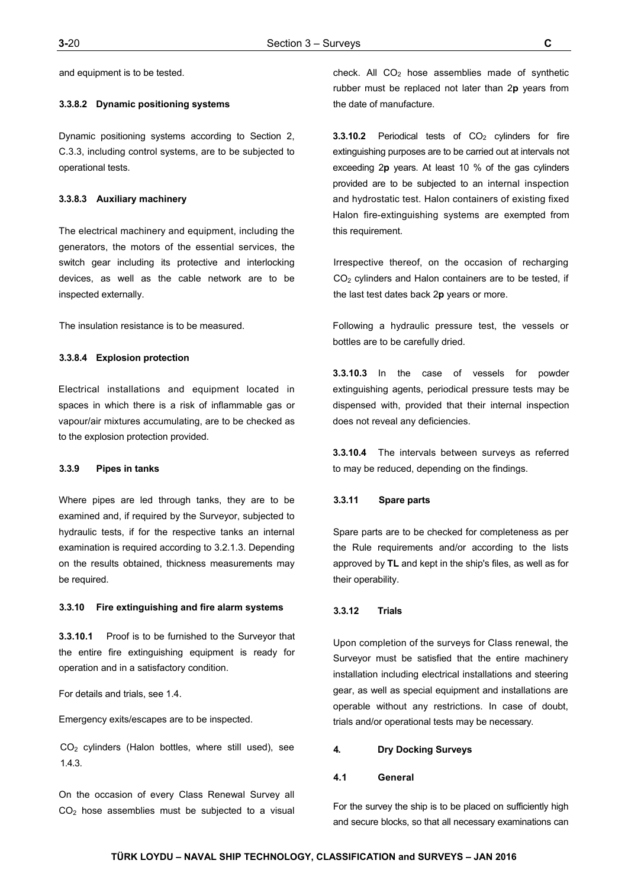and equipment is to be tested.

#### 3.3.8.2 Dynamic positioning systems

Dynamic positioning systems according to Section 2, C.3.3, including control systems, are to be subjected to operational tests.

#### 3.3.8.3 Auxiliary machinery

The electrical machinery and equipment, including the generators, the motors of the essential services, the switch gear including its protective and interlocking devices, as well as the cable network are to be inspected externally.

The insulation resistance is to be measured.

#### 3.3.8.4 Explosion protection

Electrical installations and equipment located in spaces in which there is a risk of inflammable gas or vapour/air mixtures accumulating, are to be checked as to the explosion protection provided.

### 3.3.9 Pipes in tanks

Where pipes are led through tanks, they are to be examined and, if required by the Surveyor, subjected to hydraulic tests, if for the respective tanks an internal examination is required according to 3.2.1.3. Depending on the results obtained, thickness measurements may be required.

### 3.3.10 Fire extinguishing and fire alarm systems

**3.3.10.1** Proof is to be furnished to the Surveyor that the entire fire extinguishing equipment is ready for operation and in a satisfactory condition.

For details and trials, see 1.4.

Emergency exits/escapes are to be inspected.

$CO_2$ cylinders (Halon bottles, where still used), see 1.4.3.

On the occasion of every Class Renewal Survey all $CO_2$ hose assemblies must be subjected to a visual check. All $CO_2$ hose assemblies made of synthetic rubber must be replaced not later than 2**p** years from the date of manufacture.

**3.3.10.2** Periodical tests of $CO_2$ cylinders for fire extinguishing purposes are to be carried out at intervals not exceeding 2**p** years. At least 10 % of the gas cylinders provided are to be subjected to an internal inspection and hydrostatic test. Halon containers of existing fixed Halon fire-extinguishing systems are exempted from this requirement.

Irrespective thereof, on the occasion of recharging $CO_2$ cylinders and Halon containers are to be tested, if the last test dates back 2**p** years or more.

Following a hydraulic pressure test, the vessels or bottles are to be carefully dried.

**3.3.10.3** In the case of vessels for powder extinguishing agents, periodical pressure tests may be dispensed with, provided that their internal inspection does not reveal any deficiencies.

**3.3.10.4** The intervals between surveys as referred to may be reduced, depending on the findings.

### 3.3.11 Spare parts

Spare parts are to be checked for completeness as per the Rule requirements and/or according to the lists approved by **TL** and kept in the ship's files, as well as for their operability.

### 3.3.12 Trials

Upon completion of the surveys for Class renewal, the Surveyor must be satisfied that the entire machinery installation including electrical installations and steering gear, as well as special equipment and installations are operable without any restrictions. In case of doubt, trials and/or operational tests may be necessary.

## 4. Dry Docking Surveys

### 4.1 General

For the survey the ship is to be placed on sufficiently high and secure blocks, so that all necessary examinations can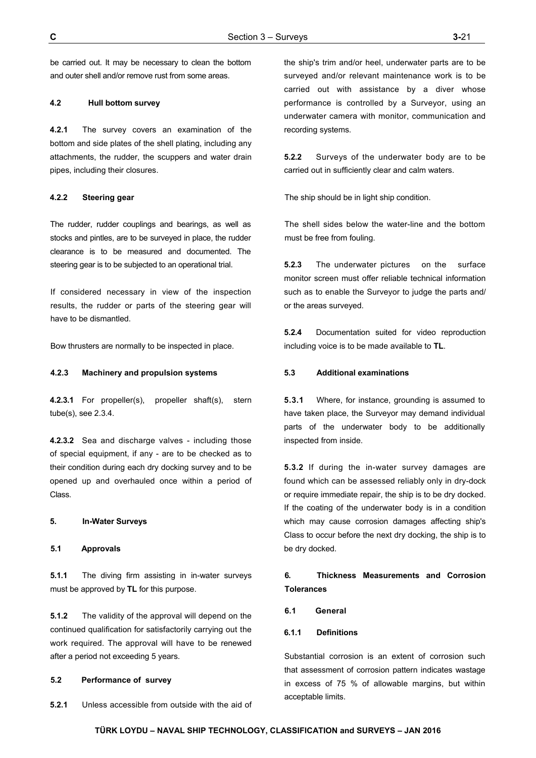be carried out. It may be necessary to clean the bottom and outer shell and/or remove rust from some areas.

#### 4.2 Hull bottom survey

**4.2.1** The survey covers an examination of the bottom and side plates of the shell plating, including any attachments, the rudder, the scuppers and water drain pipes, including their closures.

#### 4.2.2 Steering gear

The rudder, rudder couplings and bearings, as well as stocks and pintles, are to be surveyed in place, the rudder clearance is to be measured and documented. The steering gear is to be subjected to an operational trial.

If considered necessary in view of the inspection results, the rudder or parts of the steering gear will have to be dismantled.

Bow thrusters are normally to be inspected in place.

#### 4.2.3 Machinery and propulsion systems

**4.2.3.1** For propeller(s), propeller shaft(s), stern tube(s), see 2.3.4.

**4.2.3.2** Sea and discharge valves - including those of special equipment, if any - are to be checked as to their condition during each dry docking survey and to be opened up and overhauled once within a period of Class.

### 5. In-Water Surveys

#### 5.1 Approvals

**5.1.1** The diving firm assisting in in-water surveys must be approved by **TL** for this purpose.

**5.1.2** The validity of the approval will depend on the continued qualification for satisfactorily carrying out the work required. The approval will have to be renewed after a period not exceeding 5 years.

#### 5.2 Performance of survey

**5.2.1** Unless accessible from outside with the aid of the ship's trim and/or heel, underwater parts are to be surveyed and/or relevant maintenance work is to be carried out with assistance by a diver whose performance is controlled by a Surveyor, using an underwater camera with monitor, communication and recording systems.

**5.2.2** Surveys of the underwater body are to be carried out in sufficiently clear and calm waters.

The ship should be in light ship condition.

The shell sides below the water-line and the bottom must be free from fouling.

**5.2.3** The underwater pictures on the surface monitor screen must offer reliable technical information such as to enable the Surveyor to judge the parts and/ or the areas surveyed.

**5.2.4** Documentation suited for video reproduction including voice is to be made available to **TL**.

#### 5.3 Additional examinations

**5.3.1** Where, for instance, grounding is assumed to have taken place, the Surveyor may demand individual parts of the underwater body to be additionally inspected from inside.

**5.3.2** If during the in-water survey damages are found which can be assessed reliably only in dry-dock or require immediate repair, the ship is to be dry docked. If the coating of the underwater body is in a condition which may cause corrosion damages affecting ship's Class to occur before the next dry docking, the ship is to be dry docked.

### 6. Thickness Measurements and Corrosion Tolerances

#### 6.1 General

#### 6.1.1 Definitions

Substantial corrosion is an extent of corrosion such that assessment of corrosion pattern indicates wastage in excess of 75 % of allowable margins, but within acceptable limits.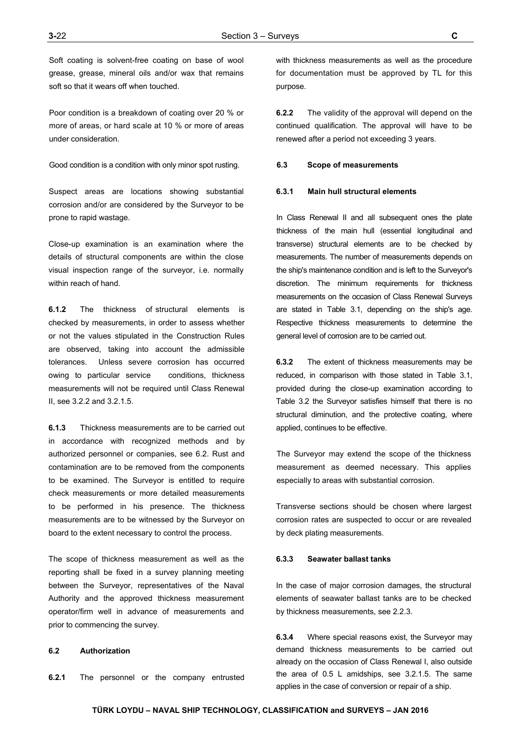Soft coating is solvent-free coating on base of wool grease, grease, mineral oils and/or wax that remains soft so that it wears off when touched.

Poor condition is a breakdown of coating over 20 % or more of areas, or hard scale at 10 % or more of areas under consideration.

Good condition is a condition with only minor spot rusting.

Suspect areas are locations showing substantial corrosion and/or are considered by the Surveyor to be prone to rapid wastage.

Close-up examination is an examination where the details of structural components are within the close visual inspection range of the surveyor, i.e. normally within reach of hand.

**6.1.2** The thickness of structural elements is checked by measurements, in order to assess whether or not the values stipulated in the Construction Rules are observed, taking into account the admissible tolerances. Unless severe corrosion has occurred owing to particular service conditions, thickness measurements will not be required until Class Renewal II, see 3.2.2 and 3.2.1.5.

**6.1.3** Thickness measurements are to be carried out in accordance with recognized methods and by authorized personnel or companies, see 6.2. Rust and contamination are to be removed from the components to be examined. The Surveyor is entitled to require check measurements or more detailed measurements to be performed in his presence. The thickness measurements are to be witnessed by the Surveyor on board to the extent necessary to control the process.

The scope of thickness measurement as well as the reporting shall be fixed in a survey planning meeting between the Surveyor, representatives of the Naval Authority and the approved thickness measurement operator/firm well in advance of measurements and prior to commencing the survey.

### 6.2 Authorization

**6.2.1** The personnel or the company entrusted with thickness measurements as well as the procedure for documentation must be approved by TL for this purpose.

**6.2.2** The validity of the approval will depend on the continued qualification. The approval will have to be renewed after a period not exceeding 3 years.

### 6.3 Scope of measurements

#### 6.3.1 Main hull structural elements

In Class Renewal II and all subsequent ones the plate thickness of the main hull (essential longitudinal and transverse) structural elements are to be checked by measurements. The number of measurements depends on the ship's maintenance condition and is left to the Surveyor's discretion. The minimum requirements for thickness measurements on the occasion of Class Renewal Surveys are stated in Table 3.1, depending on the ship's age. Respective thickness measurements to determine the general level of corrosion are to be carried out.

**6.3.2** The extent of thickness measurements may be reduced, in comparison with those stated in Table 3.1, provided during the close-up examination according to Table 3.2 the Surveyor satisfies himself that there is no structural diminution, and the protective coating, where applied, continues to be effective.

The Surveyor may extend the scope of the thickness measurement as deemed necessary. This applies especially to areas with substantial corrosion.

Transverse sections should be chosen where largest corrosion rates are suspected to occur or are revealed by deck plating measurements.

#### 6.3.3 Seawater ballast tanks

In the case of major corrosion damages, the structural elements of seawater ballast tanks are to be checked by thickness measurements, see 2.2.3.

**6.3.4** Where special reasons exist, the Surveyor may demand thickness measurements to be carried out already on the occasion of Class Renewal I, also outside the area of 0.5 L amidships, see 3.2.1.5. The same applies in the case of conversion or repair of a ship.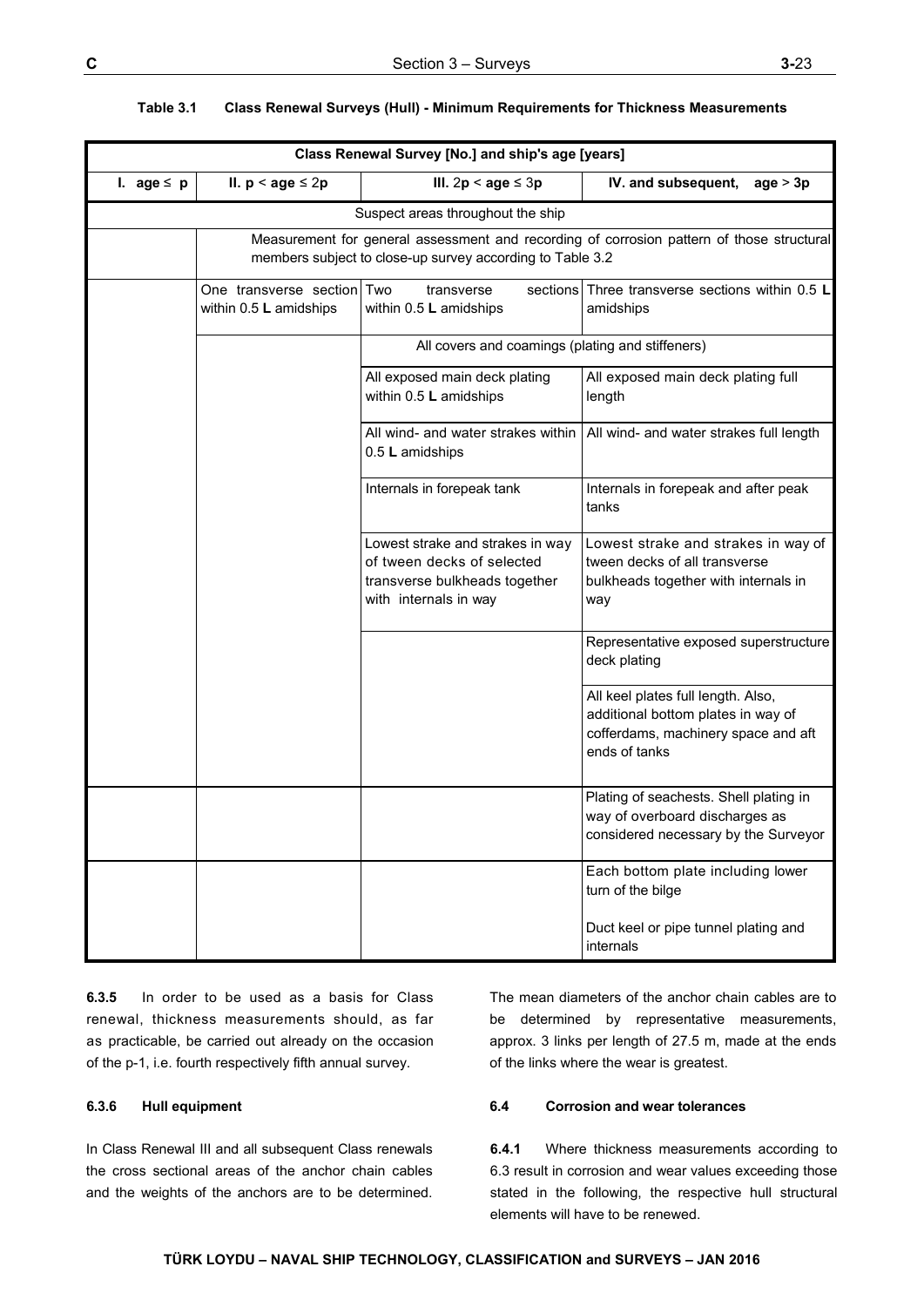**Table 3.1 Class Renewal Surveys (Hull) - Minimum Requirements for Thickness Measurements**

| Class Renewal Survey [No.] and ship's age [years] | | | |
|---|---|---|---|
| **I. age ≤ p** | **II. p < age ≤ 2p** | **III. 2p < age ≤ 3p** | **IV. and subsequent, age > 3p** |
| Suspect areas throughout the ship | | | |
| | Measurement for general assessment and recording of corrosion pattern of those structural members subject to close-up survey according to Table 3.2 | | |
| | One transverse section within 0.5 **L** amidships | Two transverse sections within 0.5 **L** amidships | Three transverse sections within 0.5 **L** amidships |
| | | All covers and coamings (plating and stiffeners) | |
| | | All exposed main deck plating within 0.5 **L** amidships | All exposed main deck plating full length |
| | | All wind- and water strakes within 0.5 **L** amidships | All wind- and water strakes full length |
| | | Internals in forepeak tank | Internals in forepeak and after peak tanks |
| | | Lowest strake and strakes in way of tween decks of selected transverse bulkheads together with internals in way | Lowest strake and strakes in way of tween decks of all transverse bulkheads together with internals in way |
| | | | Representative exposed superstructure deck plating |
| | | | All keel plates full length. Also, additional bottom plates in way of cofferdams, machinery space and aft ends of tanks |
| | | | Plating of seachests. Shell plating in way of overboard discharges as considered necessary by the Surveyor |
| | | | Each bottom plate including lower turn of the bilge<br><br>Duct keel or pipe tunnel plating and internals |

**6.3.5** In order to be used as a basis for Class renewal, thickness measurements should, as far as practicable, be carried out already on the occasion of the p-1, i.e. fourth respectively fifth annual survey.

#### 6.3.6 Hull equipment

In Class Renewal III and all subsequent Class renewals the cross sectional areas of the anchor chain cables and the weights of the anchors are to be determined. The mean diameters of the anchor chain cables are to be determined by representative measurements, approx. 3 links per length of 27.5 m, made at the ends of the links where the wear is greatest.

### 6.4 Corrosion and wear tolerances

**6.4.1** Where thickness measurements according to 6.3 result in corrosion and wear values exceeding those stated in the following, the respective hull structural elements will have to be renewed.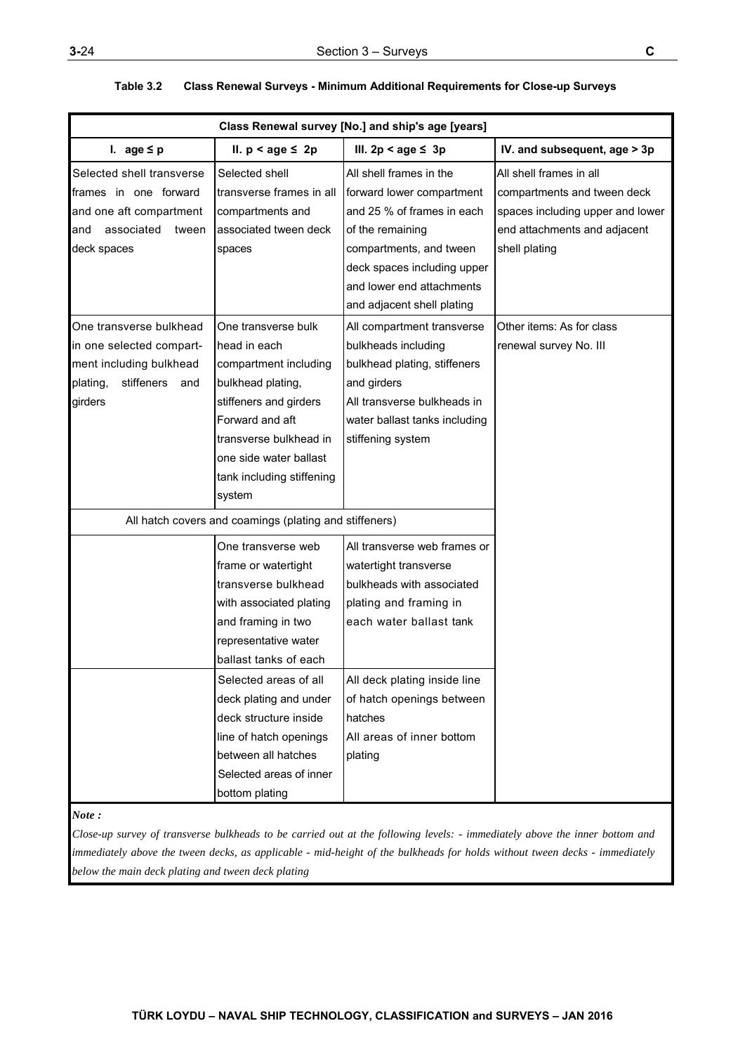**Table 3.2 Class Renewal Surveys - Minimum Additional Requirements for Close-up Surveys**

| Class Renewal survey [No.] and ship's age [years] | | | |
|---|---|---|---|
| I. age ≤ p | II. p < age ≤ 2p | III. 2p < age ≤ 3p | IV. and subsequent, age > 3p |
| Selected shell transverse frames in one forward and one aft compartment and associated tween deck spaces | Selected shell transverse frames in all compartments and associated tween deck spaces | All shell frames in the forward lower compartment and 25 % of frames in each of the remaining compartments, and tween deck spaces including upper and lower end attachments and adjacent shell plating | All shell frames in all compartments and tween deck spaces including upper and lower end attachments and adjacent shell plating |
| One transverse bulkhead in one selected compartment including bulkhead plating, stiffeners and girders | One transverse bulk head in each compartment including bulkhead plating, stiffeners and girders<br>Forward and aft transverse bulkhead in one side water ballast tank including stiffening system | All compartment transverse bulkheads including bulkhead plating, stiffeners and girders<br>All transverse bulkheads in water ballast tanks including stiffening system | Other items: As for class renewal survey No. III |
| All hatch covers and coamings (plating and stiffeners) | | | |
| | One transverse web frame or watertight transverse bulkhead with associated plating and framing in two representative water ballast tanks of each | All transverse web frames or watertight transverse bulkheads with associated plating and framing in each water ballast tank | |
| | Selected areas of all deck plating and under deck structure inside line of hatch openings between all hatches<br>Selected areas of inner bottom plating | All deck plating inside line of hatch openings between hatches<br>All areas of inner bottom plating | |

***Note :***

*Close-up survey of transverse bulkheads to be carried out at the following levels: - immediately above the inner bottom and immediately above the tween decks, as applicable - mid-height of the bulkheads for holds without tween decks - immediately below the main deck plating and tween deck plating*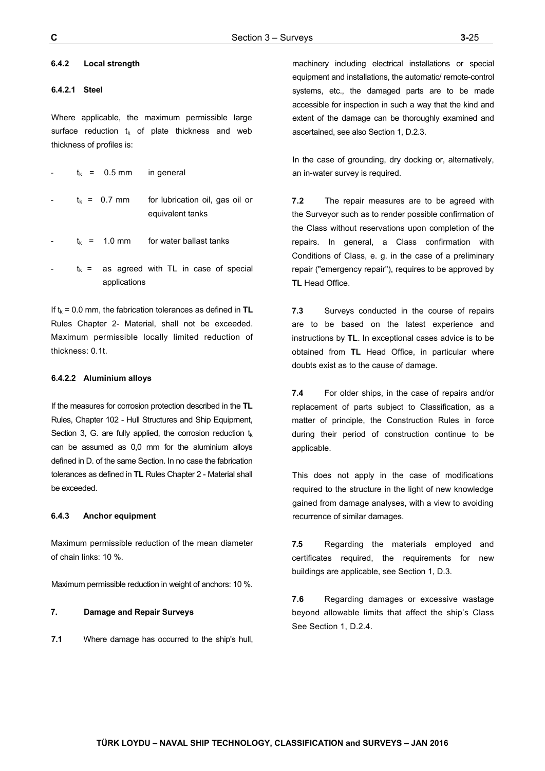#### 6.4.2 Local strength

##### 6.4.2.1 Steel

Where applicable, the maximum permissible large surface reduction $t_k$ of plate thickness and web thickness of profiles is:

- $t_k$ = 0.5 mm in general
- $t_k$ = 0.7 mm for lubrication oil, gas oil or equivalent tanks
- $t_k$ = 1.0 mm for water ballast tanks
- $t_k$ = as agreed with TL in case of special applications

If $t_k$ = 0.0 mm, the fabrication tolerances as defined in **TL** Rules Chapter 2- Material, shall not be exceeded. Maximum permissible locally limited reduction of thickness: 0.1t.

##### 6.4.2.2 Aluminium alloys

If the measures for corrosion protection described in the **TL** Rules, Chapter 102 - Hull Structures and Ship Equipment, Section 3, G. are fully applied, the corrosion reduction $t_k$ can be assumed as 0,0 mm for the aluminium alloys defined in D. of the same Section. In no case the fabrication tolerances as defined in **TL** Rules Chapter 2 - Material shall be exceeded.

#### 6.4.3 Anchor equipment

Maximum permissible reduction of the mean diameter of chain links: 10 %.

Maximum permissible reduction in weight of anchors: 10 %.

### 7. Damage and Repair Surveys

**7.1** Where damage has occurred to the ship's hull, machinery including electrical installations or special equipment and installations, the automatic/ remote-control systems, etc., the damaged parts are to be made accessible for inspection in such a way that the kind and extent of the damage can be thoroughly examined and ascertained, see also Section 1, D.2.3.

In the case of grounding, dry docking or, alternatively, an in-water survey is required.

**7.2** The repair measures are to be agreed with the Surveyor such as to render possible confirmation of the Class without reservations upon completion of the repairs. In general, a Class confirmation with Conditions of Class, e. g. in the case of a preliminary repair ("emergency repair"), requires to be approved by **TL** Head Office.

**7.3** Surveys conducted in the course of repairs are to be based on the latest experience and instructions by **TL**. In exceptional cases advice is to be obtained from **TL** Head Office, in particular where doubts exist as to the cause of damage.

**7.4** For older ships, in the case of repairs and/or replacement of parts subject to Classification, as a matter of principle, the Construction Rules in force during their period of construction continue to be applicable.

This does not apply in the case of modifications required to the structure in the light of new knowledge gained from damage analyses, with a view to avoiding recurrence of similar damages.

**7.5** Regarding the materials employed and certificates required, the requirements for new buildings are applicable, see Section 1, D.3.

**7.6** Regarding damages or excessive wastage beyond allowable limits that affect the ship's Class See Section 1, D.2.4.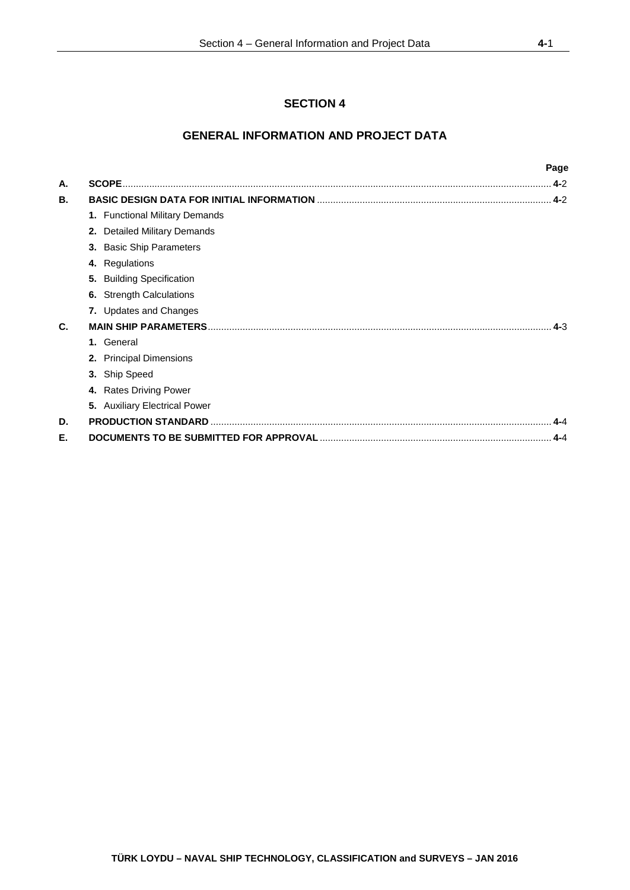# SECTION 4

## GENERAL INFORMATION AND PROJECT DATA

| | | Page |
|---|---|---|
| **A.** | **SCOPE** | **4-**2 |
| **B.** | **BASIC DESIGN DATA FOR INITIAL INFORMATION** | **4-**2 |
| | **1.** Functional Military Demands | |
| | **2.** Detailed Military Demands | |
| | **3.** Basic Ship Parameters | |
| | **4.** Regulations | |
| | **5.** Building Specification | |
| | **6.** Strength Calculations | |
| | **7.** Updates and Changes | |
| **C.** | **MAIN SHIP PARAMETERS** | **4-**3 |
| | **1.** General | |
| | **2.** Principal Dimensions | |
| | **3.** Ship Speed | |
| | **4.** Rates Driving Power | |
| | **5.** Auxiliary Electrical Power | |
| **D.** | **PRODUCTION STANDARD** | **4-**4 |
| **E.** | **DOCUMENTS TO BE SUBMITTED FOR APPROVAL** | **4-**4 |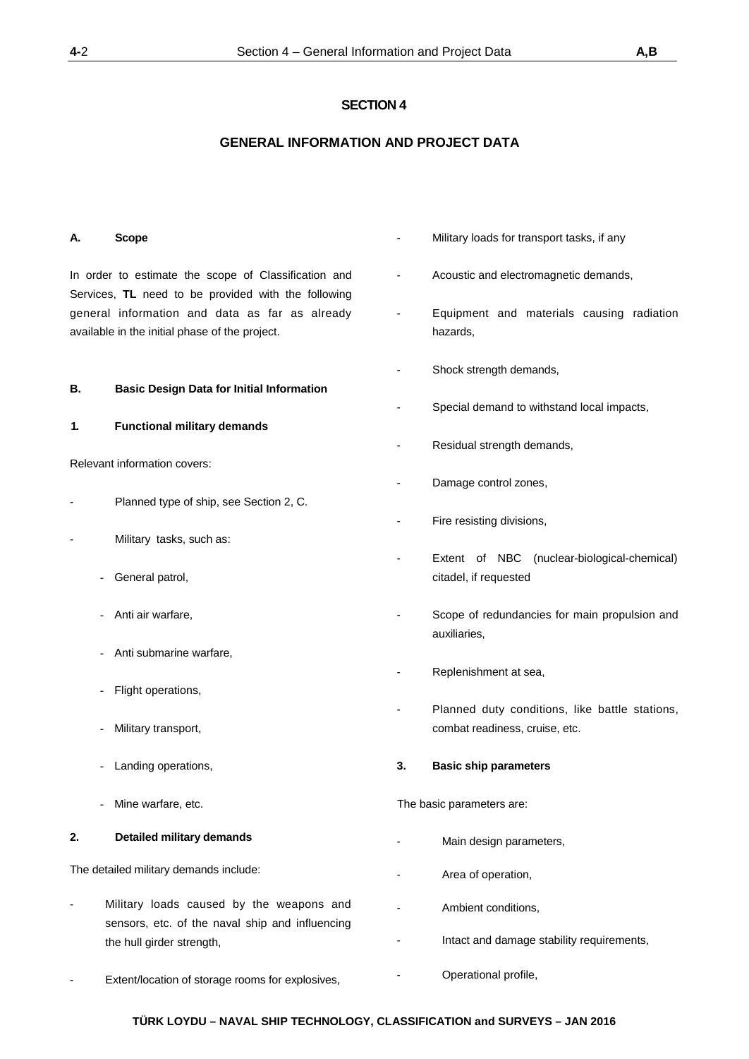# SECTION 4

# GENERAL INFORMATION AND PROJECT DATA

## A. Scope

In order to estimate the scope of Classification and Services, **TL** need to be provided with the following general information and data as far as already available in the initial phase of the project.

## B. Basic Design Data for Initial Information

### 1. Functional military demands

Relevant information covers:

- Planned type of ship, see Section 2, C.
- Military tasks, such as:
  - General patrol,
  - Anti air warfare,
  - Anti submarine warfare,
  - Flight operations,
  - Military transport,
  - Landing operations,
  - Mine warfare, etc.

### 2. Detailed military demands

The detailed military demands include:

- Military loads caused by the weapons and sensors, etc. of the naval ship and influencing the hull girder strength,
- Extent/location of storage rooms for explosives,
- Military loads for transport tasks, if any
- Acoustic and electromagnetic demands,
- Equipment and materials causing radiation hazards,
- Shock strength demands,
- Special demand to withstand local impacts,
- Residual strength demands,
- Damage control zones,
- Fire resisting divisions,
- Extent of NBC (nuclear-biological-chemical) citadel, if requested
- Scope of redundancies for main propulsion and auxiliaries,
- Replenishment at sea,
- Planned duty conditions, like battle stations, combat readiness, cruise, etc.

### 3. Basic ship parameters

The basic parameters are:

- Main design parameters,
- Area of operation,
- Ambient conditions,
- Intact and damage stability requirements,
- Operational profile,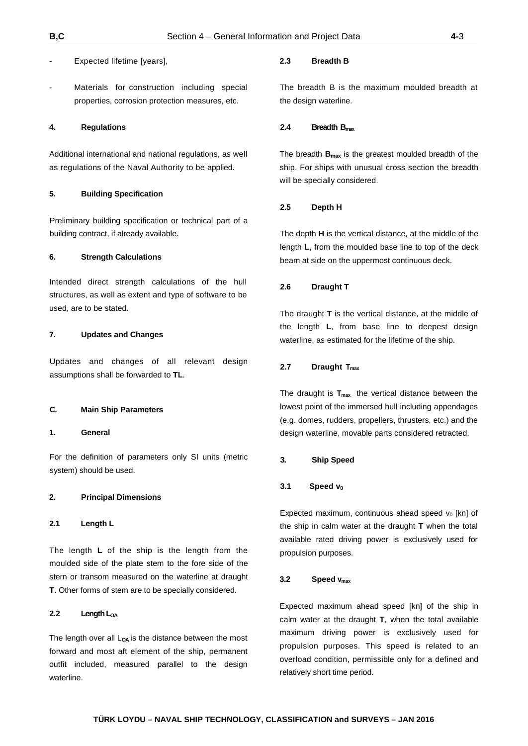- Expected lifetime [years],

- Materials for construction including special properties, corrosion protection measures, etc.

#### 4. Regulations

Additional international and national regulations, as well as regulations of the Naval Authority to be applied.

#### 5. Building Specification

Preliminary building specification or technical part of a building contract, if already available.

#### 6. Strength Calculations

Intended direct strength calculations of the hull structures, as well as extent and type of software to be used, are to be stated.

#### 7. Updates and Changes

Updates and changes of all relevant design assumptions shall be forwarded to **TL**.

### C. Main Ship Parameters

#### 1. General

For the definition of parameters only SI units (metric system) should be used.

#### 2. Principal Dimensions

##### 2.1 Length L

The length **L** of the ship is the length from the moulded side of the plate stem to the fore side of the stern or transom measured on the waterline at draught **T**. Other forms of stem are to be specially considered.

##### 2.2 Length $L_{OA}$

The length over all $L_{OA}$ is the distance between the most forward and most aft element of the ship, permanent outfit included, measured parallel to the design waterline.

##### 2.3 Breadth B

The breadth B is the maximum moulded breadth at the design waterline.

##### 2.4 Breadth $B_{max}$

The breadth $B_{max}$ is the greatest moulded breadth of the ship. For ships with unusual cross section the breadth will be specially considered.

##### 2.5 Depth H

The depth **H** is the vertical distance, at the middle of the length **L**, from the moulded base line to top of the deck beam at side on the uppermost continuous deck.

##### 2.6 Draught T

The draught **T** is the vertical distance, at the middle of the length **L**, from base line to deepest design waterline, as estimated for the lifetime of the ship.

##### 2.7 Draught $T_{max}$

The draught is $T_{max}$ the vertical distance between the lowest point of the immersed hull including appendages (e.g. domes, rudders, propellers, thrusters, etc.) and the design waterline, movable parts considered retracted.

#### 3. Ship Speed

##### 3.1 Speed $v_0$

Expected maximum, continuous ahead speed $v_0$ [kn] of the ship in calm water at the draught **T** when the total available rated driving power is exclusively used for propulsion purposes.

##### 3.2 Speed $v_{max}$

Expected maximum ahead speed [kn] of the ship in calm water at the draught **T**, when the total available maximum driving power is exclusively used for propulsion purposes. This speed is related to an overload condition, permissible only for a defined and relatively short time period.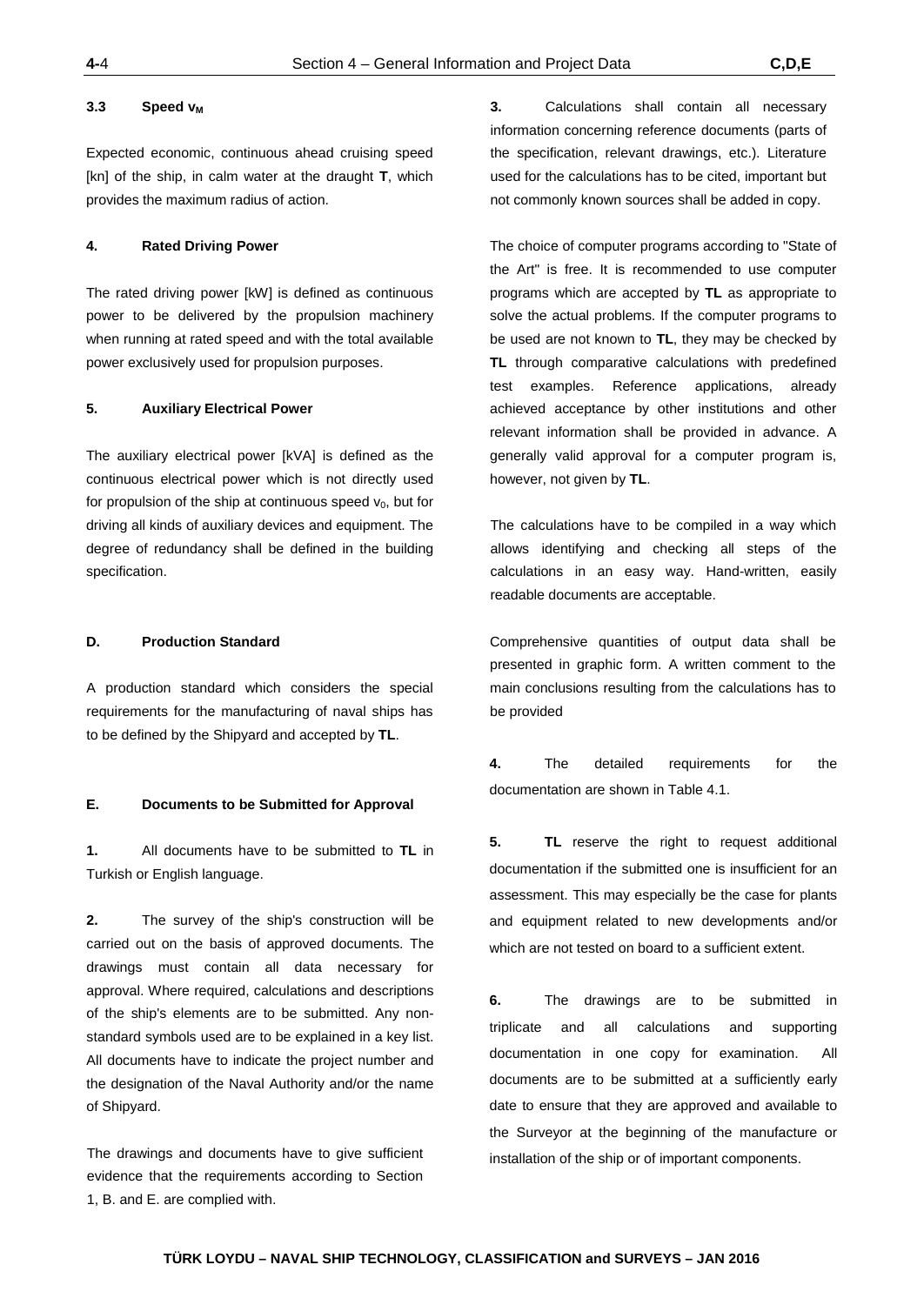### 3.3 Speed $v_M$

Expected economic, continuous ahead cruising speed [kn] of the ship, in calm water at the draught **T**, which provides the maximum radius of action.

### 4. Rated Driving Power

The rated driving power [kW] is defined as continuous power to be delivered by the propulsion machinery when running at rated speed and with the total available power exclusively used for propulsion purposes.

### 5. Auxiliary Electrical Power

The auxiliary electrical power [kVA] is defined as the continuous electrical power which is not directly used for propulsion of the ship at continuous speed $v_0$, but for driving all kinds of auxiliary devices and equipment. The degree of redundancy shall be defined in the building specification.

## D. Production Standard

A production standard which considers the special requirements for the manufacturing of naval ships has to be defined by the Shipyard and accepted by **TL**.

## E. Documents to be Submitted for Approval

**1.** All documents have to be submitted to **TL** in Turkish or English language.

**2.** The survey of the ship's construction will be carried out on the basis of approved documents. The drawings must contain all data necessary for approval. Where required, calculations and descriptions of the ship's elements are to be submitted. Any non-standard symbols used are to be explained in a key list. All documents have to indicate the project number and the designation of the Naval Authority and/or the name of Shipyard.

The drawings and documents have to give sufficient evidence that the requirements according to Section 1, B. and E. are complied with.

**3.** Calculations shall contain all necessary information concerning reference documents (parts of the specification, relevant drawings, etc.). Literature used for the calculations has to be cited, important but not commonly known sources shall be added in copy.

The choice of computer programs according to "State of the Art" is free. It is recommended to use computer programs which are accepted by **TL** as appropriate to solve the actual problems. If the computer programs to be used are not known to **TL**, they may be checked by **TL** through comparative calculations with predefined test examples. Reference applications, already achieved acceptance by other institutions and other relevant information shall be provided in advance. A generally valid approval for a computer program is, however, not given by **TL**.

The calculations have to be compiled in a way which allows identifying and checking all steps of the calculations in an easy way. Hand-written, easily readable documents are acceptable.

Comprehensive quantities of output data shall be presented in graphic form. A written comment to the main conclusions resulting from the calculations has to be provided

**4.** The detailed requirements for the documentation are shown in Table 4.1.

**5.** **TL** reserve the right to request additional documentation if the submitted one is insufficient for an assessment. This may especially be the case for plants and equipment related to new developments and/or which are not tested on board to a sufficient extent.

**6.** The drawings are to be submitted in triplicate and all calculations and supporting documentation in one copy for examination. All documents are to be submitted at a sufficiently early date to ensure that they are approved and available to the Surveyor at the beginning of the manufacture or installation of the ship or of important components.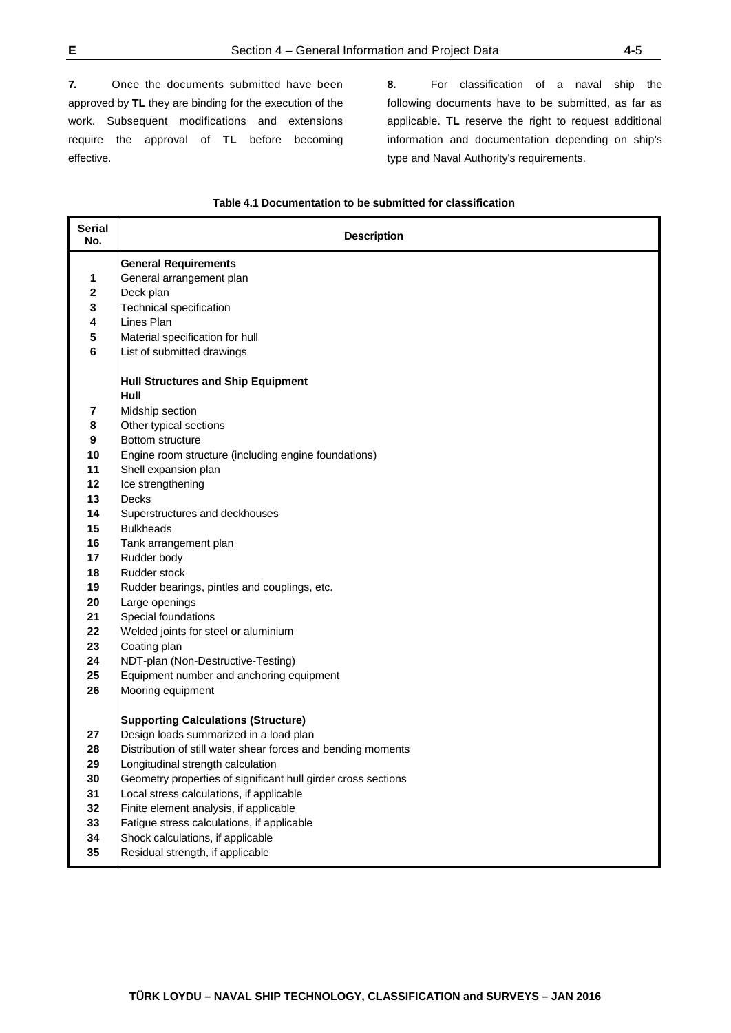**7.** Once the documents submitted have been approved by **TL** they are binding for the execution of the work. Subsequent modifications and extensions require the approval of **TL** before becoming effective.

**8.** For classification of a naval ship the following documents have to be submitted, as far as applicable. **TL** reserve the right to request additional information and documentation depending on ship's type and Naval Authority's requirements.

**Table 4.1 Documentation to be submitted for classification**

| Serial No. | Description |
|---|---|
| | **General Requirements** |
| 1 | General arrangement plan |
| 2 | Deck plan |
| 3 | Technical specification |
| 4 | Lines Plan |
| 5 | Material specification for hull |
| 6 | List of submitted drawings |
| | **Hull Structures and Ship Equipment** |
| | **Hull** |
| 7 | Midship section |
| 8 | Other typical sections |
| 9 | Bottom structure |
| 10 | Engine room structure (including engine foundations) |
| 11 | Shell expansion plan |
| 12 | Ice strengthening |
| 13 | Decks |
| 14 | Superstructures and deckhouses |
| 15 | Bulkheads |
| 16 | Tank arrangement plan |
| 17 | Rudder body |
| 18 | Rudder stock |
| 19 | Rudder bearings, pintles and couplings, etc. |
| 20 | Large openings |
| 21 | Special foundations |
| 22 | Welded joints for steel or aluminium |
| 23 | Coating plan |
| 24 | NDT-plan (Non-Destructive-Testing) |
| 25 | Equipment number and anchoring equipment |
| 26 | Mooring equipment |
| | **Supporting Calculations (Structure)** |
| 27 | Design loads summarized in a load plan |
| 28 | Distribution of still water shear forces and bending moments |
| 29 | Longitudinal strength calculation |
| 30 | Geometry properties of significant hull girder cross sections |
| 31 | Local stress calculations, if applicable |
| 32 | Finite element analysis, if applicable |
| 33 | Fatigue stress calculations, if applicable |
| 34 | Shock calculations, if applicable |
| 35 | Residual strength, if applicable |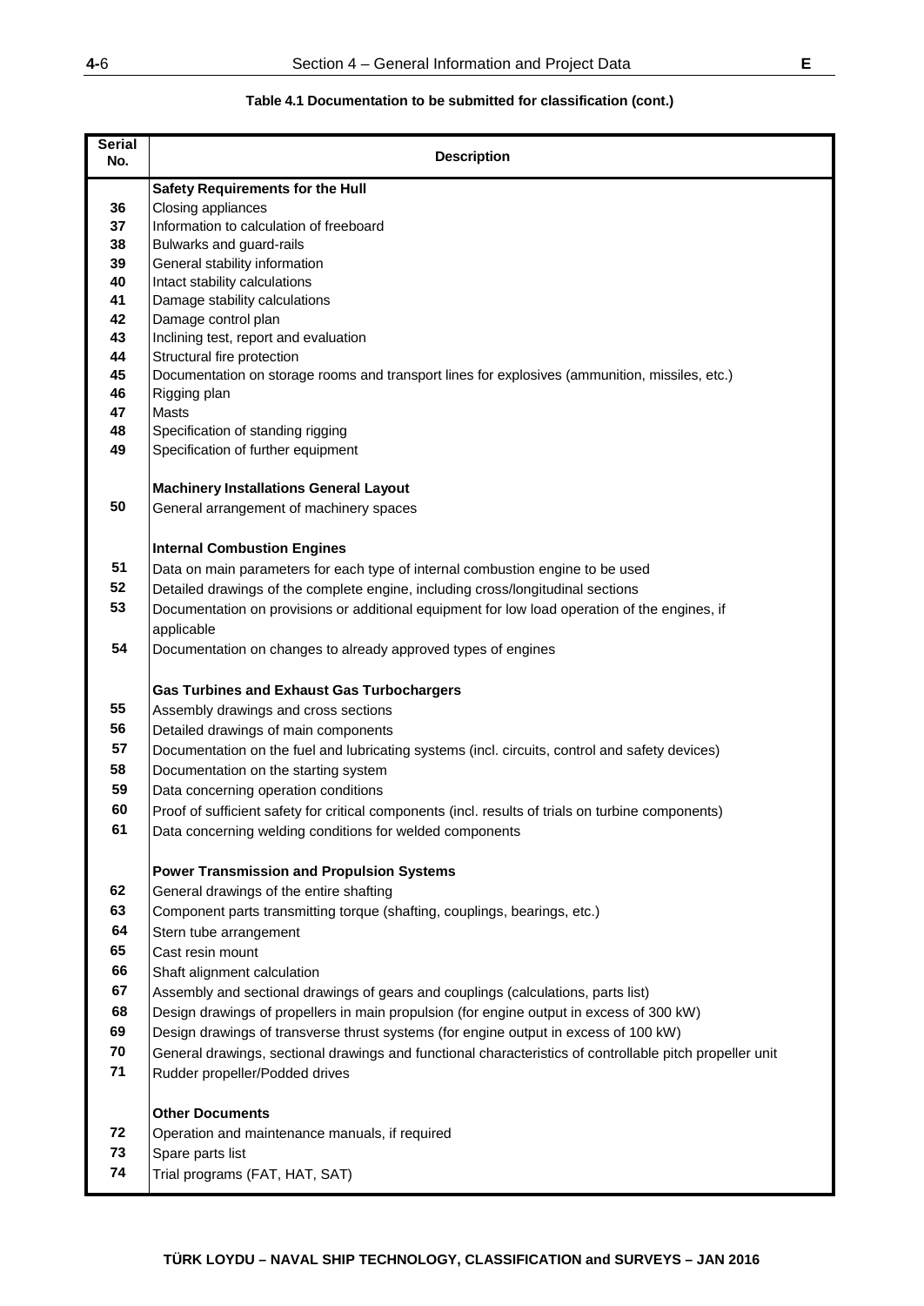**Table 4.1 Documentation to be submitted for classification (cont.)**

| Serial No. | Description |
|---|---|
| | **Safety Requirements for the Hull** |
| 36 | Closing appliances |
| 37 | Information to calculation of freeboard |
| 38 | Bulwarks and guard-rails |
| 39 | General stability information |
| 40 | Intact stability calculations |
| 41 | Damage stability calculations |
| 42 | Damage control plan |
| 43 | Inclining test, report and evaluation |
| 44 | Structural fire protection |
| 45 | Documentation on storage rooms and transport lines for explosives (ammunition, missiles, etc.) |
| 46 | Rigging plan |
| 47 | Masts |
| 48 | Specification of standing rigging |
| 49 | Specification of further equipment |
| | **Machinery Installations General Layout** |
| 50 | General arrangement of machinery spaces |
| | **Internal Combustion Engines** |
| 51 | Data on main parameters for each type of internal combustion engine to be used |
| 52 | Detailed drawings of the complete engine, including cross/longitudinal sections |
| 53 | Documentation on provisions or additional equipment for low load operation of the engines, if applicable |
| 54 | Documentation on changes to already approved types of engines |
| | **Gas Turbines and Exhaust Gas Turbochargers** |
| 55 | Assembly drawings and cross sections |
| 56 | Detailed drawings of main components |
| 57 | Documentation on the fuel and lubricating systems (incl. circuits, control and safety devices) |
| 58 | Documentation on the starting system |
| 59 | Data concerning operation conditions |
| 60 | Proof of sufficient safety for critical components (incl. results of trials on turbine components) |
| 61 | Data concerning welding conditions for welded components |
| | **Power Transmission and Propulsion Systems** |
| 62 | General drawings of the entire shafting |
| 63 | Component parts transmitting torque (shafting, couplings, bearings, etc.) |
| 64 | Stern tube arrangement |
| 65 | Cast resin mount |
| 66 | Shaft alignment calculation |
| 67 | Assembly and sectional drawings of gears and couplings (calculations, parts list) |
| 68 | Design drawings of propellers in main propulsion (for engine output in excess of 300 kW) |
| 69 | Design drawings of transverse thrust systems (for engine output in excess of 100 kW) |
| 70 | General drawings, sectional drawings and functional characteristics of controllable pitch propeller unit |
| 71 | Rudder propeller/Podded drives |
| | **Other Documents** |
| 72 | Operation and maintenance manuals, if required |
| 73 | Spare parts list |
| 74 | Trial programs (FAT, HAT, SAT) |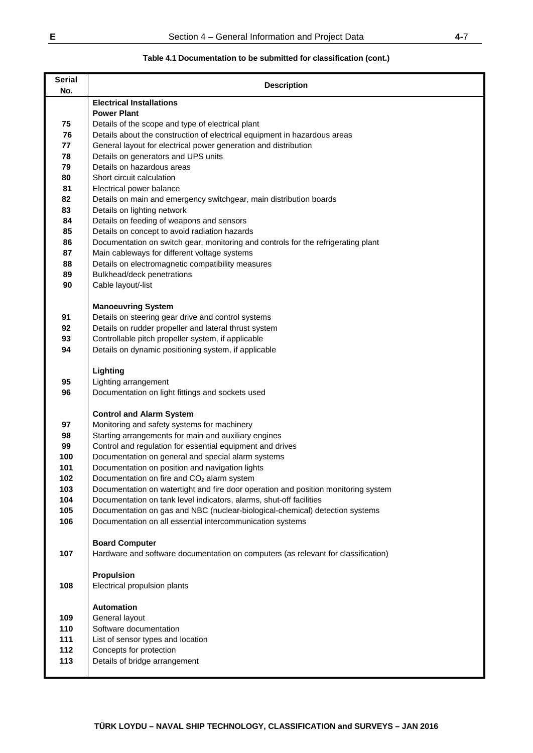**Table 4.1 Documentation to be submitted for classification (cont.)**

| Serial No. | Description |
|---|---|
| | **Electrical Installations** |
| | **Power Plant** |
| 75 | Details of the scope and type of electrical plant |
| 76 | Details about the construction of electrical equipment in hazardous areas |
| 77 | General layout for electrical power generation and distribution |
| 78 | Details on generators and UPS units |
| 79 | Details on hazardous areas |
| 80 | Short circuit calculation |
| 81 | Electrical power balance |
| 82 | Details on main and emergency switchgear, main distribution boards |
| 83 | Details on lighting network |
| 84 | Details on feeding of weapons and sensors |
| 85 | Details on concept to avoid radiation hazards |
| 86 | Documentation on switch gear, monitoring and controls for the refrigerating plant |
| 87 | Main cableways for different voltage systems |
| 88 | Details on electromagnetic compatibility measures |
| 89 | Bulkhead/deck penetrations |
| 90 | Cable layout/-list |
| | **Manoeuvring System** |
| 91 | Details on steering gear drive and control systems |
| 92 | Details on rudder propeller and lateral thrust system |
| 93 | Controllable pitch propeller system, if applicable |
| 94 | Details on dynamic positioning system, if applicable |
| | **Lighting** |
| 95 | Lighting arrangement |
| 96 | Documentation on light fittings and sockets used |
| | **Control and Alarm System** |
| 97 | Monitoring and safety systems for machinery |
| 98 | Starting arrangements for main and auxiliary engines |
| 99 | Control and regulation for essential equipment and drives |
| 100 | Documentation on general and special alarm systems |
| 101 | Documentation on position and navigation lights |
| 102 | Documentation on fire and $CO_2$ alarm system |
| 103 | Documentation on watertight and fire door operation and position monitoring system |
| 104 | Documentation on tank level indicators, alarms, shut-off facilities |
| 105 | Documentation on gas and NBC (nuclear-biological-chemical) detection systems |
| 106 | Documentation on all essential intercommunication systems |
| | **Board Computer** |
| 107 | Hardware and software documentation on computers (as relevant for classification) |
| | **Propulsion** |
| 108 | Electrical propulsion plants |
| | **Automation** |
| 109 | General layout |
| 110 | Software documentation |
| 111 | List of sensor types and location |
| 112 | Concepts for protection |
| 113 | Details of bridge arrangement |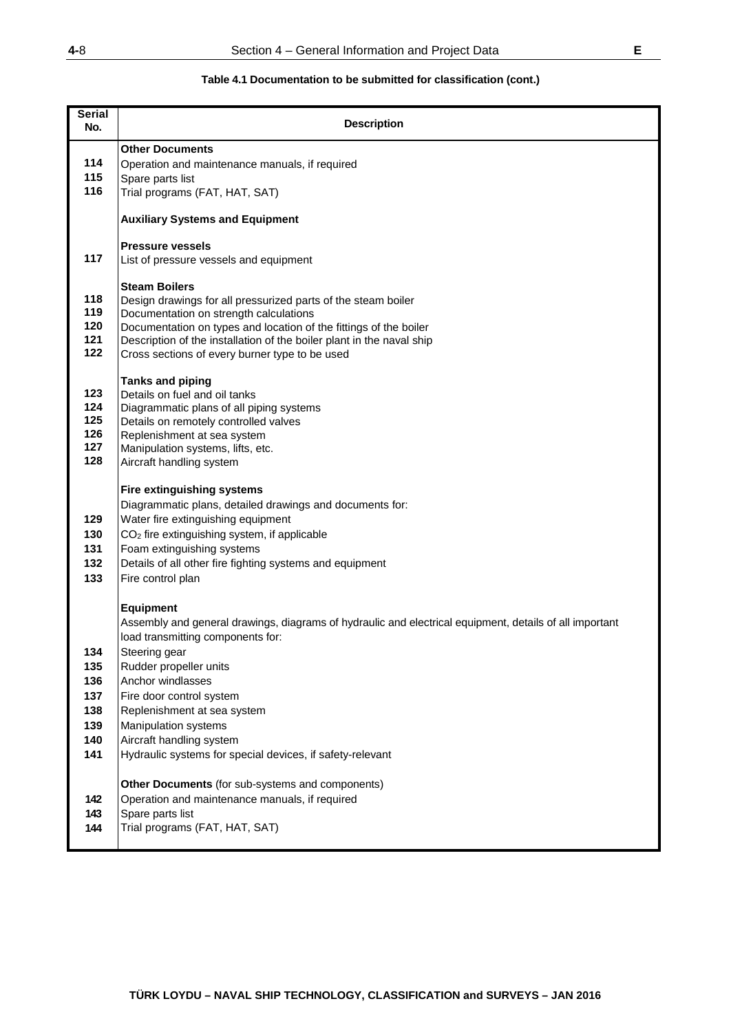**Table 4.1 Documentation to be submitted for classification (cont.)**

| Serial No. | Description |
|---|---|
| | **Other Documents** |
| 114 | Operation and maintenance manuals, if required |
| 115 | Spare parts list |
| 116 | Trial programs (FAT, HAT, SAT) |
| | **Auxiliary Systems and Equipment** |
| | **Pressure vessels** |
| 117 | List of pressure vessels and equipment |
| | **Steam Boilers** |
| 118 | Design drawings for all pressurized parts of the steam boiler |
| 119 | Documentation on strength calculations |
| 120 | Documentation on types and location of the fittings of the boiler |
| 121 | Description of the installation of the boiler plant in the naval ship |
| 122 | Cross sections of every burner type to be used |
| | **Tanks and piping** |
| 123 | Details on fuel and oil tanks |
| 124 | Diagrammatic plans of all piping systems |
| 125 | Details on remotely controlled valves |
| 126 | Replenishment at sea system |
| 127 | Manipulation systems, lifts, etc. |
| 128 | Aircraft handling system |
| | **Fire extinguishing systems** |
| | Diagrammatic plans, detailed drawings and documents for: |
| 129 | Water fire extinguishing equipment |
| 130 | $CO_2$ fire extinguishing system, if applicable |
| 131 | Foam extinguishing systems |
| 132 | Details of all other fire fighting systems and equipment |
| 133 | Fire control plan |
| | **Equipment** |
| | Assembly and general drawings, diagrams of hydraulic and electrical equipment, details of all important load transmitting components for: |
| 134 | Steering gear |
| 135 | Rudder propeller units |
| 136 | Anchor windlasses |
| 137 | Fire door control system |
| 138 | Replenishment at sea system |
| 139 | Manipulation systems |
| 140 | Aircraft handling system |
| 141 | Hydraulic systems for special devices, if safety-relevant |
| | **Other Documents** (for sub-systems and components) |
| 142 | Operation and maintenance manuals, if required |
| 143 | Spare parts list |
| 144 | Trial programs (FAT, HAT, SAT) |